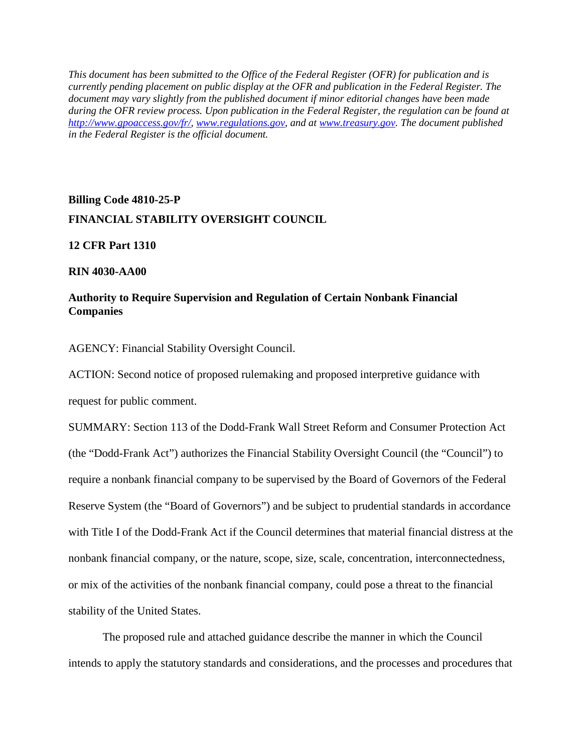*This document has been submitted to the Office of the Federal Register (OFR) for publication and is currently pending placement on public display at the OFR and publication in the Federal Register. The document may vary slightly from the published document if minor editorial changes have been made during the OFR review process. Upon publication in the Federal Register, the regulation can be found at [http://www.gpoaccess.gov/fr/](http://www.gpoaccess.gov/fr/), [www.regulations.gov](www.regulations.gov), and at [www.treasury.gov](www.treasury.gov). The document published in the Federal Register is the official document.*

**Billing Code 4810-25-P**

**FINANCIAL STABILITY OVERSIGHT COUNCIL**

**12 CFR Part 1310**

**RIN 4030-AA00**

**Authority to Require Supervision and Regulation of Certain Nonbank Financial Companies**

AGENCY: Financial Stability Oversight Council.

ACTION: Second notice of proposed rulemaking and proposed interpretive guidance with request for public comment.

SUMMARY: Section 113 of the Dodd-Frank Wall Street Reform and Consumer Protection Act (the "Dodd-Frank Act") authorizes the Financial Stability Oversight Council (the "Council") to require a nonbank financial company to be supervised by the Board of Governors of the Federal Reserve System (the "Board of Governors") and be subject to prudential standards in accordance with Title I of the Dodd-Frank Act if the Council determines that material financial distress at the nonbank financial company, or the nature, scope, size, scale, concentration, interconnectedness, or mix of the activities of the nonbank financial company, could pose a threat to the financial stability of the United States.

The proposed rule and attached guidance describe the manner in which the Council intends to apply the statutory standards and considerations, and the processes and procedures that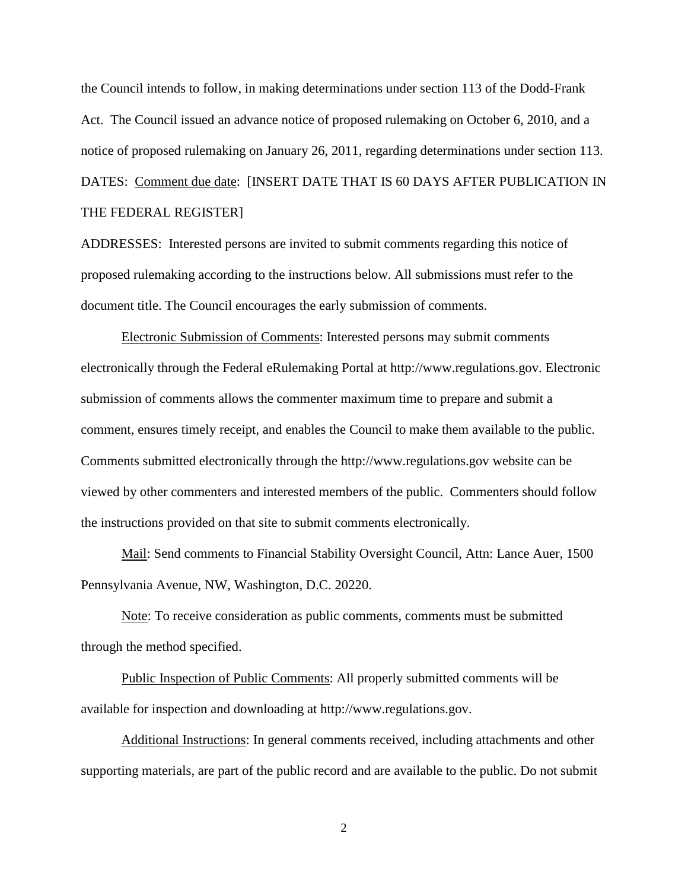the Council intends to follow, in making determinations under section 113 of the Dodd-Frank Act. The Council issued an advance notice of proposed rulemaking on October 6, 2010, and a notice of proposed rulemaking on January 26, 2011, regarding determinations under section 113.

DATES: Comment due date: [INSERT DATE THAT IS 60 DAYS AFTER PUBLICATION IN THE FEDERAL REGISTER]

ADDRESSES: Interested persons are invited to submit comments regarding this notice of proposed rulemaking according to the instructions below. All submissions must refer to the document title. The Council encourages the early submission of comments.

Electronic Submission of Comments: Interested persons may submit comments electronically through the Federal eRulemaking Portal at http://www.regulations.gov. Electronic submission of comments allows the commenter maximum time to prepare and submit a comment, ensures timely receipt, and enables the Council to make them available to the public. Comments submitted electronically through the http://www.regulations.gov website can be viewed by other commenters and interested members of the public. Commenters should follow the instructions provided on that site to submit comments electronically.

Mail: Send comments to Financial Stability Oversight Council, Attn: Lance Auer, 1500 Pennsylvania Avenue, NW, Washington, D.C. 20220.

Note: To receive consideration as public comments, comments must be submitted through the method specified.

Public Inspection of Public Comments: All properly submitted comments will be available for inspection and downloading at http://www.regulations.gov.

Additional Instructions: In general comments received, including attachments and other supporting materials, are part of the public record and are available to the public. Do not submit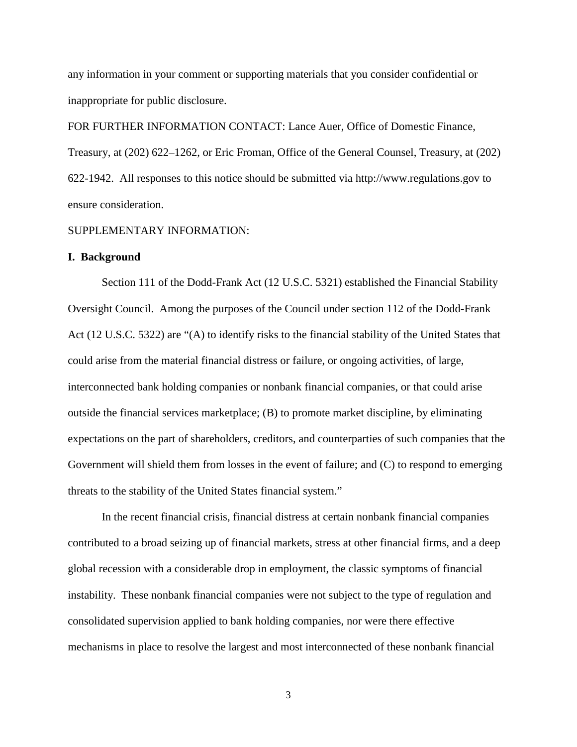any information in your comment or supporting materials that you consider confidential or inappropriate for public disclosure.

FOR FURTHER INFORMATION CONTACT: Lance Auer, Office of Domestic Finance, Treasury, at (202) 622–1262, or Eric Froman, Office of the General Counsel, Treasury, at (202) 622-1942. All responses to this notice should be submitted via http://www.regulations.gov to ensure consideration.

SUPPLEMENTARY INFORMATION:

## I. Background

Section 111 of the Dodd-Frank Act (12 U.S.C. 5321) established the Financial Stability Oversight Council. Among the purposes of the Council under section 112 of the Dodd-Frank Act (12 U.S.C. 5322) are "(A) to identify risks to the financial stability of the United States that could arise from the material financial distress or failure, or ongoing activities, of large, interconnected bank holding companies or nonbank financial companies, or that could arise outside the financial services marketplace; (B) to promote market discipline, by eliminating expectations on the part of shareholders, creditors, and counterparties of such companies that the Government will shield them from losses in the event of failure; and (C) to respond to emerging threats to the stability of the United States financial system."

In the recent financial crisis, financial distress at certain nonbank financial companies contributed to a broad seizing up of financial markets, stress at other financial firms, and a deep global recession with a considerable drop in employment, the classic symptoms of financial instability. These nonbank financial companies were not subject to the type of regulation and consolidated supervision applied to bank holding companies, nor were there effective mechanisms in place to resolve the largest and most interconnected of these nonbank financial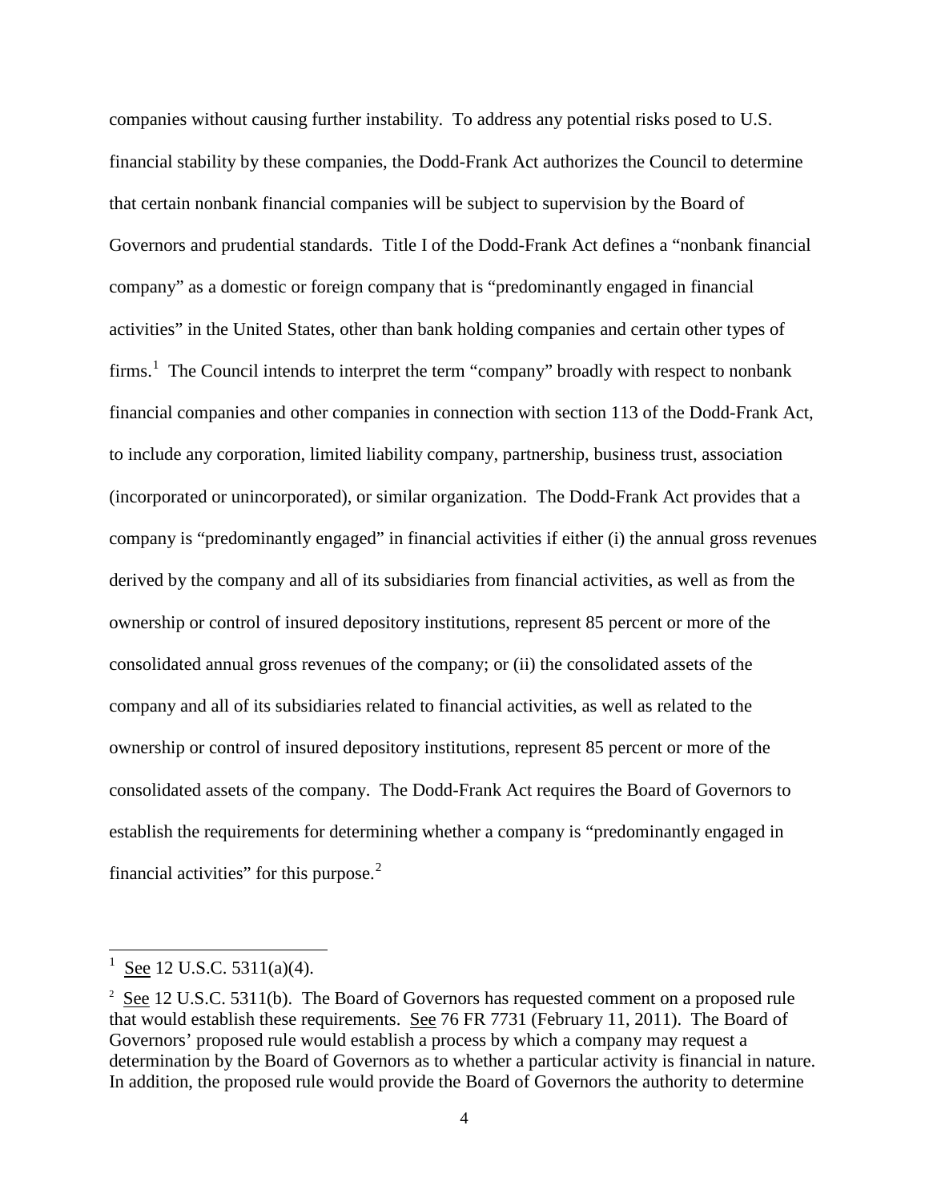companies without causing further instability. To address any potential risks posed to U.S. financial stability by these companies, the Dodd-Frank Act authorizes the Council to determine that certain nonbank financial companies will be subject to supervision by the Board of Governors and prudential standards. Title I of the Dodd-Frank Act defines a "nonbank financial company" as a domestic or foreign company that is "predominantly engaged in financial activities" in the United States, other than bank holding companies and certain other types of firms.[1] The Council intends to interpret the term "company" broadly with respect to nonbank financial companies and other companies in connection with section 113 of the Dodd-Frank Act, to include any corporation, limited liability company, partnership, business trust, association (incorporated or unincorporated), or similar organization. The Dodd-Frank Act provides that a company is "predominantly engaged" in financial activities if either (i) the annual gross revenues derived by the company and all of its subsidiaries from financial activities, as well as from the ownership or control of insured depository institutions, represent 85 percent or more of the consolidated annual gross revenues of the company; or (ii) the consolidated assets of the company and all of its subsidiaries related to financial activities, as well as related to the ownership or control of insured depository institutions, represent 85 percent or more of the consolidated assets of the company. The Dodd-Frank Act requires the Board of Governors to establish the requirements for determining whether a company is "predominantly engaged in financial activities" for this purpose.[2]

---

[1] See 12 U.S.C. 5311(a)(4).

[2] See 12 U.S.C. 5311(b). The Board of Governors has requested comment on a proposed rule that would establish these requirements. See 76 FR 7731 (February 11, 2011). The Board of Governors' proposed rule would establish a process by which a company may request a determination by the Board of Governors as to whether a particular activity is financial in nature. In addition, the proposed rule would provide the Board of Governors the authority to determine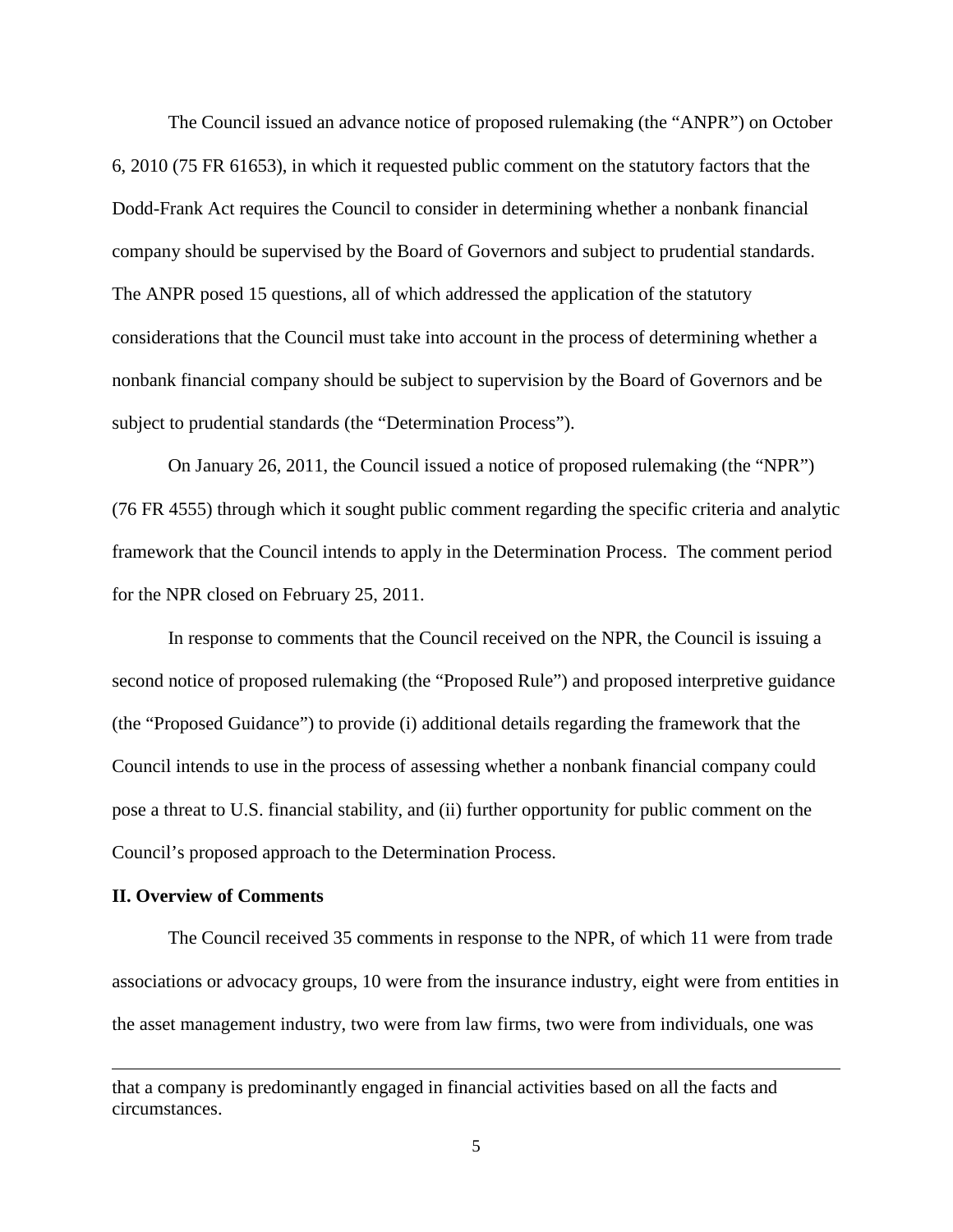The Council issued an advance notice of proposed rulemaking (the "ANPR") on October 6, 2010 (75 FR 61653), in which it requested public comment on the statutory factors that the Dodd-Frank Act requires the Council to consider in determining whether a nonbank financial company should be supervised by the Board of Governors and subject to prudential standards. The ANPR posed 15 questions, all of which addressed the application of the statutory considerations that the Council must take into account in the process of determining whether a nonbank financial company should be subject to supervision by the Board of Governors and be subject to prudential standards (the "Determination Process").

On January 26, 2011, the Council issued a notice of proposed rulemaking (the "NPR") (76 FR 4555) through which it sought public comment regarding the specific criteria and analytic framework that the Council intends to apply in the Determination Process. The comment period for the NPR closed on February 25, 2011.

In response to comments that the Council received on the NPR, the Council is issuing a second notice of proposed rulemaking (the "Proposed Rule") and proposed interpretive guidance (the "Proposed Guidance") to provide (i) additional details regarding the framework that the Council intends to use in the process of assessing whether a nonbank financial company could pose a threat to U.S. financial stability, and (ii) further opportunity for public comment on the Council's proposed approach to the Determination Process.

**II. Overview of Comments**

The Council received 35 comments in response to the NPR, of which 11 were from trade associations or advocacy groups, 10 were from the insurance industry, eight were from entities in the asset management industry, two were from law firms, two were from individuals, one was

---

that a company is predominantly engaged in financial activities based on all the facts and circumstances.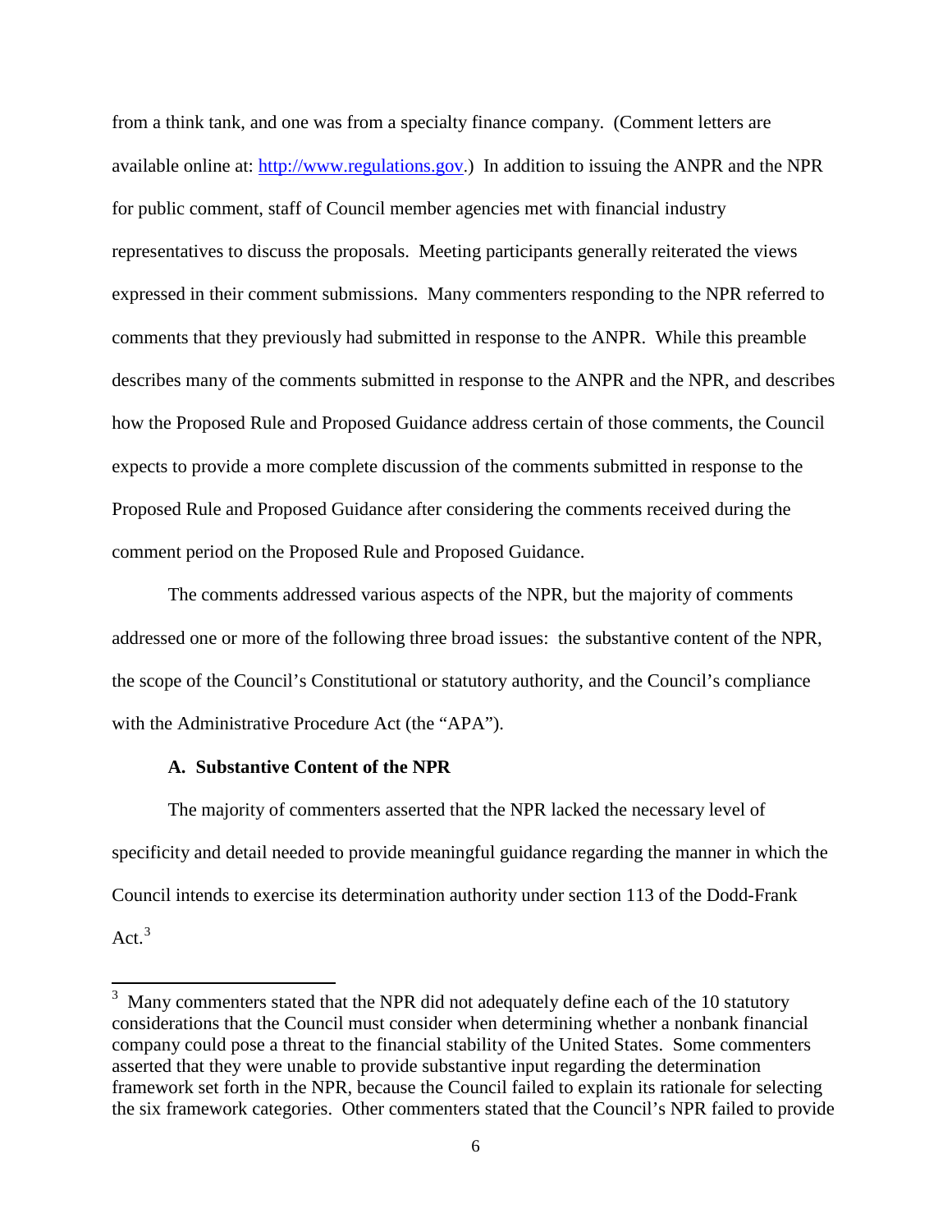from a think tank, and one was from a specialty finance company. (Comment letters are available online at: [http://www.regulations.gov](http://www.regulations.gov).) In addition to issuing the ANPR and the NPR for public comment, staff of Council member agencies met with financial industry representatives to discuss the proposals. Meeting participants generally reiterated the views expressed in their comment submissions. Many commenters responding to the NPR referred to comments that they previously had submitted in response to the ANPR. While this preamble describes many of the comments submitted in response to the ANPR and the NPR, and describes how the Proposed Rule and Proposed Guidance address certain of those comments, the Council expects to provide a more complete discussion of the comments submitted in response to the Proposed Rule and Proposed Guidance after considering the comments received during the comment period on the Proposed Rule and Proposed Guidance.

The comments addressed various aspects of the NPR, but the majority of comments addressed one or more of the following three broad issues: the substantive content of the NPR, the scope of the Council's Constitutional or statutory authority, and the Council's compliance with the Administrative Procedure Act (the "APA").

### A. Substantive Content of the NPR

The majority of commenters asserted that the NPR lacked the necessary level of specificity and detail needed to provide meaningful guidance regarding the manner in which the Council intends to exercise its determination authority under section 113 of the Dodd-Frank Act.[3]

---

[3] Many commenters stated that the NPR did not adequately define each of the 10 statutory considerations that the Council must consider when determining whether a nonbank financial company could pose a threat to the financial stability of the United States. Some commenters asserted that they were unable to provide substantive input regarding the determination framework set forth in the NPR, because the Council failed to explain its rationale for selecting the six framework categories. Other commenters stated that the Council's NPR failed to provide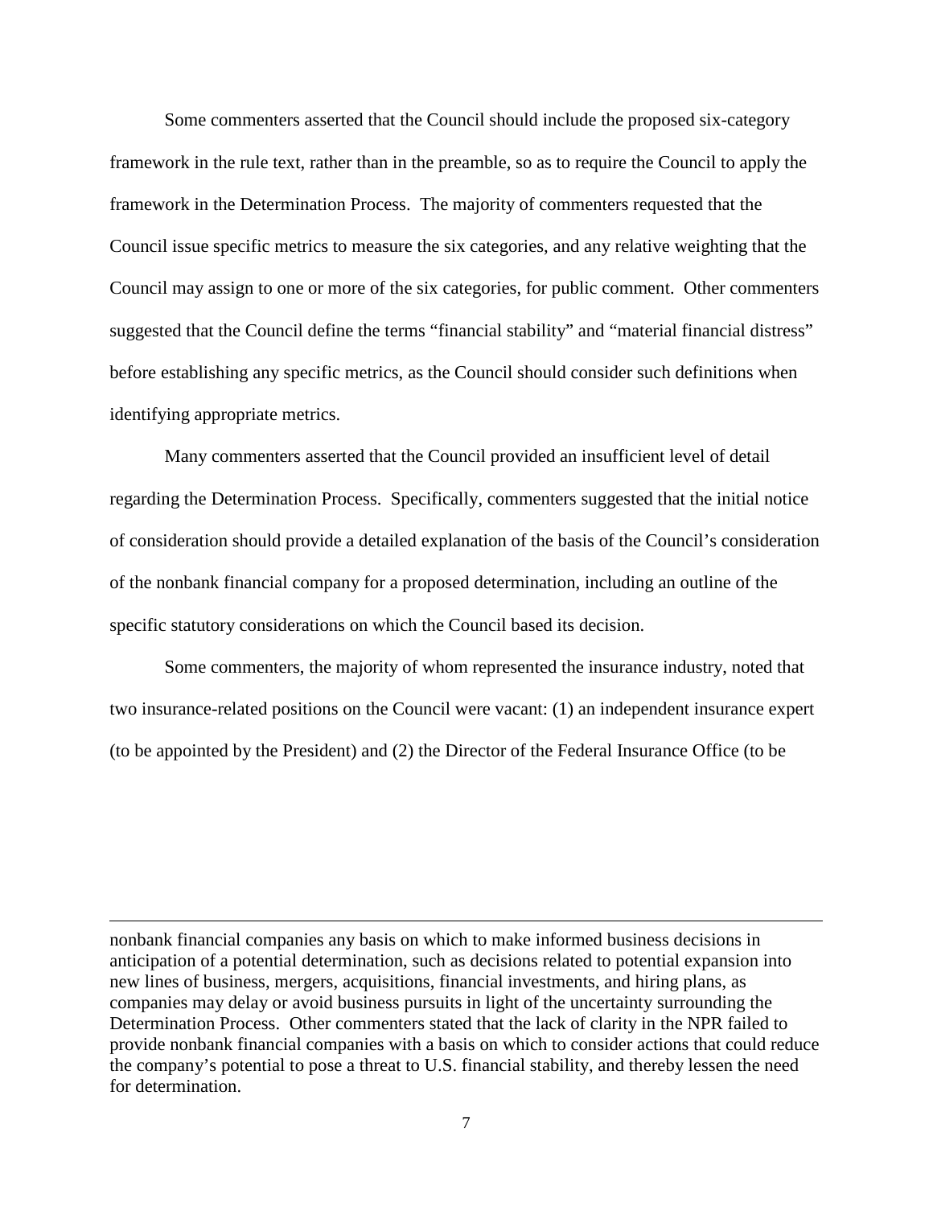Some commenters asserted that the Council should include the proposed six-category framework in the rule text, rather than in the preamble, so as to require the Council to apply the framework in the Determination Process. The majority of commenters requested that the Council issue specific metrics to measure the six categories, and any relative weighting that the Council may assign to one or more of the six categories, for public comment. Other commenters suggested that the Council define the terms "financial stability" and "material financial distress" before establishing any specific metrics, as the Council should consider such definitions when identifying appropriate metrics.

Many commenters asserted that the Council provided an insufficient level of detail regarding the Determination Process. Specifically, commenters suggested that the initial notice of consideration should provide a detailed explanation of the basis of the Council's consideration of the nonbank financial company for a proposed determination, including an outline of the specific statutory considerations on which the Council based its decision.

Some commenters, the majority of whom represented the insurance industry, noted that two insurance-related positions on the Council were vacant: (1) an independent insurance expert (to be appointed by the President) and (2) the Director of the Federal Insurance Office (to be

---

nonbank financial companies any basis on which to make informed business decisions in anticipation of a potential determination, such as decisions related to potential expansion into new lines of business, mergers, acquisitions, financial investments, and hiring plans, as companies may delay or avoid business pursuits in light of the uncertainty surrounding the Determination Process. Other commenters stated that the lack of clarity in the NPR failed to provide nonbank financial companies with a basis on which to consider actions that could reduce the company's potential to pose a threat to U.S. financial stability, and thereby lessen the need for determination.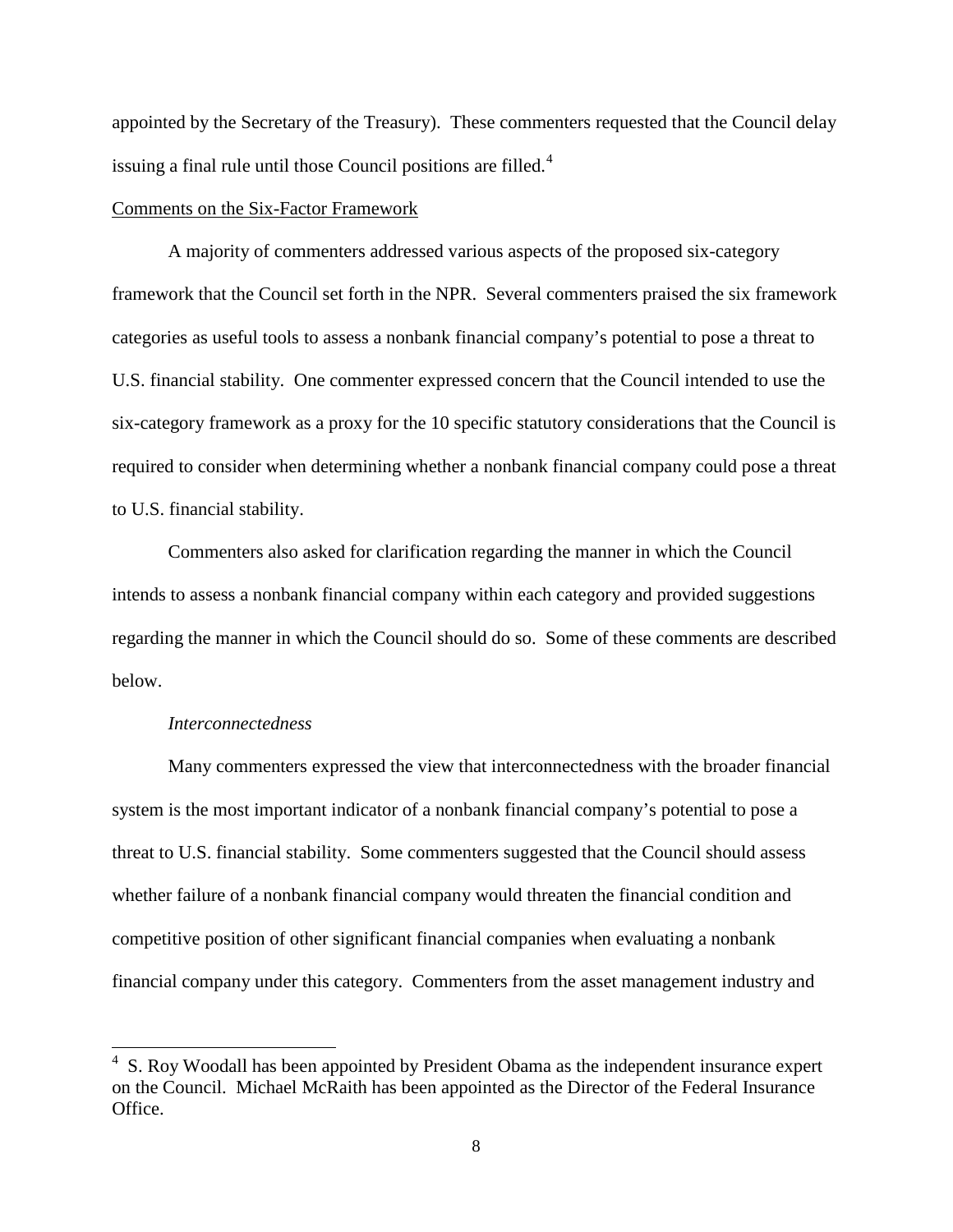appointed by the Secretary of the Treasury). These commenters requested that the Council delay issuing a final rule until those Council positions are filled.[4]

Comments on the Six-Factor Framework

A majority of commenters addressed various aspects of the proposed six-category framework that the Council set forth in the NPR. Several commenters praised the six framework categories as useful tools to assess a nonbank financial company's potential to pose a threat to U.S. financial stability. One commenter expressed concern that the Council intended to use the six-category framework as a proxy for the 10 specific statutory considerations that the Council is required to consider when determining whether a nonbank financial company could pose a threat to U.S. financial stability.

Commenters also asked for clarification regarding the manner in which the Council intends to assess a nonbank financial company within each category and provided suggestions regarding the manner in which the Council should do so. Some of these comments are described below.

*Interconnectedness*

Many commenters expressed the view that interconnectedness with the broader financial system is the most important indicator of a nonbank financial company's potential to pose a threat to U.S. financial stability. Some commenters suggested that the Council should assess whether failure of a nonbank financial company would threaten the financial condition and competitive position of other significant financial companies when evaluating a nonbank financial company under this category. Commenters from the asset management industry and

[4] S. Roy Woodall has been appointed by President Obama as the independent insurance expert on the Council. Michael McRaith has been appointed as the Director of the Federal Insurance Office.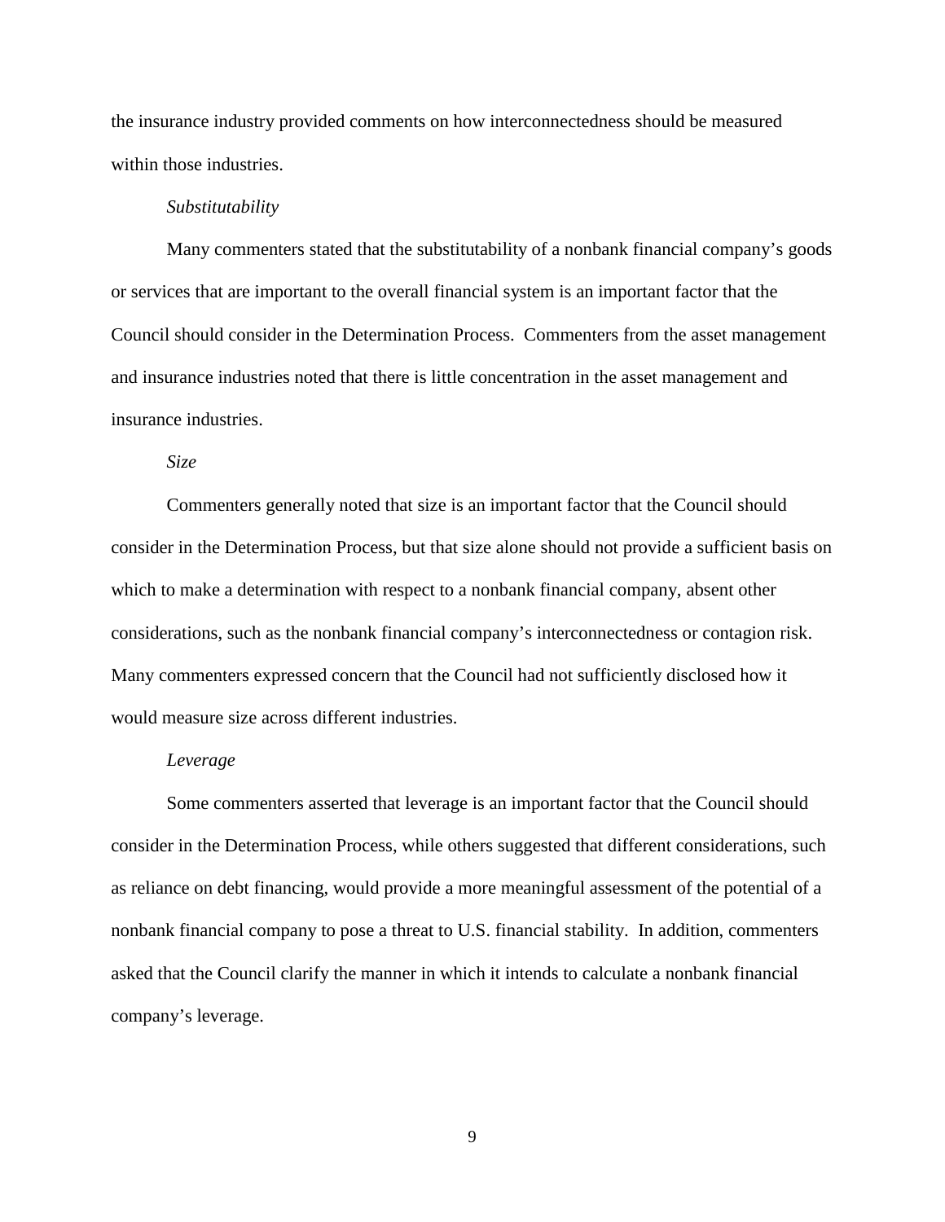the insurance industry provided comments on how interconnectedness should be measured within those industries.

*Substitutability*

Many commenters stated that the substitutability of a nonbank financial company's goods or services that are important to the overall financial system is an important factor that the Council should consider in the Determination Process. Commenters from the asset management and insurance industries noted that there is little concentration in the asset management and insurance industries.

*Size*

Commenters generally noted that size is an important factor that the Council should consider in the Determination Process, but that size alone should not provide a sufficient basis on which to make a determination with respect to a nonbank financial company, absent other considerations, such as the nonbank financial company's interconnectedness or contagion risk. Many commenters expressed concern that the Council had not sufficiently disclosed how it would measure size across different industries.

*Leverage*

Some commenters asserted that leverage is an important factor that the Council should consider in the Determination Process, while others suggested that different considerations, such as reliance on debt financing, would provide a more meaningful assessment of the potential of a nonbank financial company to pose a threat to U.S. financial stability. In addition, commenters asked that the Council clarify the manner in which it intends to calculate a nonbank financial company's leverage.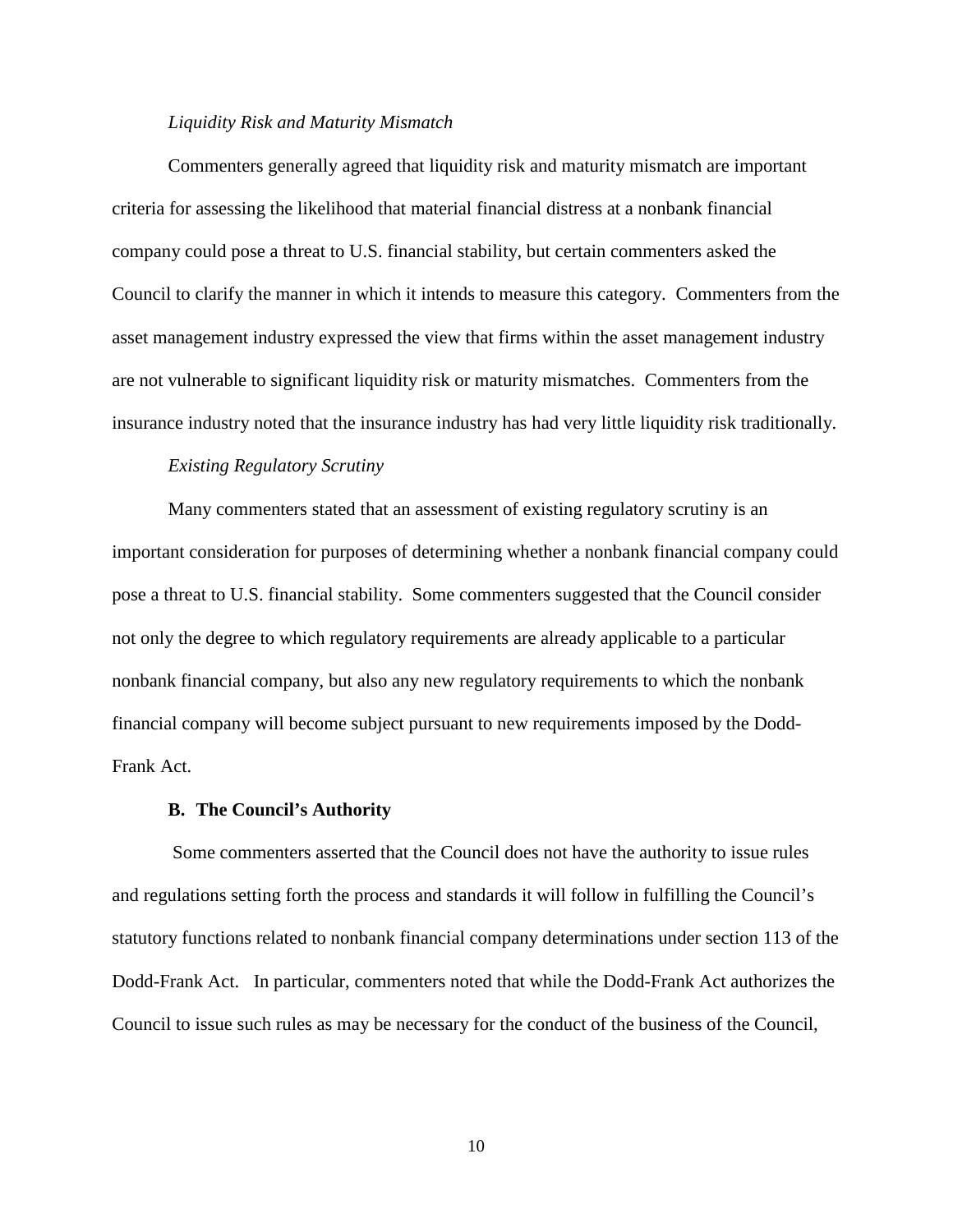*Liquidity Risk and Maturity Mismatch*

Commenters generally agreed that liquidity risk and maturity mismatch are important criteria for assessing the likelihood that material financial distress at a nonbank financial company could pose a threat to U.S. financial stability, but certain commenters asked the Council to clarify the manner in which it intends to measure this category. Commenters from the asset management industry expressed the view that firms within the asset management industry are not vulnerable to significant liquidity risk or maturity mismatches. Commenters from the insurance industry noted that the insurance industry has had very little liquidity risk traditionally.

*Existing Regulatory Scrutiny*

Many commenters stated that an assessment of existing regulatory scrutiny is an important consideration for purposes of determining whether a nonbank financial company could pose a threat to U.S. financial stability. Some commenters suggested that the Council consider not only the degree to which regulatory requirements are already applicable to a particular nonbank financial company, but also any new regulatory requirements to which the nonbank financial company will become subject pursuant to new requirements imposed by the Dodd-Frank Act.

### B. The Council's Authority

Some commenters asserted that the Council does not have the authority to issue rules and regulations setting forth the process and standards it will follow in fulfilling the Council's statutory functions related to nonbank financial company determinations under section 113 of the Dodd-Frank Act. In particular, commenters noted that while the Dodd-Frank Act authorizes the Council to issue such rules as may be necessary for the conduct of the business of the Council,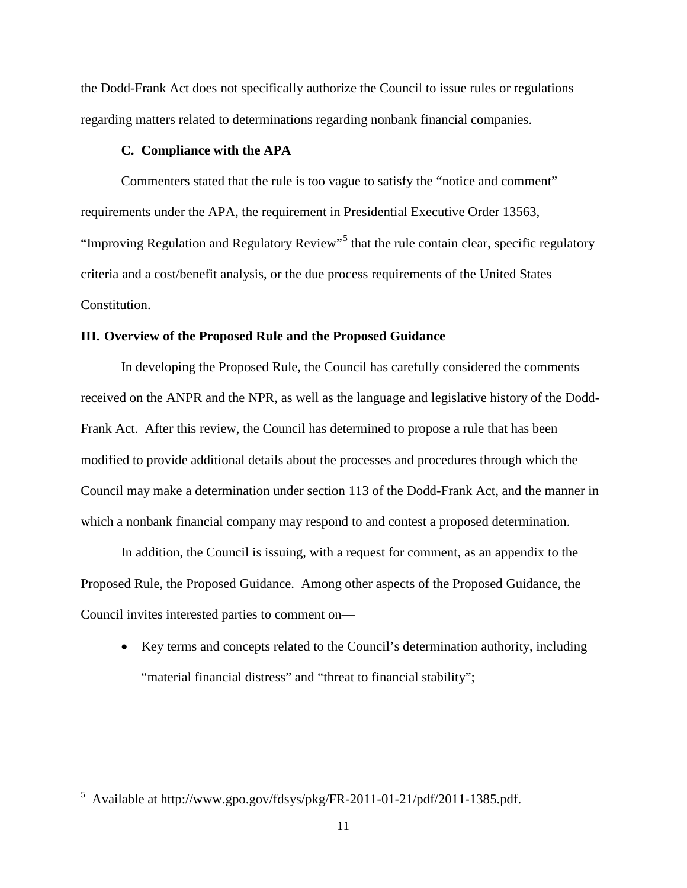the Dodd-Frank Act does not specifically authorize the Council to issue rules or regulations regarding matters related to determinations regarding nonbank financial companies.

### C. Compliance with the APA

Commenters stated that the rule is too vague to satisfy the "notice and comment" requirements under the APA, the requirement in Presidential Executive Order 13563, "Improving Regulation and Regulatory Review"[5] that the rule contain clear, specific regulatory criteria and a cost/benefit analysis, or the due process requirements of the United States Constitution.

## III. Overview of the Proposed Rule and the Proposed Guidance

In developing the Proposed Rule, the Council has carefully considered the comments received on the ANPR and the NPR, as well as the language and legislative history of the Dodd-Frank Act. After this review, the Council has determined to propose a rule that has been modified to provide additional details about the processes and procedures through which the Council may make a determination under section 113 of the Dodd-Frank Act, and the manner in which a nonbank financial company may respond to and contest a proposed determination.

In addition, the Council is issuing, with a request for comment, as an appendix to the Proposed Rule, the Proposed Guidance. Among other aspects of the Proposed Guidance, the Council invites interested parties to comment on—

- Key terms and concepts related to the Council's determination authority, including "material financial distress" and "threat to financial stability";

---

[5] Available at http://www.gpo.gov/fdsys/pkg/FR-2011-01-21/pdf/2011-1385.pdf.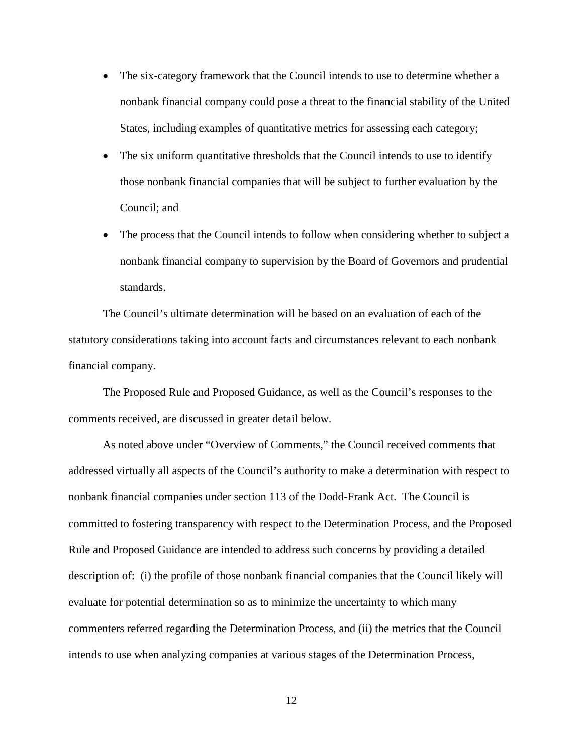- The six-category framework that the Council intends to use to determine whether a nonbank financial company could pose a threat to the financial stability of the United States, including examples of quantitative metrics for assessing each category;
- The six uniform quantitative thresholds that the Council intends to use to identify those nonbank financial companies that will be subject to further evaluation by the Council; and
- The process that the Council intends to follow when considering whether to subject a nonbank financial company to supervision by the Board of Governors and prudential standards.

The Council's ultimate determination will be based on an evaluation of each of the statutory considerations taking into account facts and circumstances relevant to each nonbank financial company.

The Proposed Rule and Proposed Guidance, as well as the Council's responses to the comments received, are discussed in greater detail below.

As noted above under "Overview of Comments," the Council received comments that addressed virtually all aspects of the Council's authority to make a determination with respect to nonbank financial companies under section 113 of the Dodd-Frank Act. The Council is committed to fostering transparency with respect to the Determination Process, and the Proposed Rule and Proposed Guidance are intended to address such concerns by providing a detailed description of: (i) the profile of those nonbank financial companies that the Council likely will evaluate for potential determination so as to minimize the uncertainty to which many commenters referred regarding the Determination Process, and (ii) the metrics that the Council intends to use when analyzing companies at various stages of the Determination Process,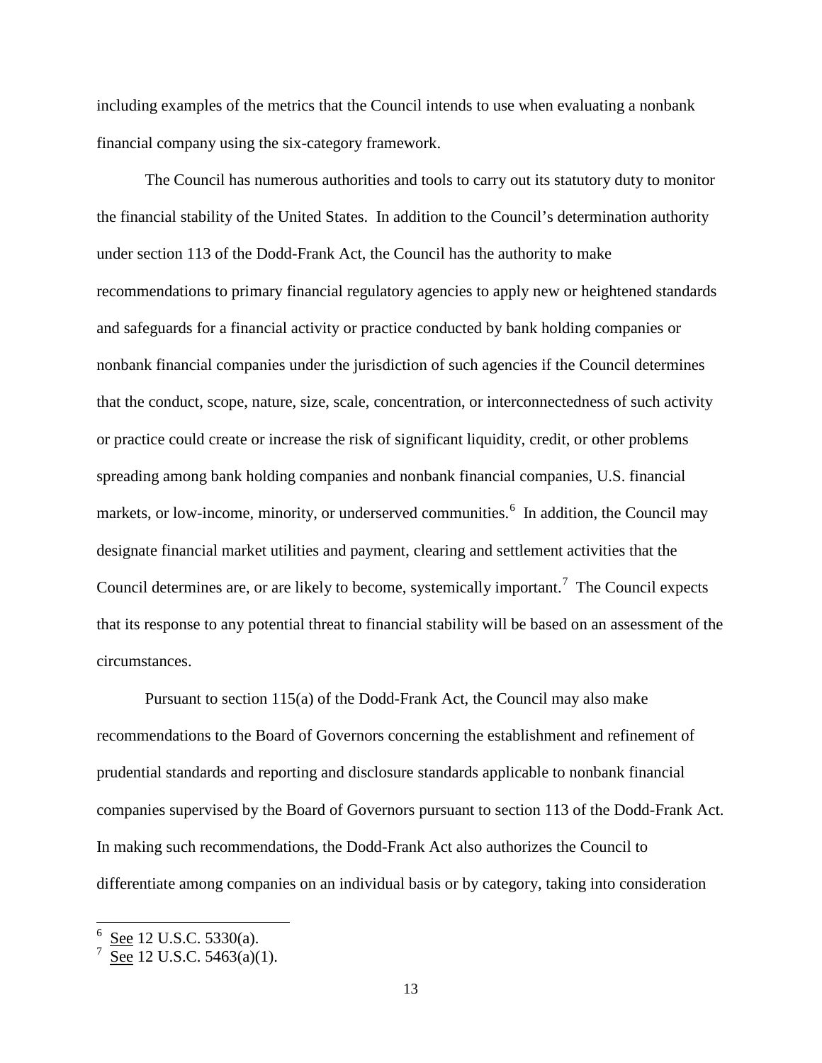including examples of the metrics that the Council intends to use when evaluating a nonbank financial company using the six-category framework.

The Council has numerous authorities and tools to carry out its statutory duty to monitor the financial stability of the United States. In addition to the Council's determination authority under section 113 of the Dodd-Frank Act, the Council has the authority to make recommendations to primary financial regulatory agencies to apply new or heightened standards and safeguards for a financial activity or practice conducted by bank holding companies or nonbank financial companies under the jurisdiction of such agencies if the Council determines that the conduct, scope, nature, size, scale, concentration, or interconnectedness of such activity or practice could create or increase the risk of significant liquidity, credit, or other problems spreading among bank holding companies and nonbank financial companies, U.S. financial markets, or low-income, minority, or underserved communities.[6] In addition, the Council may designate financial market utilities and payment, clearing and settlement activities that the Council determines are, or are likely to become, systemically important.[7] The Council expects that its response to any potential threat to financial stability will be based on an assessment of the circumstances.

Pursuant to section 115(a) of the Dodd-Frank Act, the Council may also make recommendations to the Board of Governors concerning the establishment and refinement of prudential standards and reporting and disclosure standards applicable to nonbank financial companies supervised by the Board of Governors pursuant to section 113 of the Dodd-Frank Act. In making such recommendations, the Dodd-Frank Act also authorizes the Council to differentiate among companies on an individual basis or by category, taking into consideration

---

[6] See 12 U.S.C. 5330(a).

[7] See 12 U.S.C. 5463(a)(1).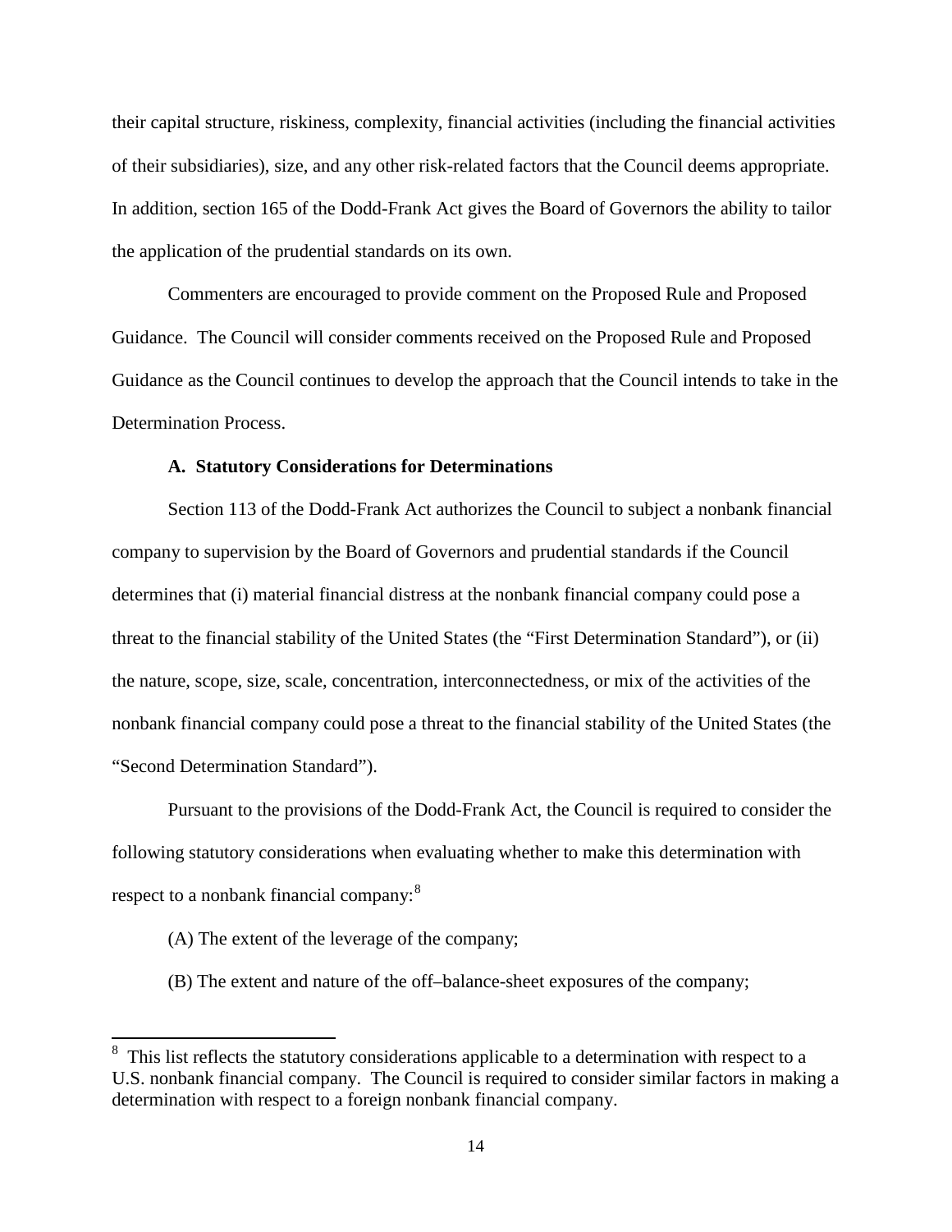their capital structure, riskiness, complexity, financial activities (including the financial activities of their subsidiaries), size, and any other risk-related factors that the Council deems appropriate. In addition, section 165 of the Dodd-Frank Act gives the Board of Governors the ability to tailor the application of the prudential standards on its own.

Commenters are encouraged to provide comment on the Proposed Rule and Proposed Guidance. The Council will consider comments received on the Proposed Rule and Proposed Guidance as the Council continues to develop the approach that the Council intends to take in the Determination Process.

**A. Statutory Considerations for Determinations**

Section 113 of the Dodd-Frank Act authorizes the Council to subject a nonbank financial company to supervision by the Board of Governors and prudential standards if the Council determines that (i) material financial distress at the nonbank financial company could pose a threat to the financial stability of the United States (the "First Determination Standard"), or (ii) the nature, scope, size, scale, concentration, interconnectedness, or mix of the activities of the nonbank financial company could pose a threat to the financial stability of the United States (the "Second Determination Standard").

Pursuant to the provisions of the Dodd-Frank Act, the Council is required to consider the following statutory considerations when evaluating whether to make this determination with respect to a nonbank financial company:[8]

(A) The extent of the leverage of the company;

(B) The extent and nature of the off–balance-sheet exposures of the company;

[8] This list reflects the statutory considerations applicable to a determination with respect to a U.S. nonbank financial company. The Council is required to consider similar factors in making a determination with respect to a foreign nonbank financial company.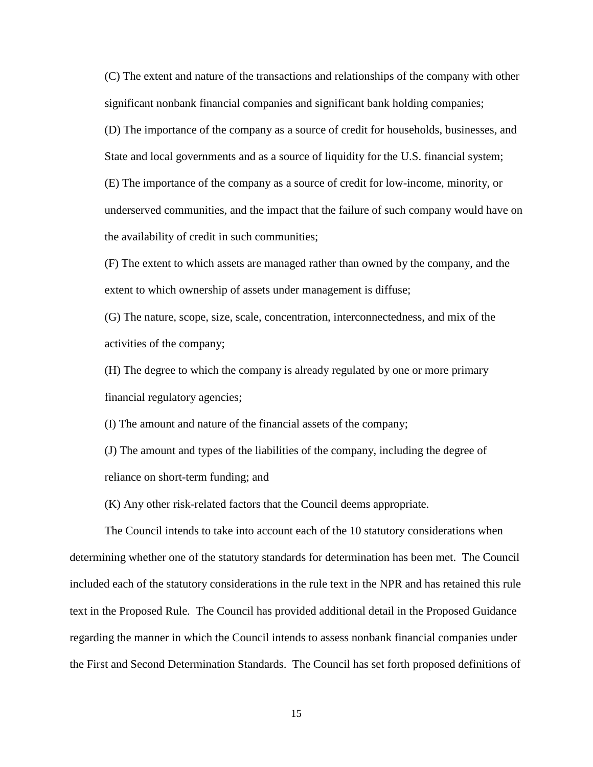(C) The extent and nature of the transactions and relationships of the company with other significant nonbank financial companies and significant bank holding companies;

(D) The importance of the company as a source of credit for households, businesses, and State and local governments and as a source of liquidity for the U.S. financial system;

(E) The importance of the company as a source of credit for low-income, minority, or underserved communities, and the impact that the failure of such company would have on the availability of credit in such communities;

(F) The extent to which assets are managed rather than owned by the company, and the extent to which ownership of assets under management is diffuse;

(G) The nature, scope, size, scale, concentration, interconnectedness, and mix of the activities of the company;

(H) The degree to which the company is already regulated by one or more primary financial regulatory agencies;

(I) The amount and nature of the financial assets of the company;

(J) The amount and types of the liabilities of the company, including the degree of reliance on short-term funding; and

(K) Any other risk-related factors that the Council deems appropriate.

The Council intends to take into account each of the 10 statutory considerations when determining whether one of the statutory standards for determination has been met. The Council included each of the statutory considerations in the rule text in the NPR and has retained this rule text in the Proposed Rule. The Council has provided additional detail in the Proposed Guidance regarding the manner in which the Council intends to assess nonbank financial companies under the First and Second Determination Standards. The Council has set forth proposed definitions of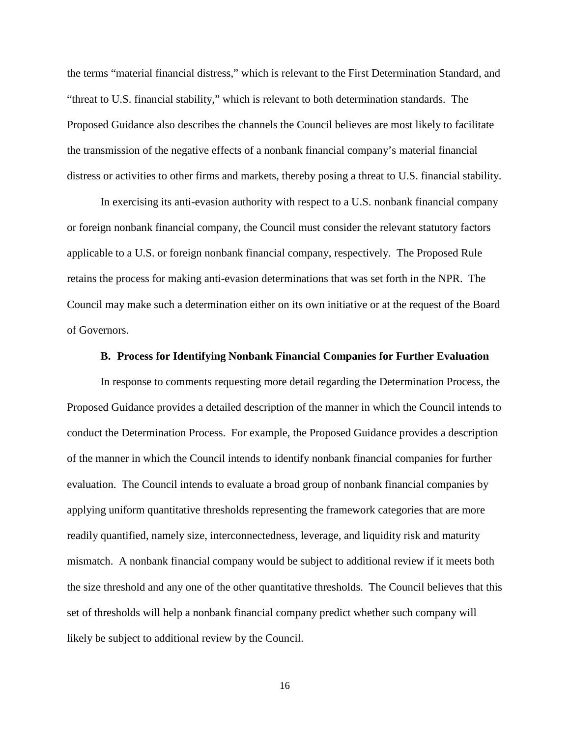the terms "material financial distress," which is relevant to the First Determination Standard, and "threat to U.S. financial stability," which is relevant to both determination standards. The Proposed Guidance also describes the channels the Council believes are most likely to facilitate the transmission of the negative effects of a nonbank financial company's material financial distress or activities to other firms and markets, thereby posing a threat to U.S. financial stability.

In exercising its anti-evasion authority with respect to a U.S. nonbank financial company or foreign nonbank financial company, the Council must consider the relevant statutory factors applicable to a U.S. or foreign nonbank financial company, respectively. The Proposed Rule retains the process for making anti-evasion determinations that was set forth in the NPR. The Council may make such a determination either on its own initiative or at the request of the Board of Governors.

### B. Process for Identifying Nonbank Financial Companies for Further Evaluation

In response to comments requesting more detail regarding the Determination Process, the Proposed Guidance provides a detailed description of the manner in which the Council intends to conduct the Determination Process. For example, the Proposed Guidance provides a description of the manner in which the Council intends to identify nonbank financial companies for further evaluation. The Council intends to evaluate a broad group of nonbank financial companies by applying uniform quantitative thresholds representing the framework categories that are more readily quantified, namely size, interconnectedness, leverage, and liquidity risk and maturity mismatch. A nonbank financial company would be subject to additional review if it meets both the size threshold and any one of the other quantitative thresholds. The Council believes that this set of thresholds will help a nonbank financial company predict whether such company will likely be subject to additional review by the Council.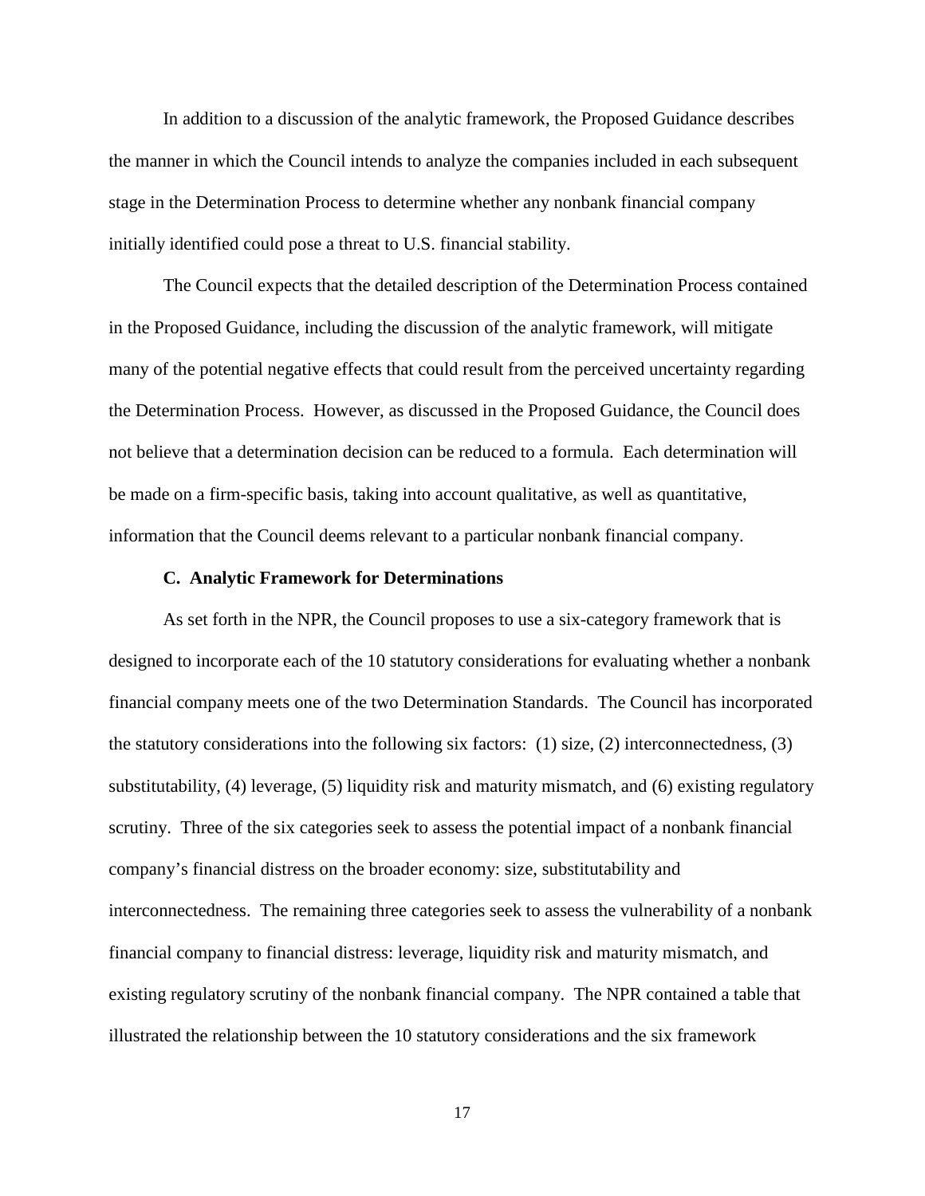In addition to a discussion of the analytic framework, the Proposed Guidance describes the manner in which the Council intends to analyze the companies included in each subsequent stage in the Determination Process to determine whether any nonbank financial company initially identified could pose a threat to U.S. financial stability.

The Council expects that the detailed description of the Determination Process contained in the Proposed Guidance, including the discussion of the analytic framework, will mitigate many of the potential negative effects that could result from the perceived uncertainty regarding the Determination Process. However, as discussed in the Proposed Guidance, the Council does not believe that a determination decision can be reduced to a formula. Each determination will be made on a firm-specific basis, taking into account qualitative, as well as quantitative, information that the Council deems relevant to a particular nonbank financial company.

### C. Analytic Framework for Determinations

As set forth in the NPR, the Council proposes to use a six-category framework that is designed to incorporate each of the 10 statutory considerations for evaluating whether a nonbank financial company meets one of the two Determination Standards. The Council has incorporated the statutory considerations into the following six factors: (1) size, (2) interconnectedness, (3) substitutability, (4) leverage, (5) liquidity risk and maturity mismatch, and (6) existing regulatory scrutiny. Three of the six categories seek to assess the potential impact of a nonbank financial company's financial distress on the broader economy: size, substitutability and interconnectedness. The remaining three categories seek to assess the vulnerability of a nonbank financial company to financial distress: leverage, liquidity risk and maturity mismatch, and existing regulatory scrutiny of the nonbank financial company. The NPR contained a table that illustrated the relationship between the 10 statutory considerations and the six framework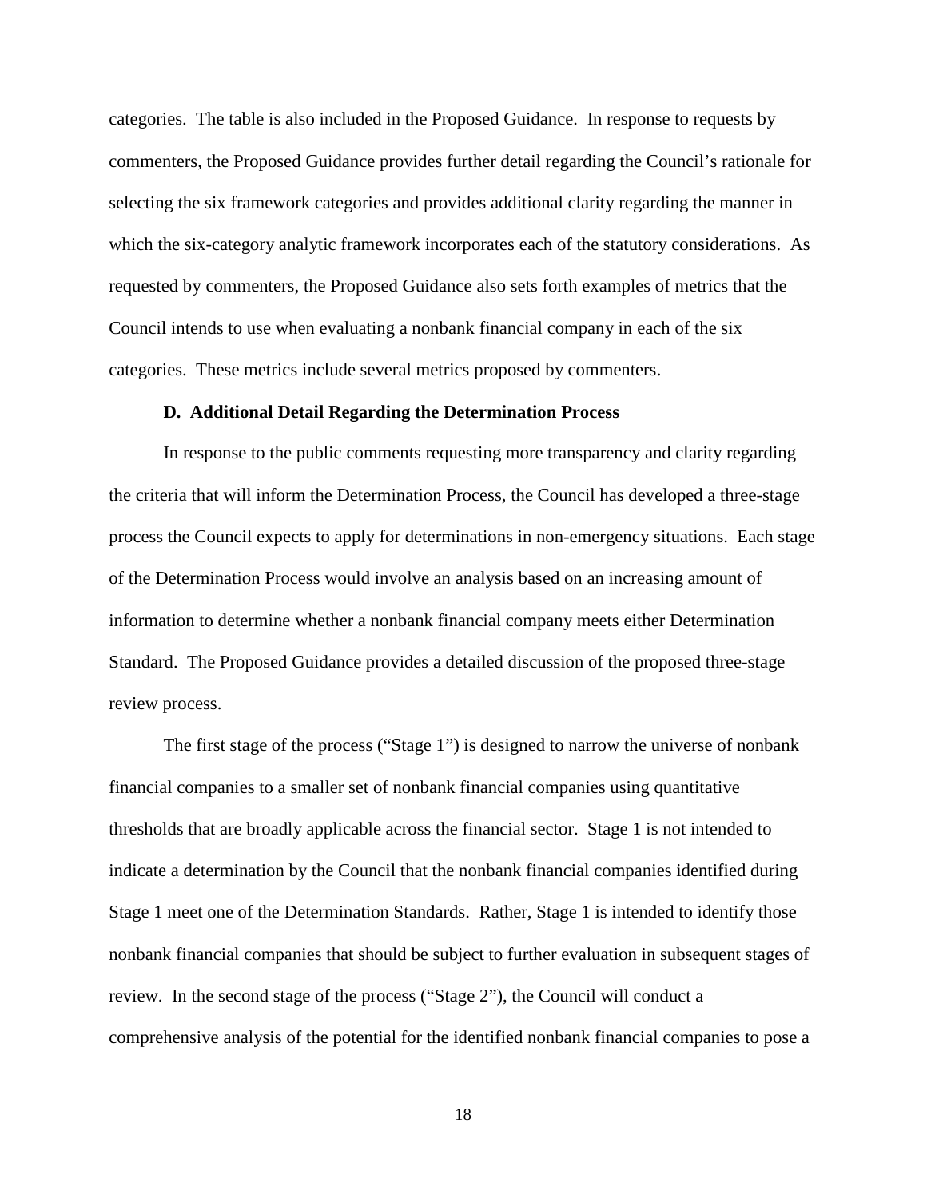categories. The table is also included in the Proposed Guidance. In response to requests by commenters, the Proposed Guidance provides further detail regarding the Council's rationale for selecting the six framework categories and provides additional clarity regarding the manner in which the six-category analytic framework incorporates each of the statutory considerations. As requested by commenters, the Proposed Guidance also sets forth examples of metrics that the Council intends to use when evaluating a nonbank financial company in each of the six categories. These metrics include several metrics proposed by commenters.

### D. Additional Detail Regarding the Determination Process

In response to the public comments requesting more transparency and clarity regarding the criteria that will inform the Determination Process, the Council has developed a three-stage process the Council expects to apply for determinations in non-emergency situations. Each stage of the Determination Process would involve an analysis based on an increasing amount of information to determine whether a nonbank financial company meets either Determination Standard. The Proposed Guidance provides a detailed discussion of the proposed three-stage review process.

The first stage of the process ("Stage 1") is designed to narrow the universe of nonbank financial companies to a smaller set of nonbank financial companies using quantitative thresholds that are broadly applicable across the financial sector. Stage 1 is not intended to indicate a determination by the Council that the nonbank financial companies identified during Stage 1 meet one of the Determination Standards. Rather, Stage 1 is intended to identify those nonbank financial companies that should be subject to further evaluation in subsequent stages of review. In the second stage of the process ("Stage 2"), the Council will conduct a comprehensive analysis of the potential for the identified nonbank financial companies to pose a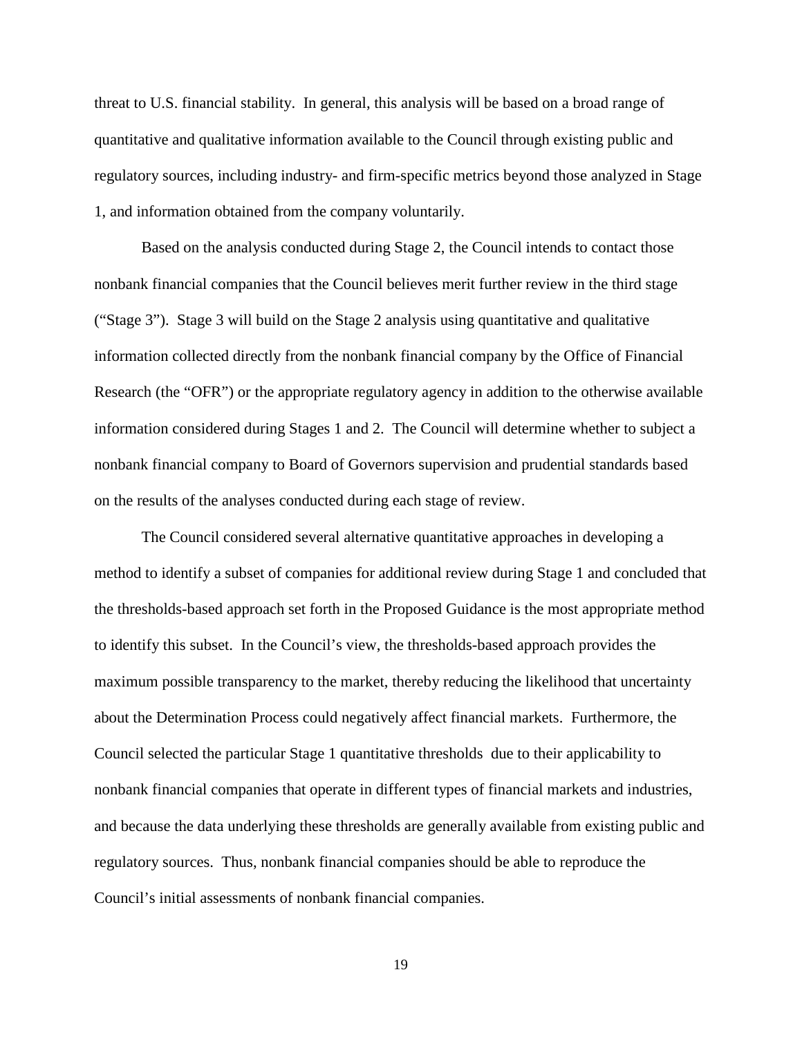threat to U.S. financial stability. In general, this analysis will be based on a broad range of quantitative and qualitative information available to the Council through existing public and regulatory sources, including industry- and firm-specific metrics beyond those analyzed in Stage 1, and information obtained from the company voluntarily.

Based on the analysis conducted during Stage 2, the Council intends to contact those nonbank financial companies that the Council believes merit further review in the third stage ("Stage 3"). Stage 3 will build on the Stage 2 analysis using quantitative and qualitative information collected directly from the nonbank financial company by the Office of Financial Research (the "OFR") or the appropriate regulatory agency in addition to the otherwise available information considered during Stages 1 and 2. The Council will determine whether to subject a nonbank financial company to Board of Governors supervision and prudential standards based on the results of the analyses conducted during each stage of review.

The Council considered several alternative quantitative approaches in developing a method to identify a subset of companies for additional review during Stage 1 and concluded that the thresholds-based approach set forth in the Proposed Guidance is the most appropriate method to identify this subset. In the Council's view, the thresholds-based approach provides the maximum possible transparency to the market, thereby reducing the likelihood that uncertainty about the Determination Process could negatively affect financial markets. Furthermore, the Council selected the particular Stage 1 quantitative thresholds due to their applicability to nonbank financial companies that operate in different types of financial markets and industries, and because the data underlying these thresholds are generally available from existing public and regulatory sources. Thus, nonbank financial companies should be able to reproduce the Council's initial assessments of nonbank financial companies.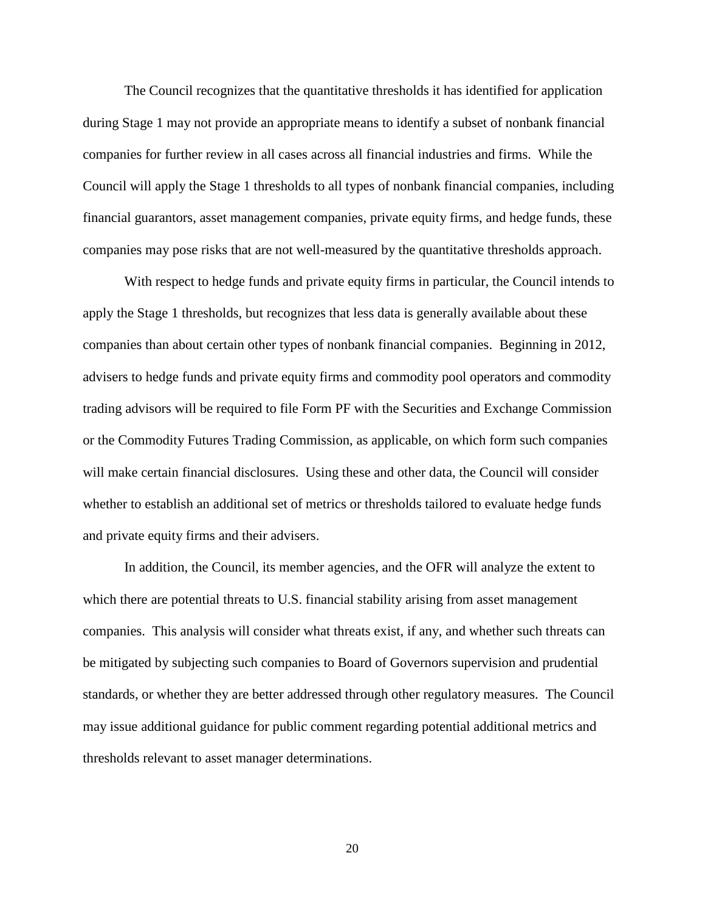The Council recognizes that the quantitative thresholds it has identified for application during Stage 1 may not provide an appropriate means to identify a subset of nonbank financial companies for further review in all cases across all financial industries and firms. While the Council will apply the Stage 1 thresholds to all types of nonbank financial companies, including financial guarantors, asset management companies, private equity firms, and hedge funds, these companies may pose risks that are not well-measured by the quantitative thresholds approach.

With respect to hedge funds and private equity firms in particular, the Council intends to apply the Stage 1 thresholds, but recognizes that less data is generally available about these companies than about certain other types of nonbank financial companies. Beginning in 2012, advisers to hedge funds and private equity firms and commodity pool operators and commodity trading advisors will be required to file Form PF with the Securities and Exchange Commission or the Commodity Futures Trading Commission, as applicable, on which form such companies will make certain financial disclosures. Using these and other data, the Council will consider whether to establish an additional set of metrics or thresholds tailored to evaluate hedge funds and private equity firms and their advisers.

In addition, the Council, its member agencies, and the OFR will analyze the extent to which there are potential threats to U.S. financial stability arising from asset management companies. This analysis will consider what threats exist, if any, and whether such threats can be mitigated by subjecting such companies to Board of Governors supervision and prudential standards, or whether they are better addressed through other regulatory measures. The Council may issue additional guidance for public comment regarding potential additional metrics and thresholds relevant to asset manager determinations.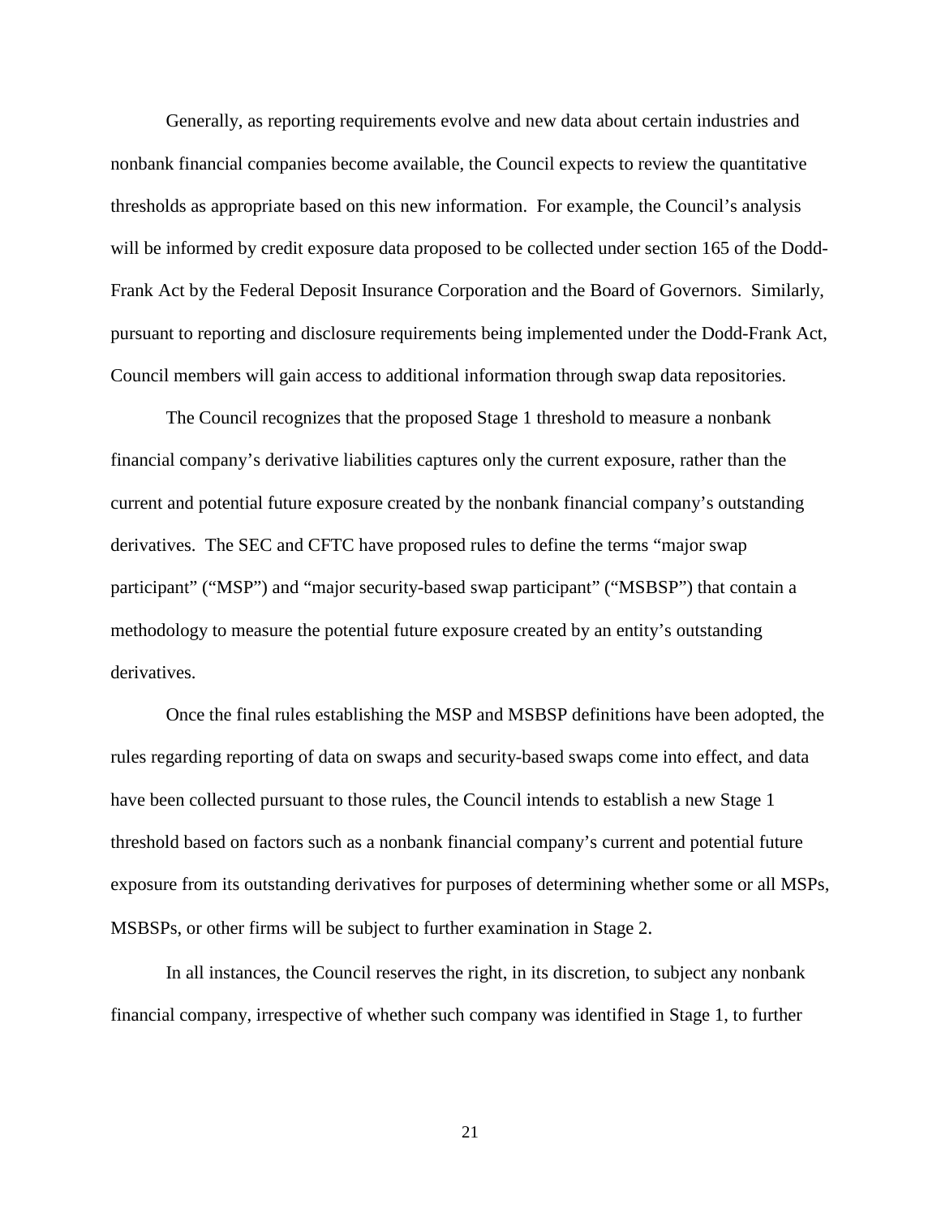Generally, as reporting requirements evolve and new data about certain industries and nonbank financial companies become available, the Council expects to review the quantitative thresholds as appropriate based on this new information. For example, the Council's analysis will be informed by credit exposure data proposed to be collected under section 165 of the Dodd-Frank Act by the Federal Deposit Insurance Corporation and the Board of Governors. Similarly, pursuant to reporting and disclosure requirements being implemented under the Dodd-Frank Act, Council members will gain access to additional information through swap data repositories.

The Council recognizes that the proposed Stage 1 threshold to measure a nonbank financial company's derivative liabilities captures only the current exposure, rather than the current and potential future exposure created by the nonbank financial company's outstanding derivatives. The SEC and CFTC have proposed rules to define the terms "major swap participant" ("MSP") and "major security-based swap participant" ("MSBSP") that contain a methodology to measure the potential future exposure created by an entity's outstanding derivatives.

Once the final rules establishing the MSP and MSBSP definitions have been adopted, the rules regarding reporting of data on swaps and security-based swaps come into effect, and data have been collected pursuant to those rules, the Council intends to establish a new Stage 1 threshold based on factors such as a nonbank financial company's current and potential future exposure from its outstanding derivatives for purposes of determining whether some or all MSPs, MSBSPs, or other firms will be subject to further examination in Stage 2.

In all instances, the Council reserves the right, in its discretion, to subject any nonbank financial company, irrespective of whether such company was identified in Stage 1, to further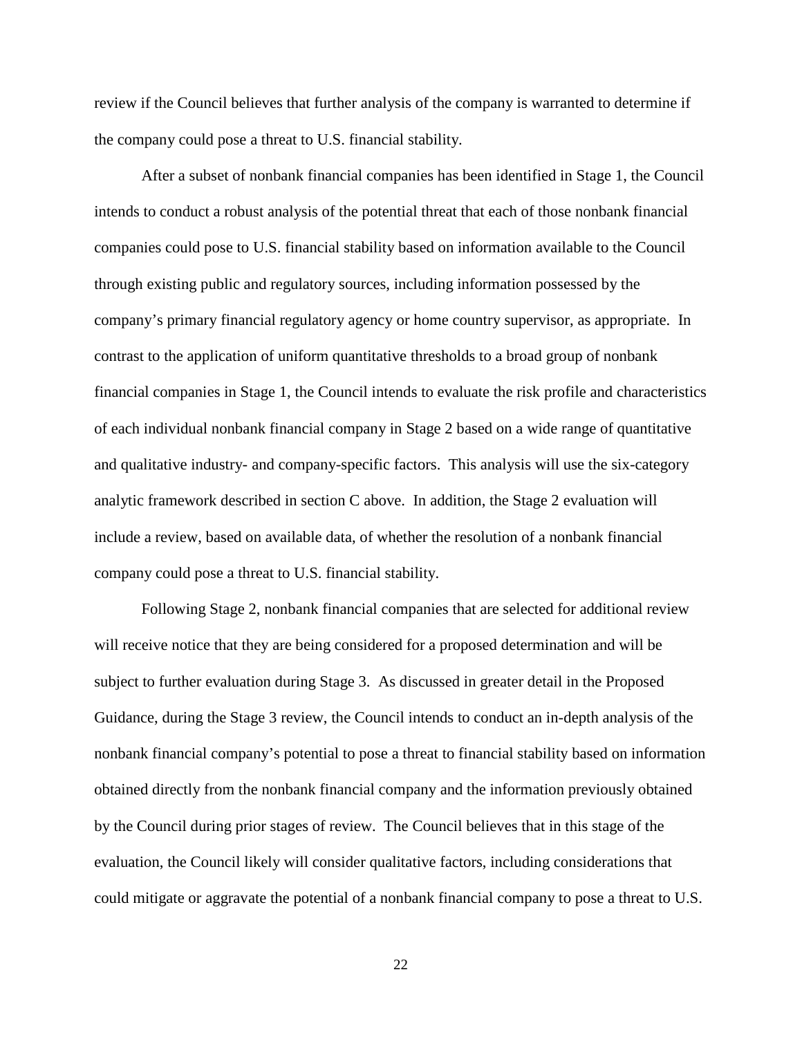review if the Council believes that further analysis of the company is warranted to determine if the company could pose a threat to U.S. financial stability.

After a subset of nonbank financial companies has been identified in Stage 1, the Council intends to conduct a robust analysis of the potential threat that each of those nonbank financial companies could pose to U.S. financial stability based on information available to the Council through existing public and regulatory sources, including information possessed by the company's primary financial regulatory agency or home country supervisor, as appropriate. In contrast to the application of uniform quantitative thresholds to a broad group of nonbank financial companies in Stage 1, the Council intends to evaluate the risk profile and characteristics of each individual nonbank financial company in Stage 2 based on a wide range of quantitative and qualitative industry- and company-specific factors. This analysis will use the six-category analytic framework described in section C above. In addition, the Stage 2 evaluation will include a review, based on available data, of whether the resolution of a nonbank financial company could pose a threat to U.S. financial stability.

Following Stage 2, nonbank financial companies that are selected for additional review will receive notice that they are being considered for a proposed determination and will be subject to further evaluation during Stage 3. As discussed in greater detail in the Proposed Guidance, during the Stage 3 review, the Council intends to conduct an in-depth analysis of the nonbank financial company's potential to pose a threat to financial stability based on information obtained directly from the nonbank financial company and the information previously obtained by the Council during prior stages of review. The Council believes that in this stage of the evaluation, the Council likely will consider qualitative factors, including considerations that could mitigate or aggravate the potential of a nonbank financial company to pose a threat to U.S.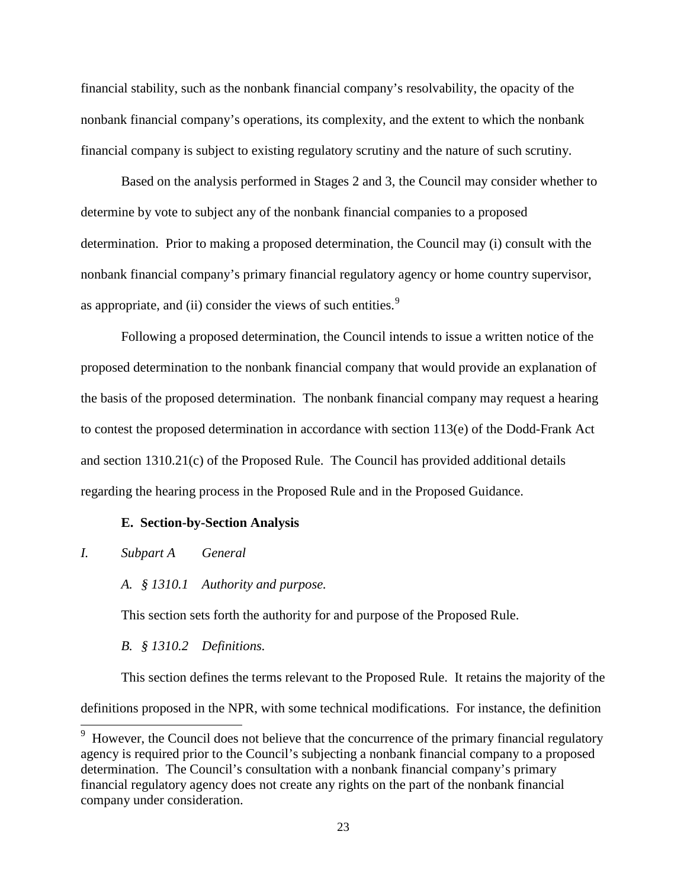financial stability, such as the nonbank financial company's resolvability, the opacity of the nonbank financial company's operations, its complexity, and the extent to which the nonbank financial company is subject to existing regulatory scrutiny and the nature of such scrutiny.

Based on the analysis performed in Stages 2 and 3, the Council may consider whether to determine by vote to subject any of the nonbank financial companies to a proposed determination. Prior to making a proposed determination, the Council may (i) consult with the nonbank financial company's primary financial regulatory agency or home country supervisor, as appropriate, and (ii) consider the views of such entities.[9]

Following a proposed determination, the Council intends to issue a written notice of the proposed determination to the nonbank financial company that would provide an explanation of the basis of the proposed determination. The nonbank financial company may request a hearing to contest the proposed determination in accordance with section 113(e) of the Dodd-Frank Act and section 1310.21(c) of the Proposed Rule. The Council has provided additional details regarding the hearing process in the Proposed Rule and in the Proposed Guidance.

### E. Section-by-Section Analysis

*I. Subpart A General*

*A. § 1310.1 Authority and purpose.*

This section sets forth the authority for and purpose of the Proposed Rule.

*B. § 1310.2 Definitions.*

This section defines the terms relevant to the Proposed Rule. It retains the majority of the definitions proposed in the NPR, with some technical modifications. For instance, the definition

[9] However, the Council does not believe that the concurrence of the primary financial regulatory agency is required prior to the Council's subjecting a nonbank financial company to a proposed determination. The Council's consultation with a nonbank financial company's primary financial regulatory agency does not create any rights on the part of the nonbank financial company under consideration.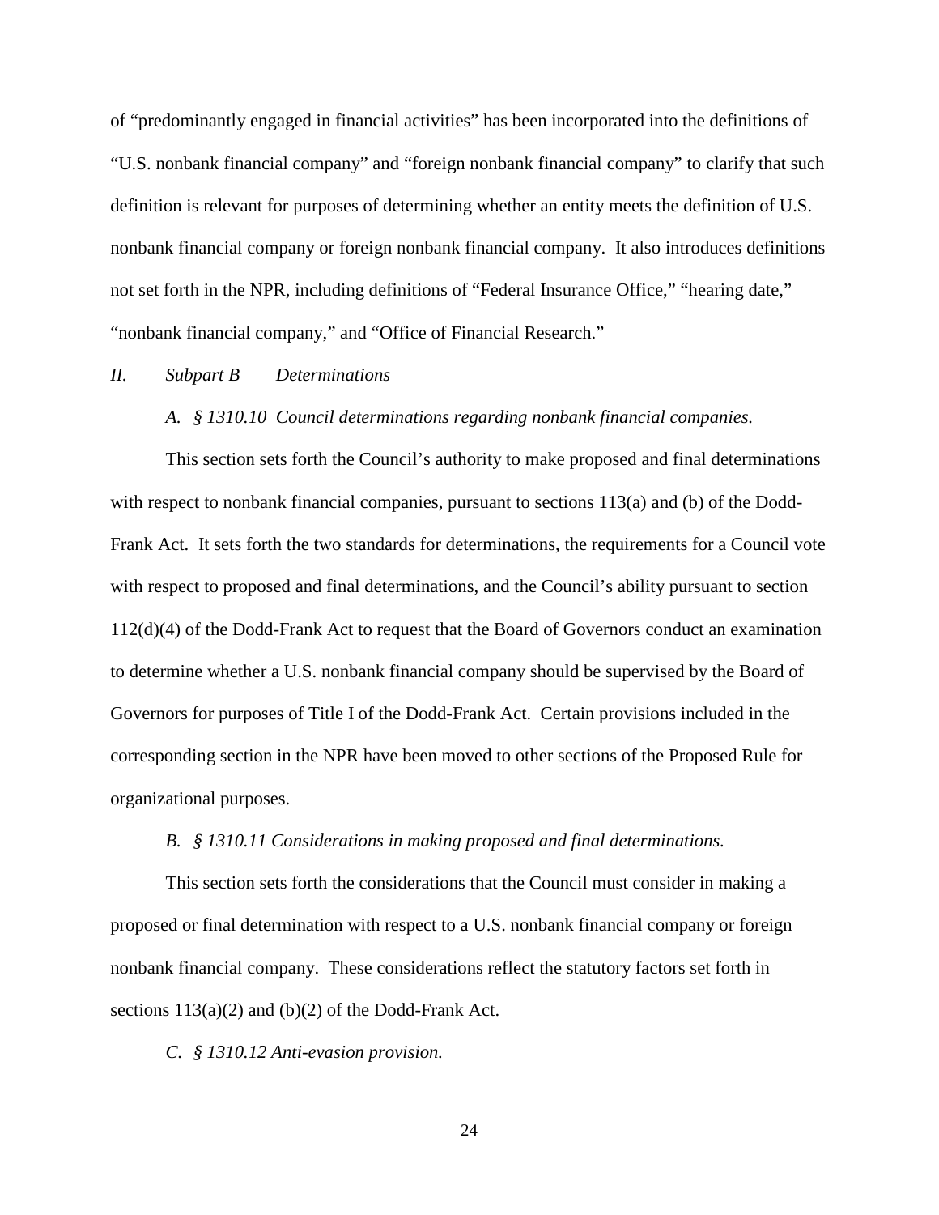of "predominantly engaged in financial activities" has been incorporated into the definitions of "U.S. nonbank financial company" and "foreign nonbank financial company" to clarify that such definition is relevant for purposes of determining whether an entity meets the definition of U.S. nonbank financial company or foreign nonbank financial company. It also introduces definitions not set forth in the NPR, including definitions of "Federal Insurance Office," "hearing date," "nonbank financial company," and "Office of Financial Research."

## *II. Subpart B Determinations*

### *A. § 1310.10 Council determinations regarding nonbank financial companies.*

This section sets forth the Council's authority to make proposed and final determinations with respect to nonbank financial companies, pursuant to sections 113(a) and (b) of the Dodd-Frank Act. It sets forth the two standards for determinations, the requirements for a Council vote with respect to proposed and final determinations, and the Council's ability pursuant to section 112(d)(4) of the Dodd-Frank Act to request that the Board of Governors conduct an examination to determine whether a U.S. nonbank financial company should be supervised by the Board of Governors for purposes of Title I of the Dodd-Frank Act. Certain provisions included in the corresponding section in the NPR have been moved to other sections of the Proposed Rule for organizational purposes.

### *B. § 1310.11 Considerations in making proposed and final determinations.*

This section sets forth the considerations that the Council must consider in making a proposed or final determination with respect to a U.S. nonbank financial company or foreign nonbank financial company. These considerations reflect the statutory factors set forth in sections 113(a)(2) and (b)(2) of the Dodd-Frank Act.

### *C. § 1310.12 Anti-evasion provision.*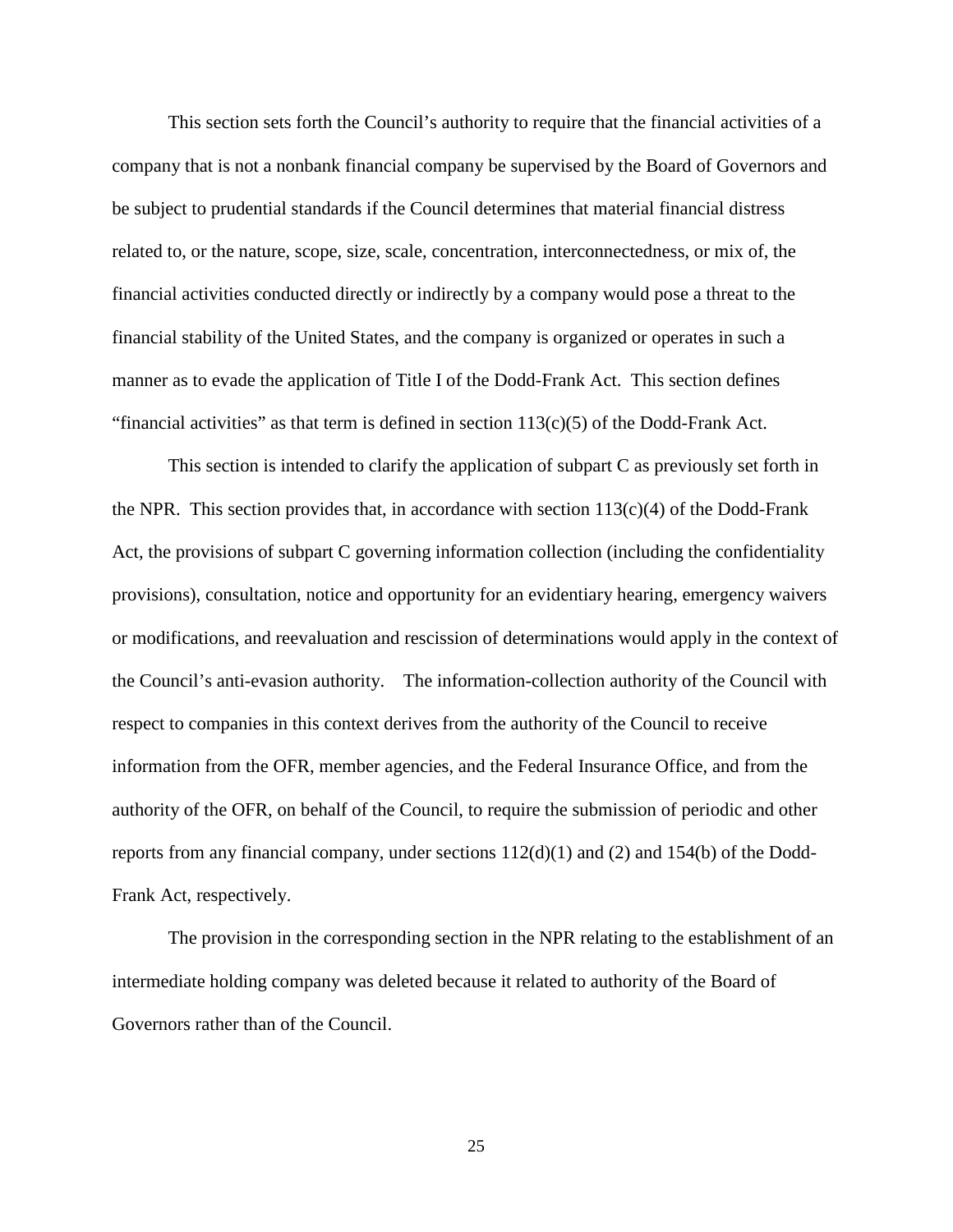This section sets forth the Council's authority to require that the financial activities of a company that is not a nonbank financial company be supervised by the Board of Governors and be subject to prudential standards if the Council determines that material financial distress related to, or the nature, scope, size, scale, concentration, interconnectedness, or mix of, the financial activities conducted directly or indirectly by a company would pose a threat to the financial stability of the United States, and the company is organized or operates in such a manner as to evade the application of Title I of the Dodd-Frank Act. This section defines "financial activities" as that term is defined in section 113(c)(5) of the Dodd-Frank Act.

This section is intended to clarify the application of subpart C as previously set forth in the NPR. This section provides that, in accordance with section 113(c)(4) of the Dodd-Frank Act, the provisions of subpart C governing information collection (including the confidentiality provisions), consultation, notice and opportunity for an evidentiary hearing, emergency waivers or modifications, and reevaluation and rescission of determinations would apply in the context of the Council's anti-evasion authority. The information-collection authority of the Council with respect to companies in this context derives from the authority of the Council to receive information from the OFR, member agencies, and the Federal Insurance Office, and from the authority of the OFR, on behalf of the Council, to require the submission of periodic and other reports from any financial company, under sections 112(d)(1) and (2) and 154(b) of the Dodd-Frank Act, respectively.

The provision in the corresponding section in the NPR relating to the establishment of an intermediate holding company was deleted because it related to authority of the Board of Governors rather than of the Council.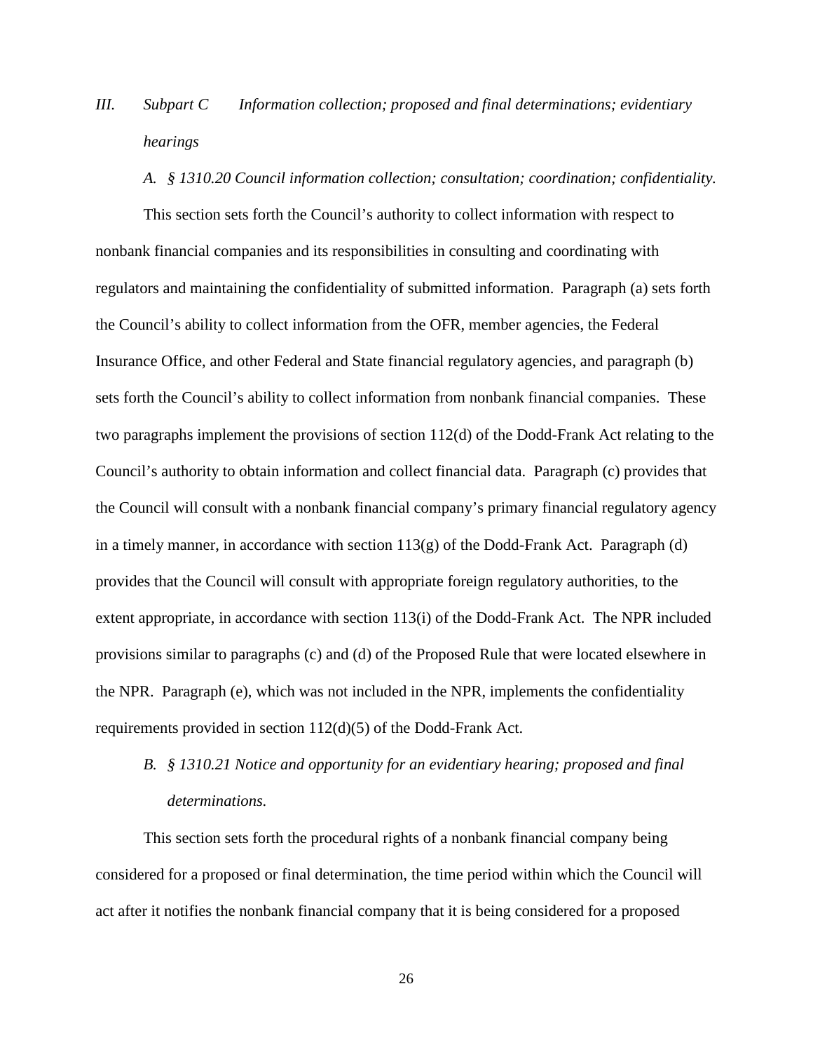## *III. Subpart C Information collection; proposed and final determinations; evidentiary hearings*

### *A. § 1310.20 Council information collection; consultation; coordination; confidentiality.*

This section sets forth the Council's authority to collect information with respect to nonbank financial companies and its responsibilities in consulting and coordinating with regulators and maintaining the confidentiality of submitted information. Paragraph (a) sets forth the Council's ability to collect information from the OFR, member agencies, the Federal Insurance Office, and other Federal and State financial regulatory agencies, and paragraph (b) sets forth the Council's ability to collect information from nonbank financial companies. These two paragraphs implement the provisions of section 112(d) of the Dodd-Frank Act relating to the Council's authority to obtain information and collect financial data. Paragraph (c) provides that the Council will consult with a nonbank financial company's primary financial regulatory agency in a timely manner, in accordance with section 113(g) of the Dodd-Frank Act. Paragraph (d) provides that the Council will consult with appropriate foreign regulatory authorities, to the extent appropriate, in accordance with section 113(i) of the Dodd-Frank Act. The NPR included provisions similar to paragraphs (c) and (d) of the Proposed Rule that were located elsewhere in the NPR. Paragraph (e), which was not included in the NPR, implements the confidentiality requirements provided in section 112(d)(5) of the Dodd-Frank Act.

### *B. § 1310.21 Notice and opportunity for an evidentiary hearing; proposed and final determinations.*

This section sets forth the procedural rights of a nonbank financial company being considered for a proposed or final determination, the time period within which the Council will act after it notifies the nonbank financial company that it is being considered for a proposed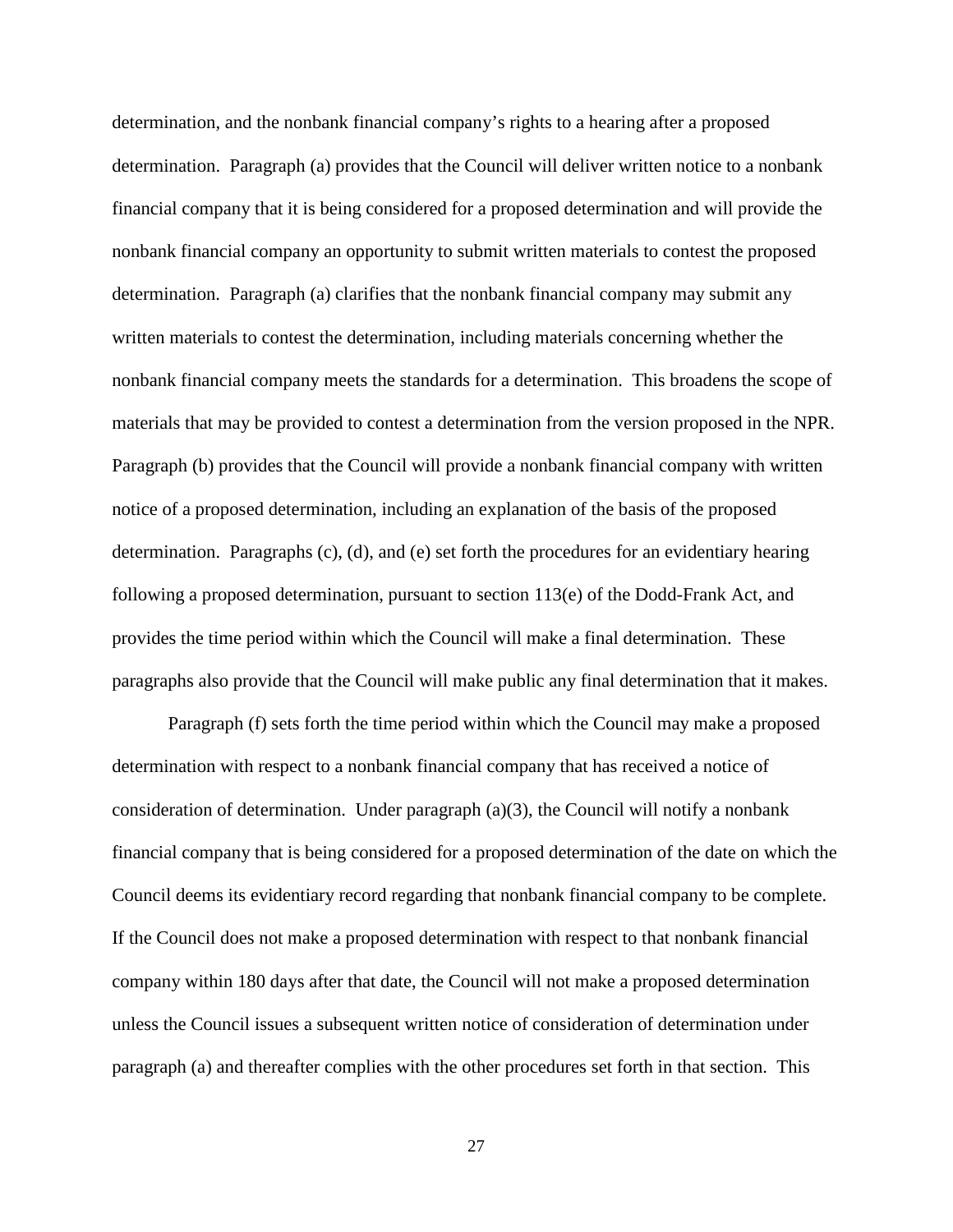determination, and the nonbank financial company's rights to a hearing after a proposed determination. Paragraph (a) provides that the Council will deliver written notice to a nonbank financial company that it is being considered for a proposed determination and will provide the nonbank financial company an opportunity to submit written materials to contest the proposed determination. Paragraph (a) clarifies that the nonbank financial company may submit any written materials to contest the determination, including materials concerning whether the nonbank financial company meets the standards for a determination. This broadens the scope of materials that may be provided to contest a determination from the version proposed in the NPR. Paragraph (b) provides that the Council will provide a nonbank financial company with written notice of a proposed determination, including an explanation of the basis of the proposed determination. Paragraphs (c), (d), and (e) set forth the procedures for an evidentiary hearing following a proposed determination, pursuant to section 113(e) of the Dodd-Frank Act, and provides the time period within which the Council will make a final determination. These paragraphs also provide that the Council will make public any final determination that it makes.

Paragraph (f) sets forth the time period within which the Council may make a proposed determination with respect to a nonbank financial company that has received a notice of consideration of determination. Under paragraph (a)(3), the Council will notify a nonbank financial company that is being considered for a proposed determination of the date on which the Council deems its evidentiary record regarding that nonbank financial company to be complete. If the Council does not make a proposed determination with respect to that nonbank financial company within 180 days after that date, the Council will not make a proposed determination unless the Council issues a subsequent written notice of consideration of determination under paragraph (a) and thereafter complies with the other procedures set forth in that section. This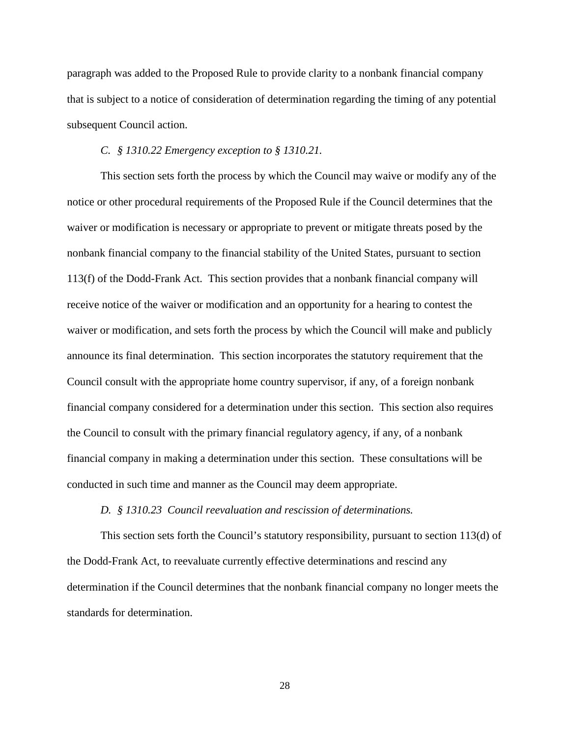paragraph was added to the Proposed Rule to provide clarity to a nonbank financial company that is subject to a notice of consideration of determination regarding the timing of any potential subsequent Council action.

*C. § 1310.22 Emergency exception to § 1310.21.*

This section sets forth the process by which the Council may waive or modify any of the notice or other procedural requirements of the Proposed Rule if the Council determines that the waiver or modification is necessary or appropriate to prevent or mitigate threats posed by the nonbank financial company to the financial stability of the United States, pursuant to section 113(f) of the Dodd-Frank Act. This section provides that a nonbank financial company will receive notice of the waiver or modification and an opportunity for a hearing to contest the waiver or modification, and sets forth the process by which the Council will make and publicly announce its final determination. This section incorporates the statutory requirement that the Council consult with the appropriate home country supervisor, if any, of a foreign nonbank financial company considered for a determination under this section. This section also requires the Council to consult with the primary financial regulatory agency, if any, of a nonbank financial company in making a determination under this section. These consultations will be conducted in such time and manner as the Council may deem appropriate.

*D. § 1310.23 Council reevaluation and rescission of determinations.*

This section sets forth the Council's statutory responsibility, pursuant to section 113(d) of the Dodd-Frank Act, to reevaluate currently effective determinations and rescind any determination if the Council determines that the nonbank financial company no longer meets the standards for determination.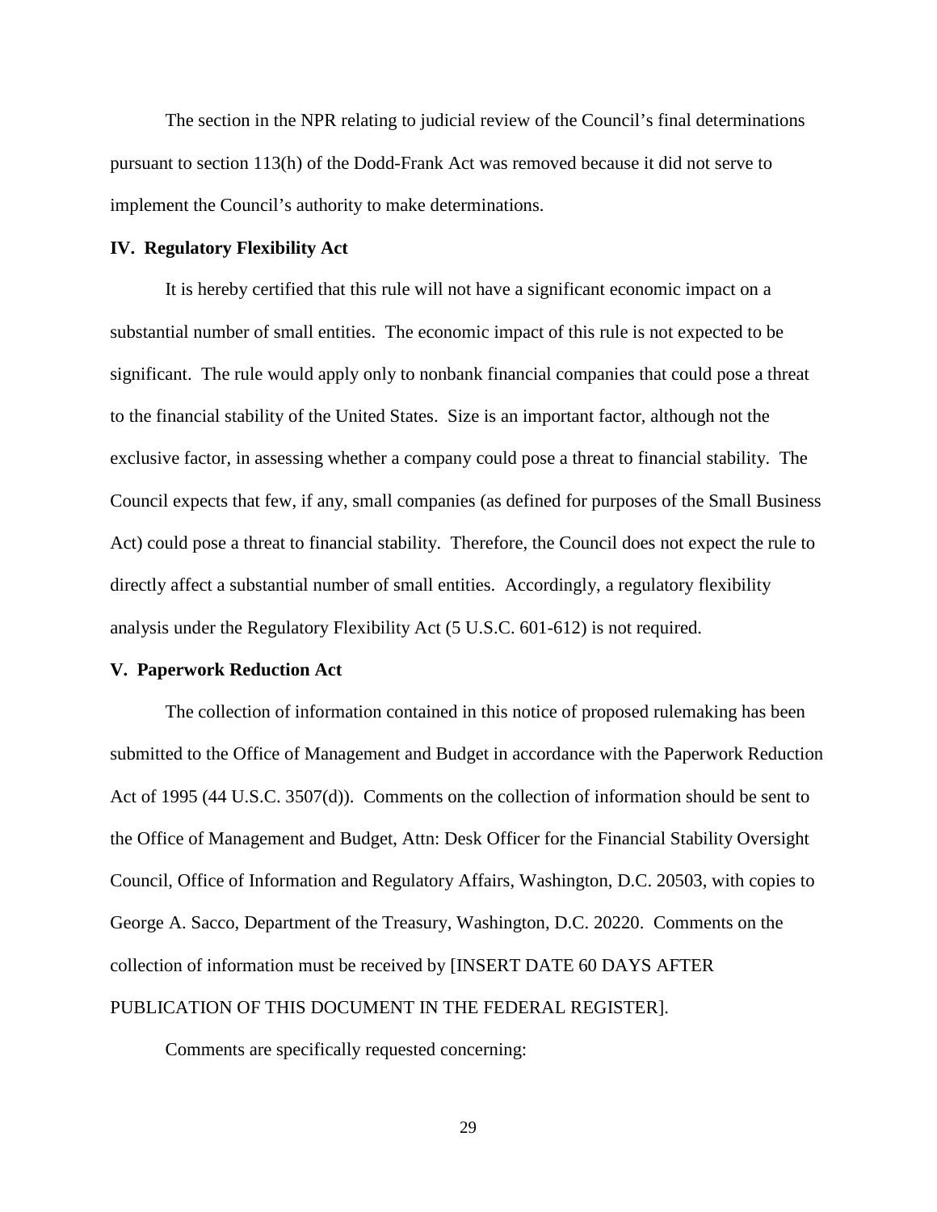The section in the NPR relating to judicial review of the Council's final determinations pursuant to section 113(h) of the Dodd-Frank Act was removed because it did not serve to implement the Council's authority to make determinations.

## IV. Regulatory Flexibility Act

It is hereby certified that this rule will not have a significant economic impact on a substantial number of small entities. The economic impact of this rule is not expected to be significant. The rule would apply only to nonbank financial companies that could pose a threat to the financial stability of the United States. Size is an important factor, although not the exclusive factor, in assessing whether a company could pose a threat to financial stability. The Council expects that few, if any, small companies (as defined for purposes of the Small Business Act) could pose a threat to financial stability. Therefore, the Council does not expect the rule to directly affect a substantial number of small entities. Accordingly, a regulatory flexibility analysis under the Regulatory Flexibility Act (5 U.S.C. 601-612) is not required.

## V. Paperwork Reduction Act

The collection of information contained in this notice of proposed rulemaking has been submitted to the Office of Management and Budget in accordance with the Paperwork Reduction Act of 1995 (44 U.S.C. 3507(d)). Comments on the collection of information should be sent to the Office of Management and Budget, Attn: Desk Officer for the Financial Stability Oversight Council, Office of Information and Regulatory Affairs, Washington, D.C. 20503, with copies to George A. Sacco, Department of the Treasury, Washington, D.C. 20220. Comments on the collection of information must be received by [INSERT DATE 60 DAYS AFTER PUBLICATION OF THIS DOCUMENT IN THE FEDERAL REGISTER].

Comments are specifically requested concerning: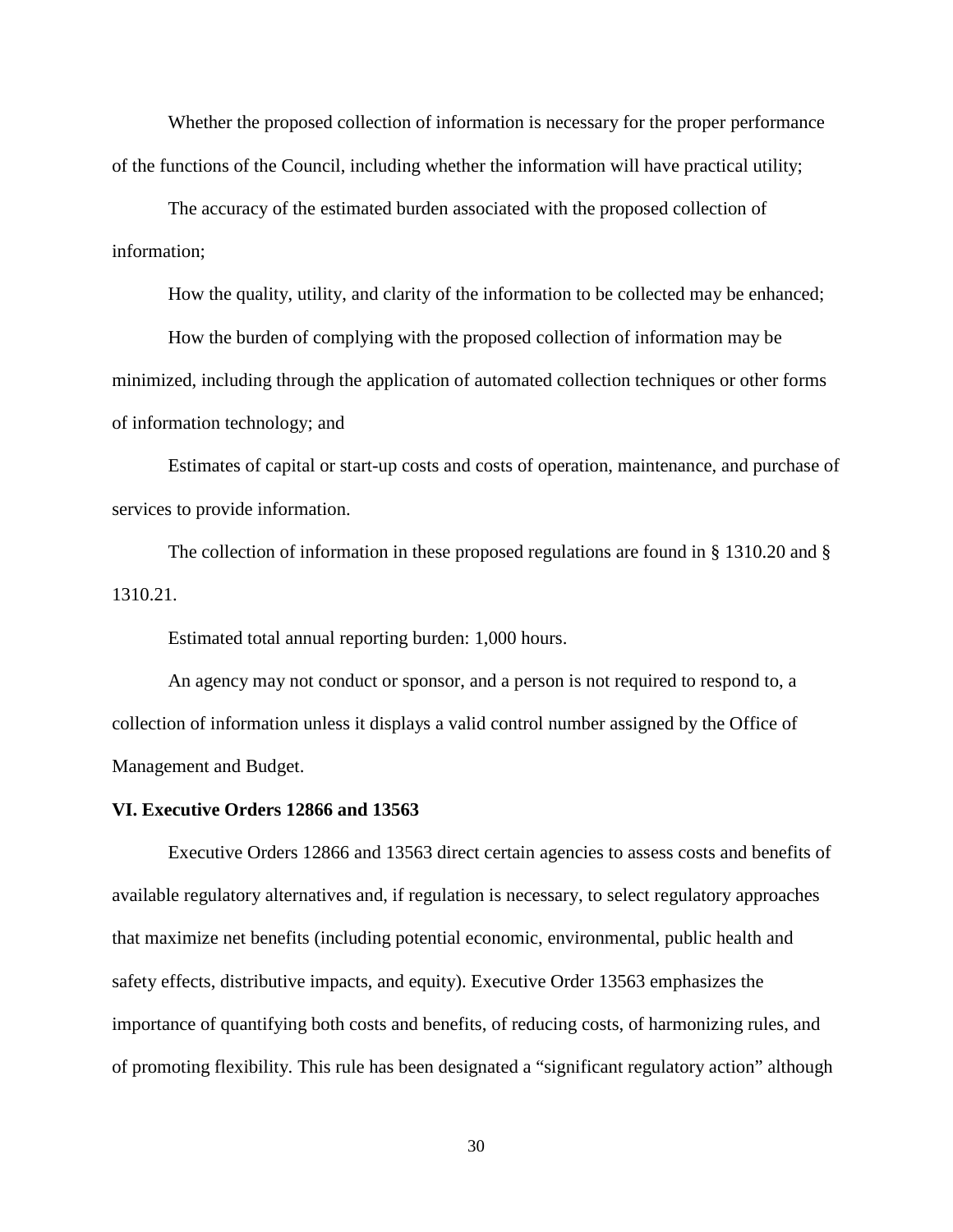Whether the proposed collection of information is necessary for the proper performance of the functions of the Council, including whether the information will have practical utility;

The accuracy of the estimated burden associated with the proposed collection of information;

How the quality, utility, and clarity of the information to be collected may be enhanced;

How the burden of complying with the proposed collection of information may be minimized, including through the application of automated collection techniques or other forms of information technology; and

Estimates of capital or start-up costs and costs of operation, maintenance, and purchase of services to provide information.

The collection of information in these proposed regulations are found in § 1310.20 and § 1310.21.

Estimated total annual reporting burden: 1,000 hours.

An agency may not conduct or sponsor, and a person is not required to respond to, a collection of information unless it displays a valid control number assigned by the Office of Management and Budget.

**VI. Executive Orders 12866 and 13563**

Executive Orders 12866 and 13563 direct certain agencies to assess costs and benefits of available regulatory alternatives and, if regulation is necessary, to select regulatory approaches that maximize net benefits (including potential economic, environmental, public health and safety effects, distributive impacts, and equity). Executive Order 13563 emphasizes the importance of quantifying both costs and benefits, of reducing costs, of harmonizing rules, and of promoting flexibility. This rule has been designated a "significant regulatory action" although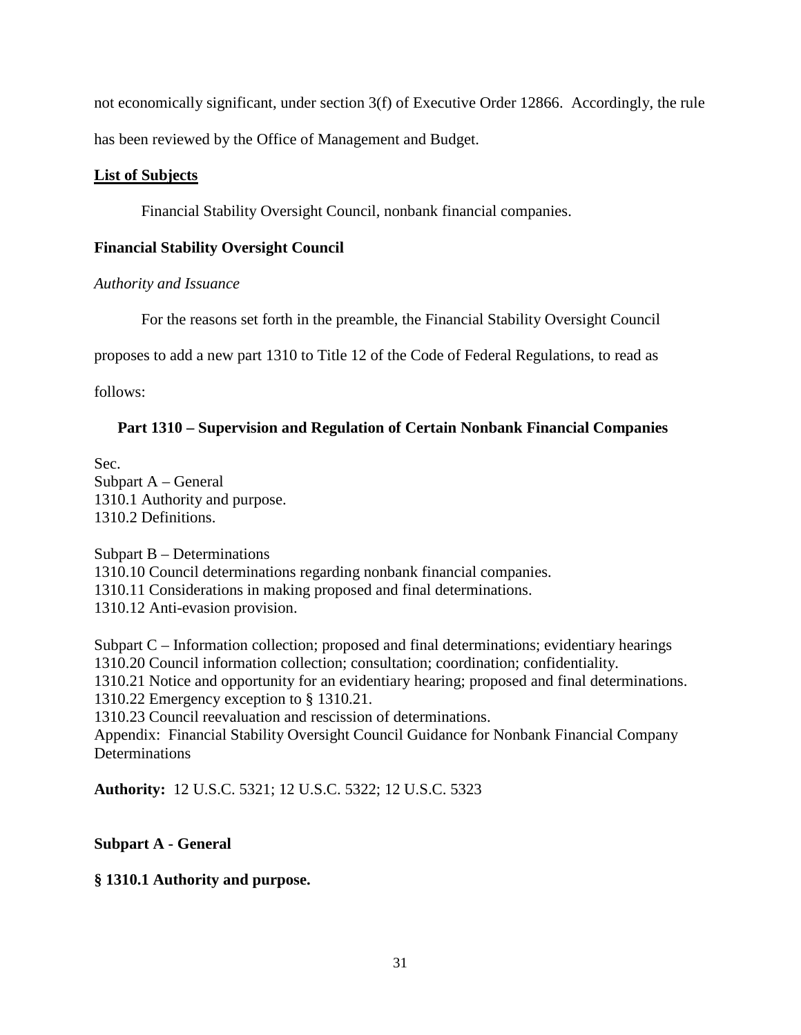not economically significant, under section 3(f) of Executive Order 12866. Accordingly, the rule has been reviewed by the Office of Management and Budget.

**List of Subjects**

Financial Stability Oversight Council, nonbank financial companies.

**Financial Stability Oversight Council**

*Authority and Issuance*

For the reasons set forth in the preamble, the Financial Stability Oversight Council proposes to add a new part 1310 to Title 12 of the Code of Federal Regulations, to read as follows:

## Part 1310 – Supervision and Regulation of Certain Nonbank Financial Companies

Sec.
Subpart A – General
1310.1 Authority and purpose.
1310.2 Definitions.

Subpart B – Determinations
1310.10 Council determinations regarding nonbank financial companies.
1310.11 Considerations in making proposed and final determinations.
1310.12 Anti-evasion provision.

Subpart C – Information collection; proposed and final determinations; evidentiary hearings
1310.20 Council information collection; consultation; coordination; confidentiality.
1310.21 Notice and opportunity for an evidentiary hearing; proposed and final determinations.
1310.22 Emergency exception to § 1310.21.
1310.23 Council reevaluation and rescission of determinations.
Appendix: Financial Stability Oversight Council Guidance for Nonbank Financial Company Determinations

**Authority:** 12 U.S.C. 5321; 12 U.S.C. 5322; 12 U.S.C. 5323

### Subpart A - General

### § 1310.1 Authority and purpose.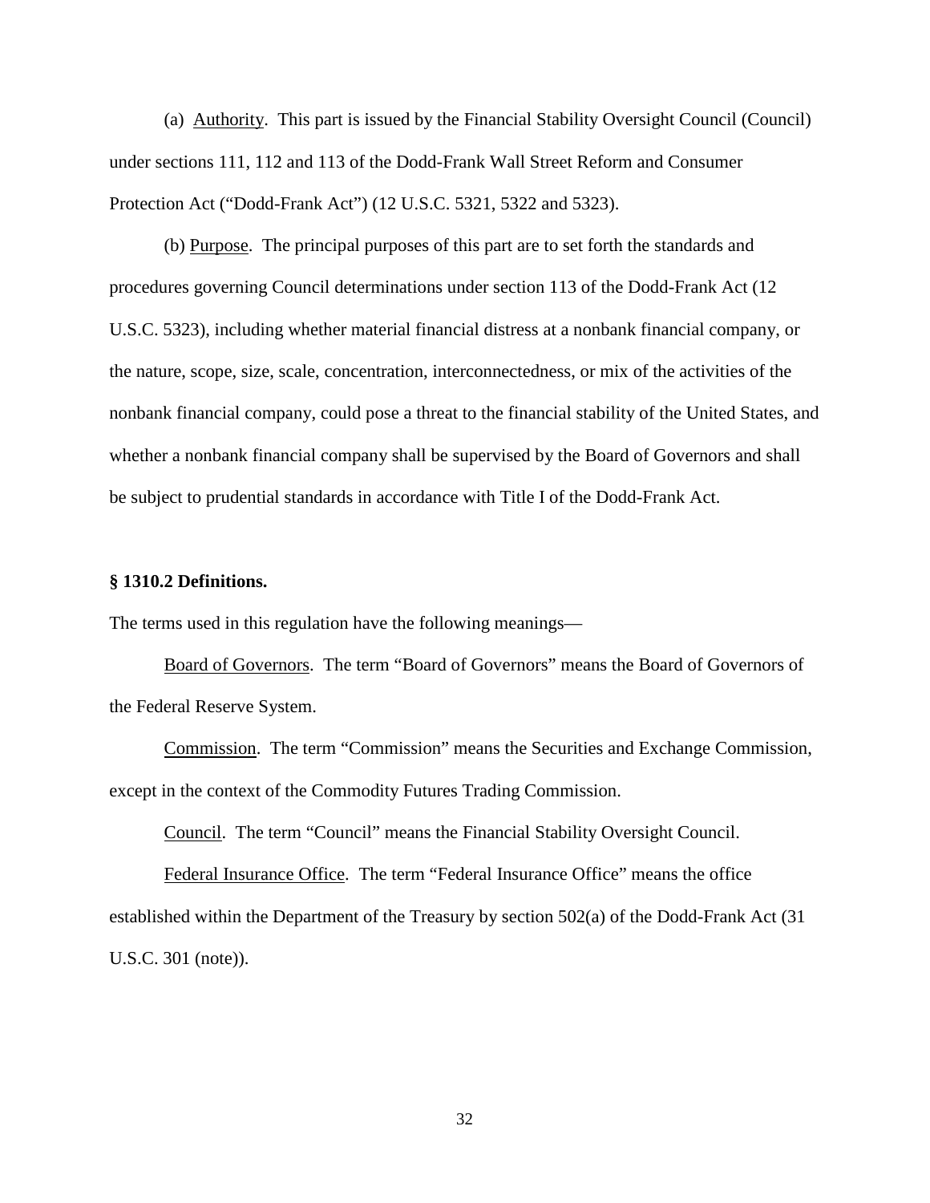(a) Authority. This part is issued by the Financial Stability Oversight Council (Council) under sections 111, 112 and 113 of the Dodd-Frank Wall Street Reform and Consumer Protection Act ("Dodd-Frank Act") (12 U.S.C. 5321, 5322 and 5323).

(b) Purpose. The principal purposes of this part are to set forth the standards and procedures governing Council determinations under section 113 of the Dodd-Frank Act (12 U.S.C. 5323), including whether material financial distress at a nonbank financial company, or the nature, scope, size, scale, concentration, interconnectedness, or mix of the activities of the nonbank financial company, could pose a threat to the financial stability of the United States, and whether a nonbank financial company shall be supervised by the Board of Governors and shall be subject to prudential standards in accordance with Title I of the Dodd-Frank Act.

**§ 1310.2 Definitions.**

The terms used in this regulation have the following meanings—

Board of Governors. The term "Board of Governors" means the Board of Governors of the Federal Reserve System.

Commission. The term "Commission" means the Securities and Exchange Commission, except in the context of the Commodity Futures Trading Commission.

Council. The term "Council" means the Financial Stability Oversight Council.

Federal Insurance Office. The term "Federal Insurance Office" means the office established within the Department of the Treasury by section 502(a) of the Dodd-Frank Act (31 U.S.C. 301 (note)).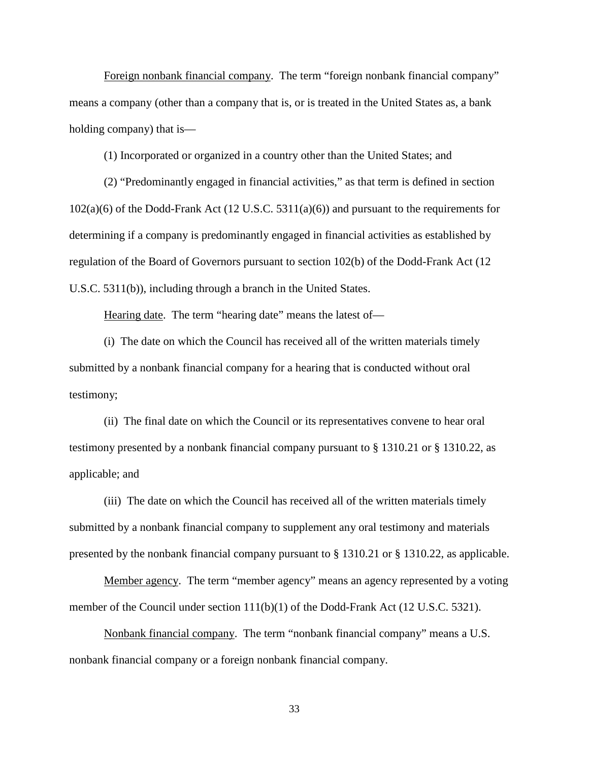Foreign nonbank financial company. The term "foreign nonbank financial company" means a company (other than a company that is, or is treated in the United States as, a bank holding company) that is—

(1) Incorporated or organized in a country other than the United States; and

(2) "Predominantly engaged in financial activities," as that term is defined in section 102(a)(6) of the Dodd-Frank Act (12 U.S.C. 5311(a)(6)) and pursuant to the requirements for determining if a company is predominantly engaged in financial activities as established by regulation of the Board of Governors pursuant to section 102(b) of the Dodd-Frank Act (12 U.S.C. 5311(b)), including through a branch in the United States.

Hearing date. The term "hearing date" means the latest of—

(i) The date on which the Council has received all of the written materials timely submitted by a nonbank financial company for a hearing that is conducted without oral testimony;

(ii) The final date on which the Council or its representatives convene to hear oral testimony presented by a nonbank financial company pursuant to § 1310.21 or § 1310.22, as applicable; and

(iii) The date on which the Council has received all of the written materials timely submitted by a nonbank financial company to supplement any oral testimony and materials presented by the nonbank financial company pursuant to § 1310.21 or § 1310.22, as applicable.

Member agency. The term "member agency" means an agency represented by a voting member of the Council under section 111(b)(1) of the Dodd-Frank Act (12 U.S.C. 5321).

Nonbank financial company. The term "nonbank financial company" means a U.S. nonbank financial company or a foreign nonbank financial company.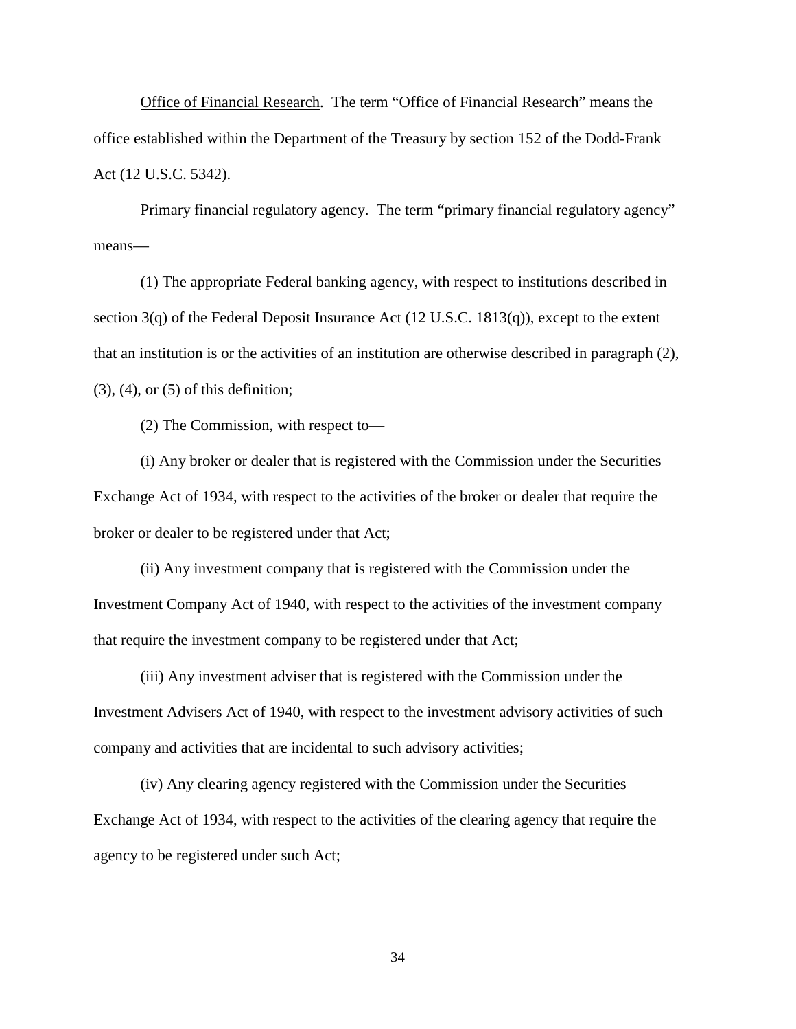Office of Financial Research. The term “Office of Financial Research” means the office established within the Department of the Treasury by section 152 of the Dodd-Frank Act (12 U.S.C. 5342).

Primary financial regulatory agency. The term “primary financial regulatory agency” means—

(1) The appropriate Federal banking agency, with respect to institutions described in section 3(q) of the Federal Deposit Insurance Act (12 U.S.C. 1813(q)), except to the extent that an institution is or the activities of an institution are otherwise described in paragraph (2), (3), (4), or (5) of this definition;

(2) The Commission, with respect to—

(i) Any broker or dealer that is registered with the Commission under the Securities Exchange Act of 1934, with respect to the activities of the broker or dealer that require the broker or dealer to be registered under that Act;

(ii) Any investment company that is registered with the Commission under the Investment Company Act of 1940, with respect to the activities of the investment company that require the investment company to be registered under that Act;

(iii) Any investment adviser that is registered with the Commission under the Investment Advisers Act of 1940, with respect to the investment advisory activities of such company and activities that are incidental to such advisory activities;

(iv) Any clearing agency registered with the Commission under the Securities Exchange Act of 1934, with respect to the activities of the clearing agency that require the agency to be registered under such Act;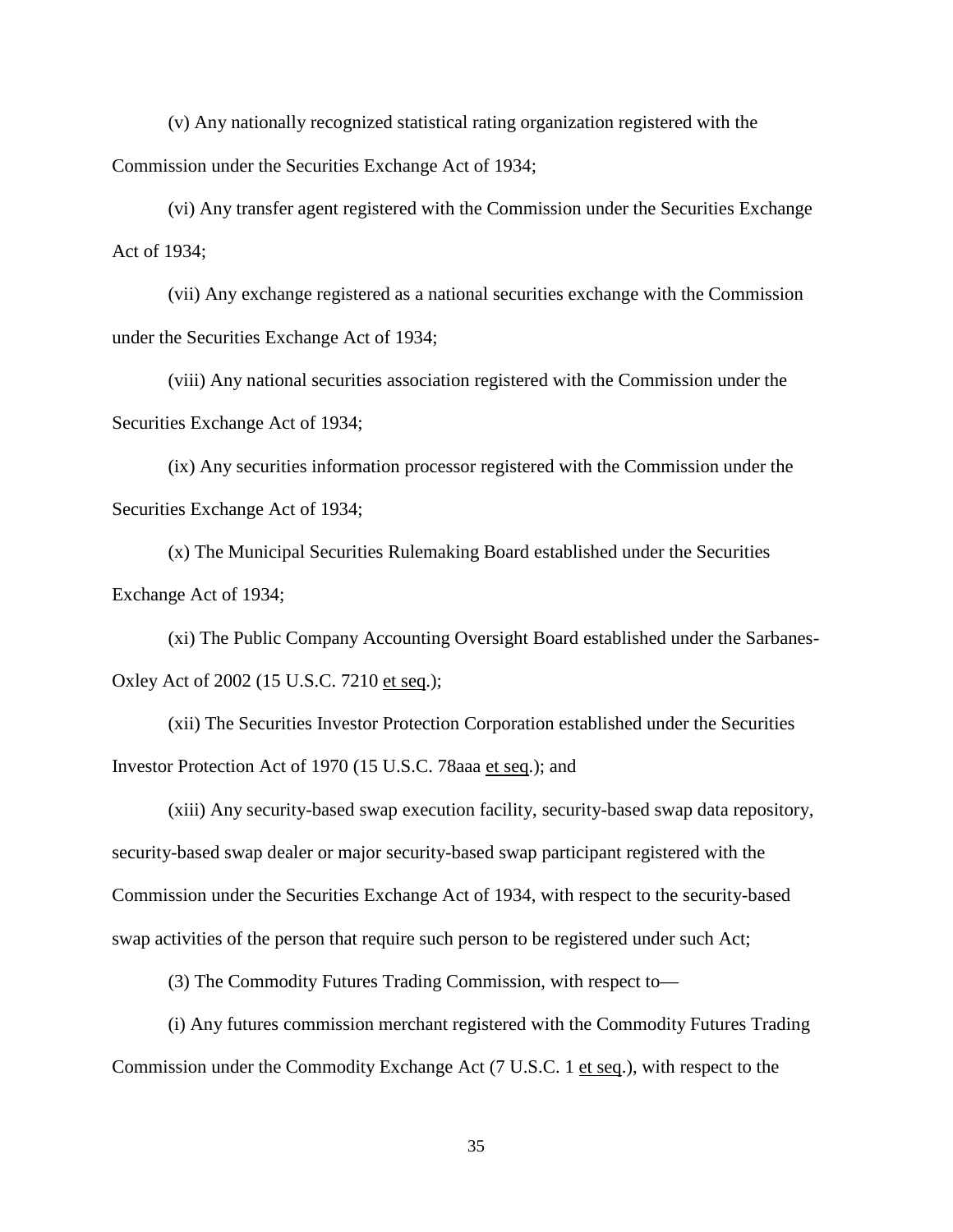(v) Any nationally recognized statistical rating organization registered with the Commission under the Securities Exchange Act of 1934;

(vi) Any transfer agent registered with the Commission under the Securities Exchange Act of 1934;

(vii) Any exchange registered as a national securities exchange with the Commission under the Securities Exchange Act of 1934;

(viii) Any national securities association registered with the Commission under the Securities Exchange Act of 1934;

(ix) Any securities information processor registered with the Commission under the Securities Exchange Act of 1934;

(x) The Municipal Securities Rulemaking Board established under the Securities Exchange Act of 1934;

(xi) The Public Company Accounting Oversight Board established under the Sarbanes-Oxley Act of 2002 (15 U.S.C. 7210 et seq.);

(xii) The Securities Investor Protection Corporation established under the Securities Investor Protection Act of 1970 (15 U.S.C. 78aaa et seq.); and

(xiii) Any security-based swap execution facility, security-based swap data repository, security-based swap dealer or major security-based swap participant registered with the Commission under the Securities Exchange Act of 1934, with respect to the security-based swap activities of the person that require such person to be registered under such Act;

(3) The Commodity Futures Trading Commission, with respect to—

(i) Any futures commission merchant registered with the Commodity Futures Trading Commission under the Commodity Exchange Act (7 U.S.C. 1 et seq.), with respect to the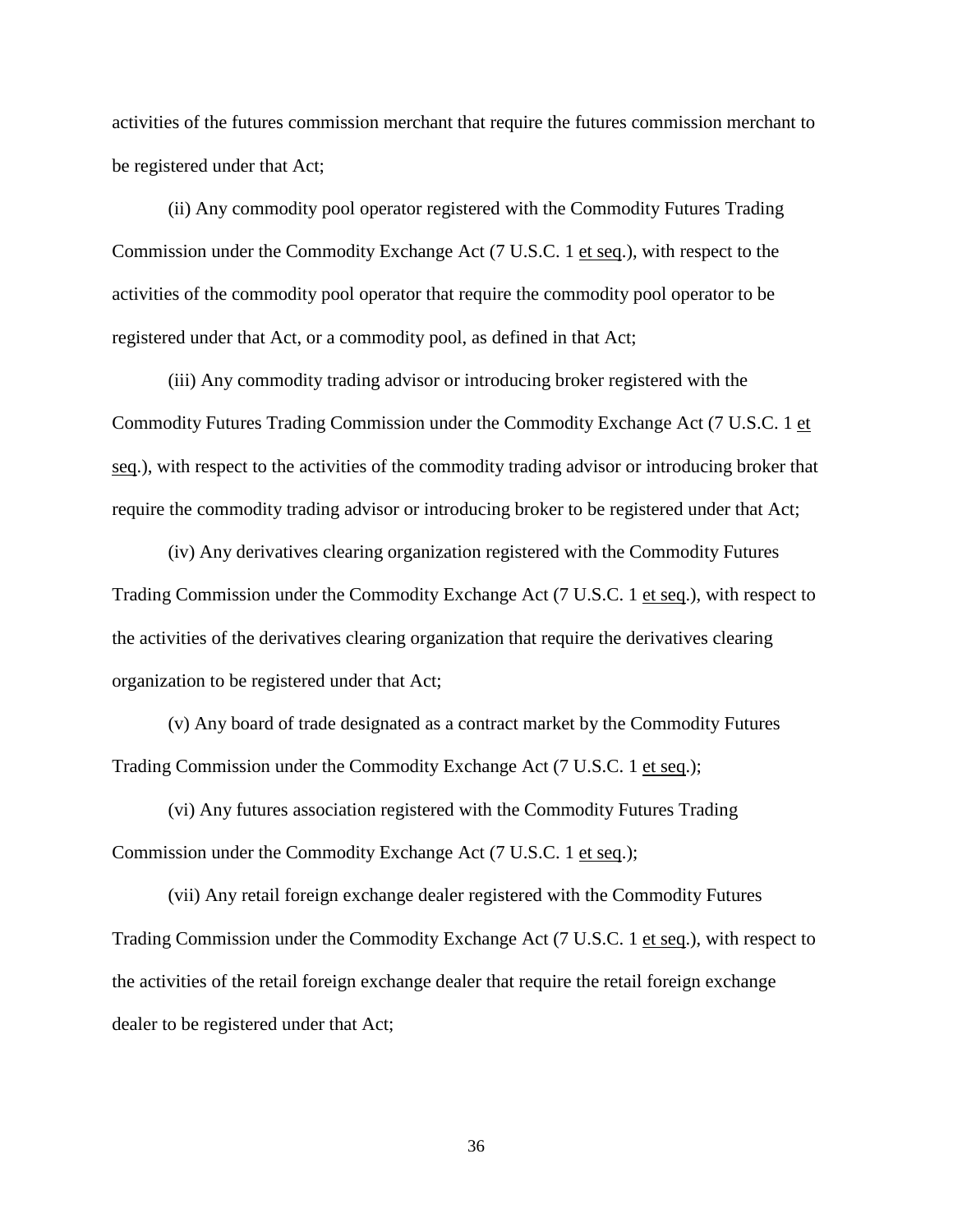activities of the futures commission merchant that require the futures commission merchant to be registered under that Act;

(ii) Any commodity pool operator registered with the Commodity Futures Trading Commission under the Commodity Exchange Act (7 U.S.C. 1 et seq.), with respect to the activities of the commodity pool operator that require the commodity pool operator to be registered under that Act, or a commodity pool, as defined in that Act;

(iii) Any commodity trading advisor or introducing broker registered with the Commodity Futures Trading Commission under the Commodity Exchange Act (7 U.S.C. 1 et seq.), with respect to the activities of the commodity trading advisor or introducing broker that require the commodity trading advisor or introducing broker to be registered under that Act;

(iv) Any derivatives clearing organization registered with the Commodity Futures Trading Commission under the Commodity Exchange Act (7 U.S.C. 1 et seq.), with respect to the activities of the derivatives clearing organization that require the derivatives clearing organization to be registered under that Act;

(v) Any board of trade designated as a contract market by the Commodity Futures Trading Commission under the Commodity Exchange Act (7 U.S.C. 1 et seq.);

(vi) Any futures association registered with the Commodity Futures Trading Commission under the Commodity Exchange Act (7 U.S.C. 1 et seq.);

(vii) Any retail foreign exchange dealer registered with the Commodity Futures Trading Commission under the Commodity Exchange Act (7 U.S.C. 1 et seq.), with respect to the activities of the retail foreign exchange dealer that require the retail foreign exchange dealer to be registered under that Act;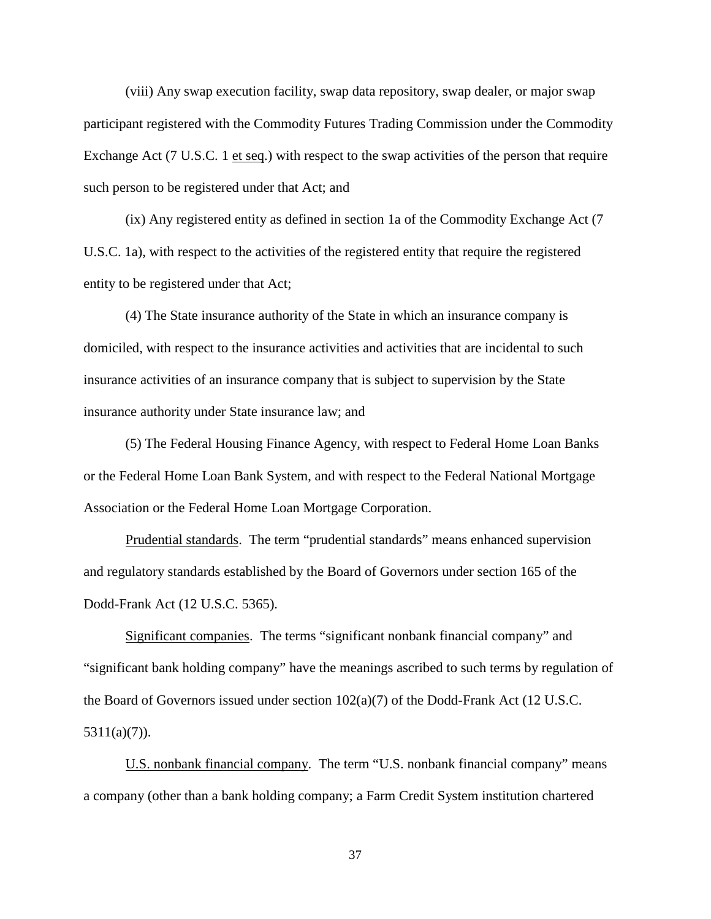(viii) Any swap execution facility, swap data repository, swap dealer, or major swap participant registered with the Commodity Futures Trading Commission under the Commodity Exchange Act (7 U.S.C. 1 et seq.) with respect to the swap activities of the person that require such person to be registered under that Act; and

(ix) Any registered entity as defined in section 1a of the Commodity Exchange Act (7 U.S.C. 1a), with respect to the activities of the registered entity that require the registered entity to be registered under that Act;

(4) The State insurance authority of the State in which an insurance company is domiciled, with respect to the insurance activities and activities that are incidental to such insurance activities of an insurance company that is subject to supervision by the State insurance authority under State insurance law; and

(5) The Federal Housing Finance Agency, with respect to Federal Home Loan Banks or the Federal Home Loan Bank System, and with respect to the Federal National Mortgage Association or the Federal Home Loan Mortgage Corporation.

Prudential standards. The term "prudential standards" means enhanced supervision and regulatory standards established by the Board of Governors under section 165 of the Dodd-Frank Act (12 U.S.C. 5365).

Significant companies. The terms "significant nonbank financial company" and "significant bank holding company" have the meanings ascribed to such terms by regulation of the Board of Governors issued under section 102(a)(7) of the Dodd-Frank Act (12 U.S.C. 5311(a)(7)).

U.S. nonbank financial company. The term "U.S. nonbank financial company" means a company (other than a bank holding company; a Farm Credit System institution chartered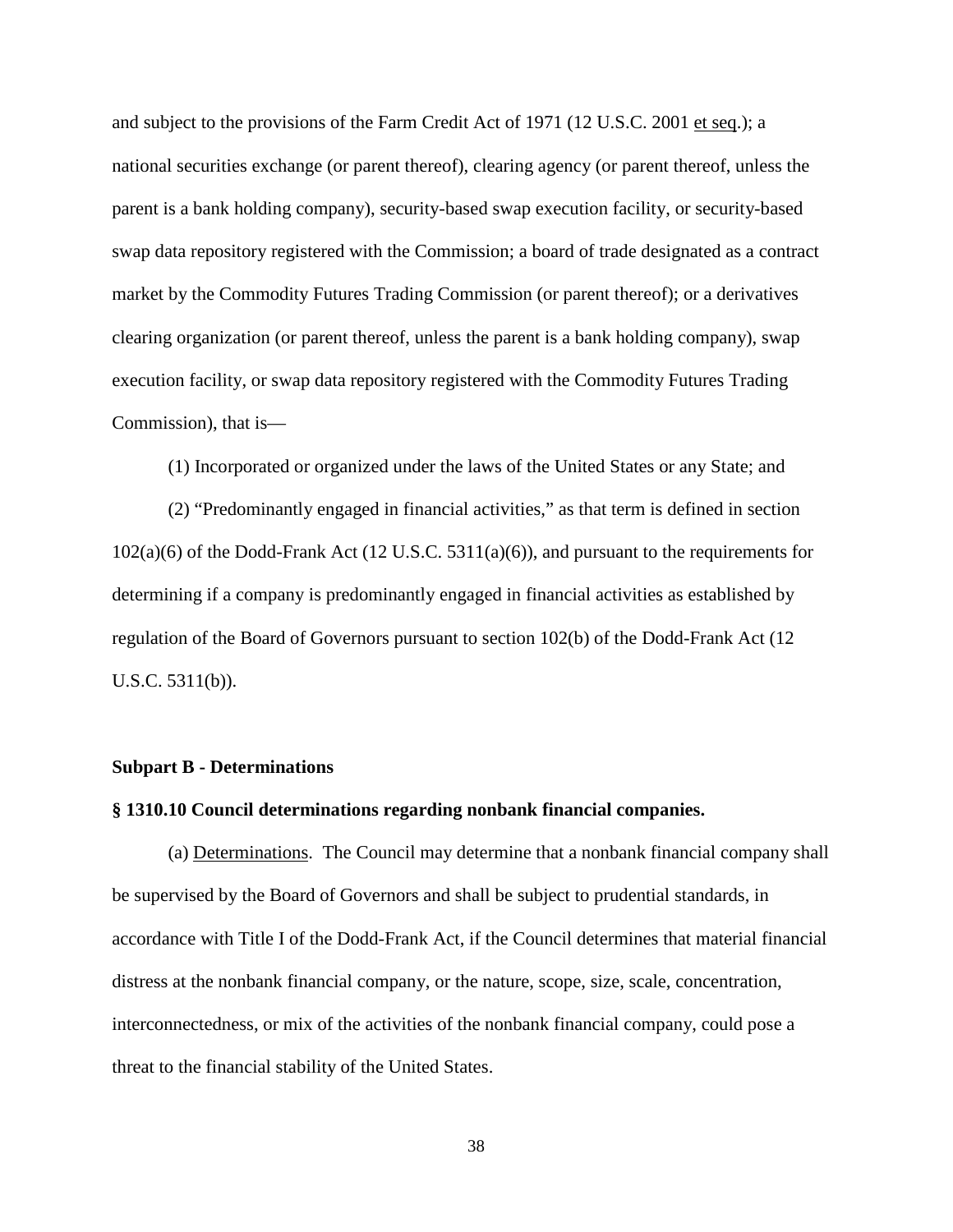and subject to the provisions of the Farm Credit Act of 1971 (12 U.S.C. 2001 et seq.); a national securities exchange (or parent thereof), clearing agency (or parent thereof, unless the parent is a bank holding company), security-based swap execution facility, or security-based swap data repository registered with the Commission; a board of trade designated as a contract market by the Commodity Futures Trading Commission (or parent thereof); or a derivatives clearing organization (or parent thereof, unless the parent is a bank holding company), swap execution facility, or swap data repository registered with the Commodity Futures Trading Commission), that is—

(1) Incorporated or organized under the laws of the United States or any State; and

(2) "Predominantly engaged in financial activities," as that term is defined in section 102(a)(6) of the Dodd-Frank Act (12 U.S.C. 5311(a)(6)), and pursuant to the requirements for determining if a company is predominantly engaged in financial activities as established by regulation of the Board of Governors pursuant to section 102(b) of the Dodd-Frank Act (12 U.S.C. 5311(b)).

**Subpart B - Determinations**

**§ 1310.10 Council determinations regarding nonbank financial companies.**

(a) Determinations. The Council may determine that a nonbank financial company shall be supervised by the Board of Governors and shall be subject to prudential standards, in accordance with Title I of the Dodd-Frank Act, if the Council determines that material financial distress at the nonbank financial company, or the nature, scope, size, scale, concentration, interconnectedness, or mix of the activities of the nonbank financial company, could pose a threat to the financial stability of the United States.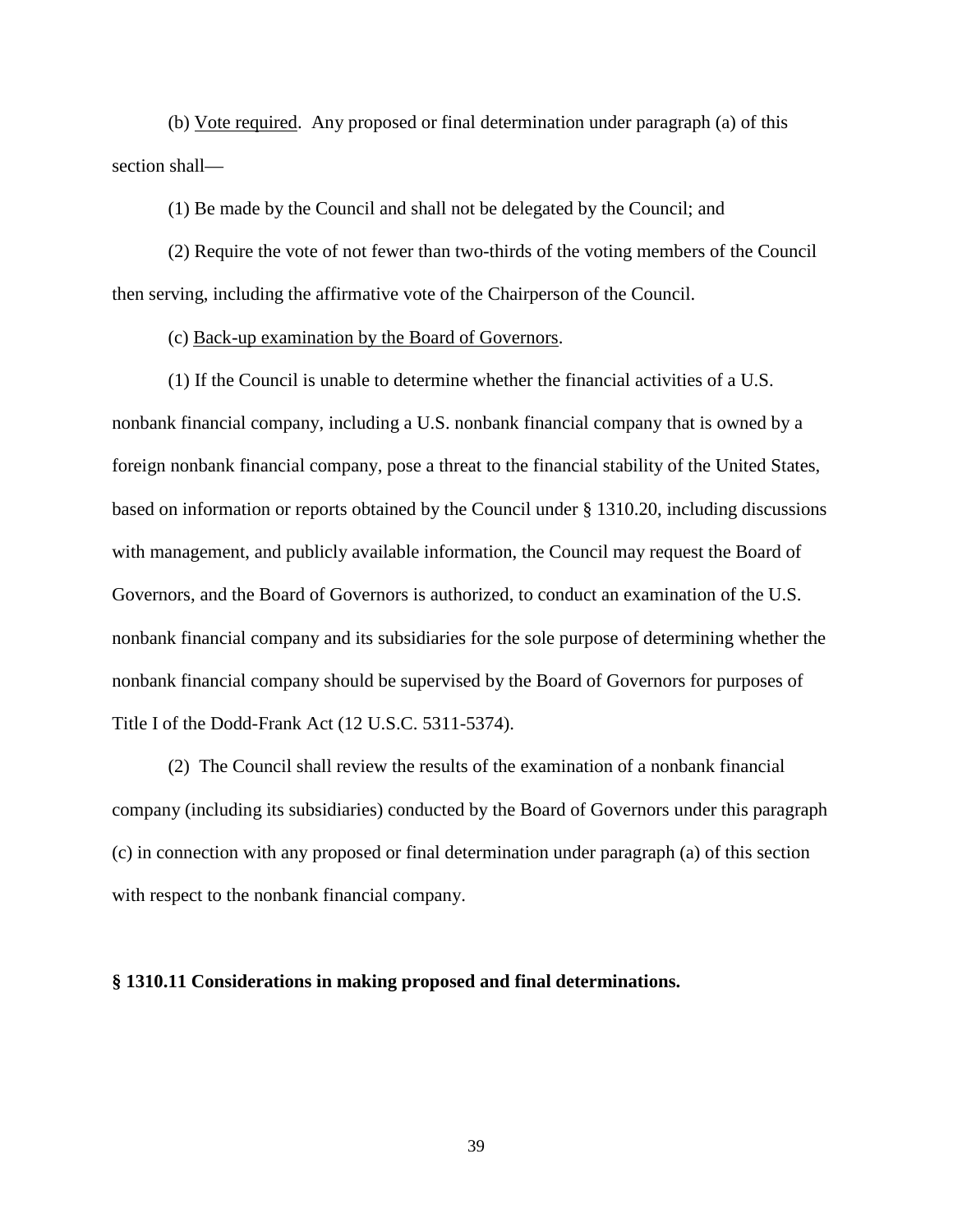(b) Vote required. Any proposed or final determination under paragraph (a) of this section shall—

(1) Be made by the Council and shall not be delegated by the Council; and

(2) Require the vote of not fewer than two-thirds of the voting members of the Council then serving, including the affirmative vote of the Chairperson of the Council.

(c) Back-up examination by the Board of Governors.

(1) If the Council is unable to determine whether the financial activities of a U.S. nonbank financial company, including a U.S. nonbank financial company that is owned by a foreign nonbank financial company, pose a threat to the financial stability of the United States, based on information or reports obtained by the Council under § 1310.20, including discussions with management, and publicly available information, the Council may request the Board of Governors, and the Board of Governors is authorized, to conduct an examination of the U.S. nonbank financial company and its subsidiaries for the sole purpose of determining whether the nonbank financial company should be supervised by the Board of Governors for purposes of Title I of the Dodd-Frank Act (12 U.S.C. 5311-5374).

(2) The Council shall review the results of the examination of a nonbank financial company (including its subsidiaries) conducted by the Board of Governors under this paragraph (c) in connection with any proposed or final determination under paragraph (a) of this section with respect to the nonbank financial company.

**§ 1310.11 Considerations in making proposed and final determinations.**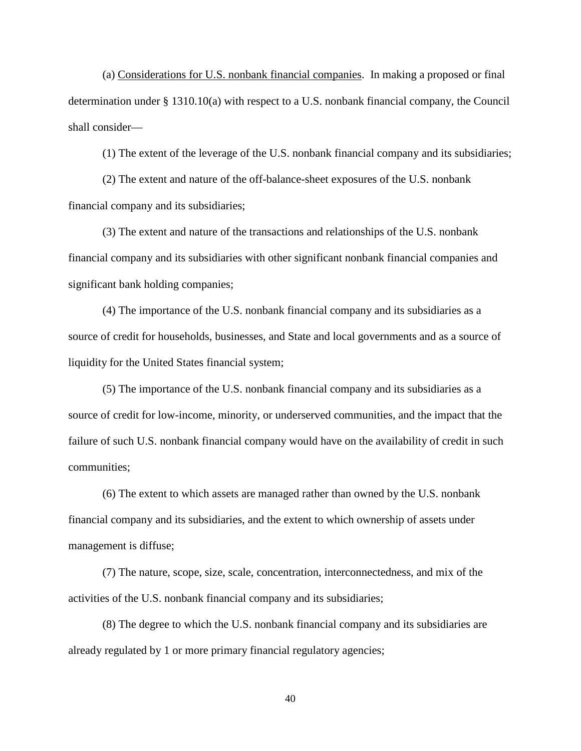(a) Considerations for U.S. nonbank financial companies. In making a proposed or final determination under § 1310.10(a) with respect to a U.S. nonbank financial company, the Council shall consider—

(1) The extent of the leverage of the U.S. nonbank financial company and its subsidiaries;

(2) The extent and nature of the off-balance-sheet exposures of the U.S. nonbank financial company and its subsidiaries;

(3) The extent and nature of the transactions and relationships of the U.S. nonbank financial company and its subsidiaries with other significant nonbank financial companies and significant bank holding companies;

(4) The importance of the U.S. nonbank financial company and its subsidiaries as a source of credit for households, businesses, and State and local governments and as a source of liquidity for the United States financial system;

(5) The importance of the U.S. nonbank financial company and its subsidiaries as a source of credit for low-income, minority, or underserved communities, and the impact that the failure of such U.S. nonbank financial company would have on the availability of credit in such communities;

(6) The extent to which assets are managed rather than owned by the U.S. nonbank financial company and its subsidiaries, and the extent to which ownership of assets under management is diffuse;

(7) The nature, scope, size, scale, concentration, interconnectedness, and mix of the activities of the U.S. nonbank financial company and its subsidiaries;

(8) The degree to which the U.S. nonbank financial company and its subsidiaries are already regulated by 1 or more primary financial regulatory agencies;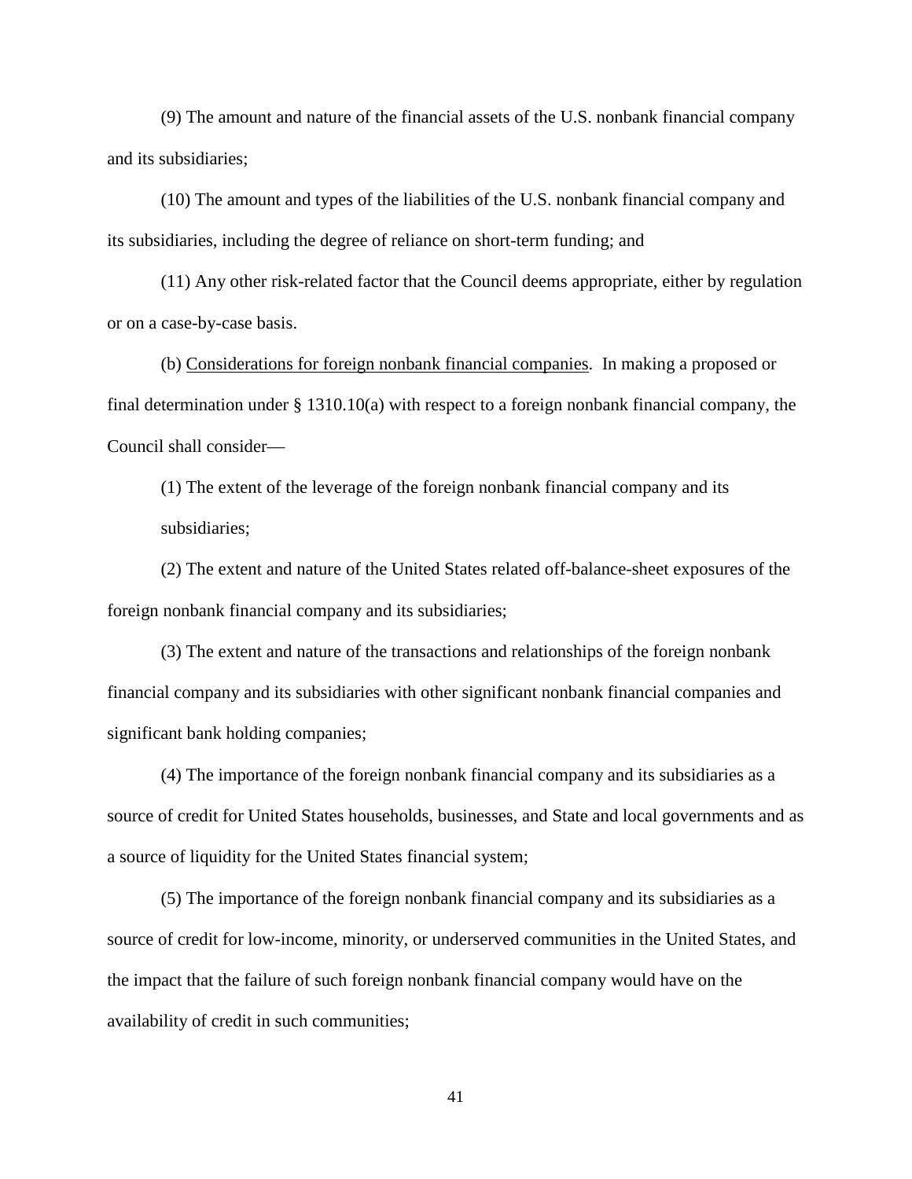(9) The amount and nature of the financial assets of the U.S. nonbank financial company and its subsidiaries;

(10) The amount and types of the liabilities of the U.S. nonbank financial company and its subsidiaries, including the degree of reliance on short-term funding; and

(11) Any other risk-related factor that the Council deems appropriate, either by regulation or on a case-by-case basis.

(b) Considerations for foreign nonbank financial companies. In making a proposed or final determination under § 1310.10(a) with respect to a foreign nonbank financial company, the Council shall consider—

(1) The extent of the leverage of the foreign nonbank financial company and its subsidiaries;

(2) The extent and nature of the United States related off-balance-sheet exposures of the foreign nonbank financial company and its subsidiaries;

(3) The extent and nature of the transactions and relationships of the foreign nonbank financial company and its subsidiaries with other significant nonbank financial companies and significant bank holding companies;

(4) The importance of the foreign nonbank financial company and its subsidiaries as a source of credit for United States households, businesses, and State and local governments and as a source of liquidity for the United States financial system;

(5) The importance of the foreign nonbank financial company and its subsidiaries as a source of credit for low-income, minority, or underserved communities in the United States, and the impact that the failure of such foreign nonbank financial company would have on the availability of credit in such communities;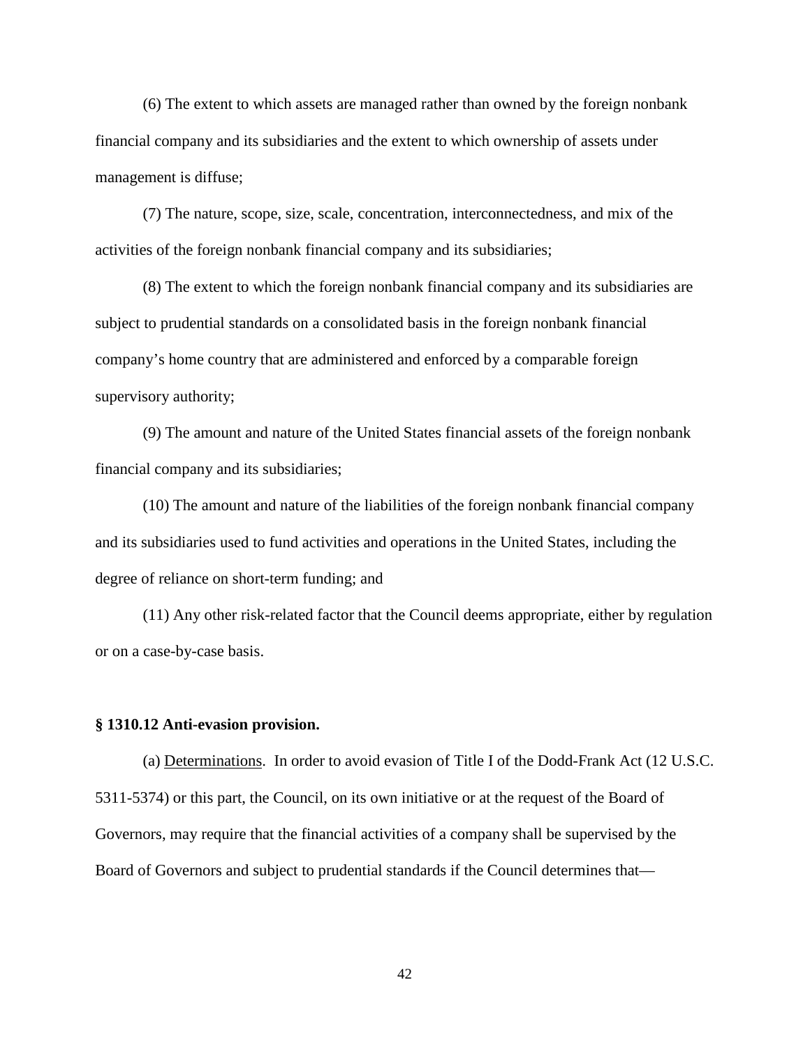(6) The extent to which assets are managed rather than owned by the foreign nonbank financial company and its subsidiaries and the extent to which ownership of assets under management is diffuse;

(7) The nature, scope, size, scale, concentration, interconnectedness, and mix of the activities of the foreign nonbank financial company and its subsidiaries;

(8) The extent to which the foreign nonbank financial company and its subsidiaries are subject to prudential standards on a consolidated basis in the foreign nonbank financial company's home country that are administered and enforced by a comparable foreign supervisory authority;

(9) The amount and nature of the United States financial assets of the foreign nonbank financial company and its subsidiaries;

(10) The amount and nature of the liabilities of the foreign nonbank financial company and its subsidiaries used to fund activities and operations in the United States, including the degree of reliance on short-term funding; and

(11) Any other risk-related factor that the Council deems appropriate, either by regulation or on a case-by-case basis.

**§ 1310.12 Anti-evasion provision.**

(a) Determinations. In order to avoid evasion of Title I of the Dodd-Frank Act (12 U.S.C. 5311-5374) or this part, the Council, on its own initiative or at the request of the Board of Governors, may require that the financial activities of a company shall be supervised by the Board of Governors and subject to prudential standards if the Council determines that—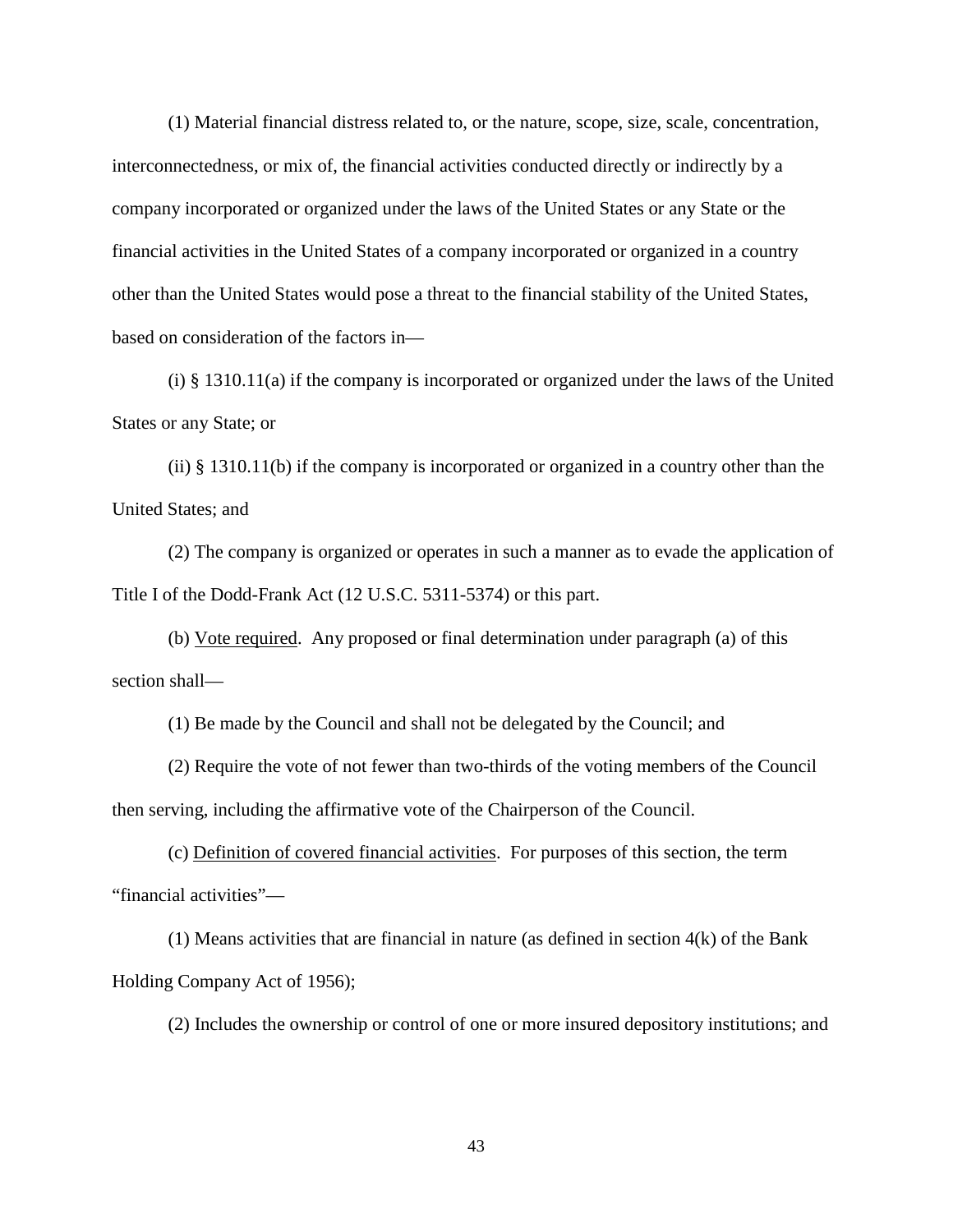(1) Material financial distress related to, or the nature, scope, size, scale, concentration, interconnectedness, or mix of, the financial activities conducted directly or indirectly by a company incorporated or organized under the laws of the United States or any State or the financial activities in the United States of a company incorporated or organized in a country other than the United States would pose a threat to the financial stability of the United States, based on consideration of the factors in—

(i) § 1310.11(a) if the company is incorporated or organized under the laws of the United States or any State; or

(ii) § 1310.11(b) if the company is incorporated or organized in a country other than the United States; and

(2) The company is organized or operates in such a manner as to evade the application of Title I of the Dodd-Frank Act (12 U.S.C. 5311-5374) or this part.

(b) Vote required. Any proposed or final determination under paragraph (a) of this section shall—

(1) Be made by the Council and shall not be delegated by the Council; and

(2) Require the vote of not fewer than two-thirds of the voting members of the Council then serving, including the affirmative vote of the Chairperson of the Council.

(c) Definition of covered financial activities. For purposes of this section, the term "financial activities"—

(1) Means activities that are financial in nature (as defined in section 4(k) of the Bank Holding Company Act of 1956);

(2) Includes the ownership or control of one or more insured depository institutions; and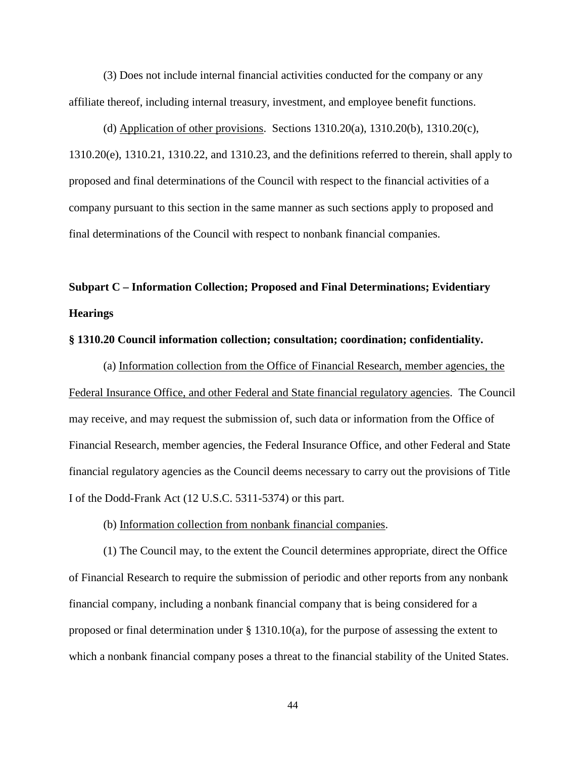(3) Does not include internal financial activities conducted for the company or any affiliate thereof, including internal treasury, investment, and employee benefit functions.

(d) Application of other provisions. Sections 1310.20(a), 1310.20(b), 1310.20(c), 1310.20(e), 1310.21, 1310.22, and 1310.23, and the definitions referred to therein, shall apply to proposed and final determinations of the Council with respect to the financial activities of a company pursuant to this section in the same manner as such sections apply to proposed and final determinations of the Council with respect to nonbank financial companies.

## Subpart C – Information Collection; Proposed and Final Determinations; Evidentiary Hearings

### § 1310.20 Council information collection; consultation; coordination; confidentiality.

(a) Information collection from the Office of Financial Research, member agencies, the Federal Insurance Office, and other Federal and State financial regulatory agencies. The Council may receive, and may request the submission of, such data or information from the Office of Financial Research, member agencies, the Federal Insurance Office, and other Federal and State financial regulatory agencies as the Council deems necessary to carry out the provisions of Title I of the Dodd-Frank Act (12 U.S.C. 5311-5374) or this part.

(b) Information collection from nonbank financial companies.

(1) The Council may, to the extent the Council determines appropriate, direct the Office of Financial Research to require the submission of periodic and other reports from any nonbank financial company, including a nonbank financial company that is being considered for a proposed or final determination under § 1310.10(a), for the purpose of assessing the extent to which a nonbank financial company poses a threat to the financial stability of the United States.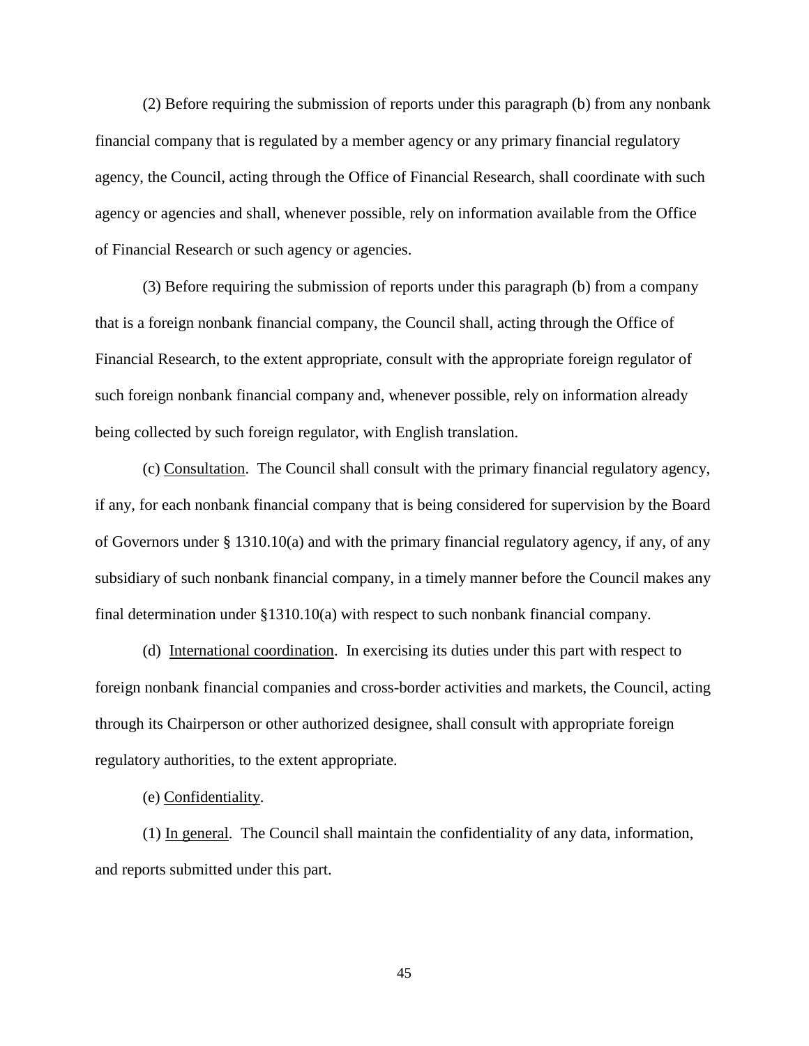(2) Before requiring the submission of reports under this paragraph (b) from any nonbank financial company that is regulated by a member agency or any primary financial regulatory agency, the Council, acting through the Office of Financial Research, shall coordinate with such agency or agencies and shall, whenever possible, rely on information available from the Office of Financial Research or such agency or agencies.

(3) Before requiring the submission of reports under this paragraph (b) from a company that is a foreign nonbank financial company, the Council shall, acting through the Office of Financial Research, to the extent appropriate, consult with the appropriate foreign regulator of such foreign nonbank financial company and, whenever possible, rely on information already being collected by such foreign regulator, with English translation.

(c) Consultation. The Council shall consult with the primary financial regulatory agency, if any, for each nonbank financial company that is being considered for supervision by the Board of Governors under § 1310.10(a) and with the primary financial regulatory agency, if any, of any subsidiary of such nonbank financial company, in a timely manner before the Council makes any final determination under §1310.10(a) with respect to such nonbank financial company.

(d) International coordination. In exercising its duties under this part with respect to foreign nonbank financial companies and cross-border activities and markets, the Council, acting through its Chairperson or other authorized designee, shall consult with appropriate foreign regulatory authorities, to the extent appropriate.

(e) Confidentiality.

(1) In general. The Council shall maintain the confidentiality of any data, information, and reports submitted under this part.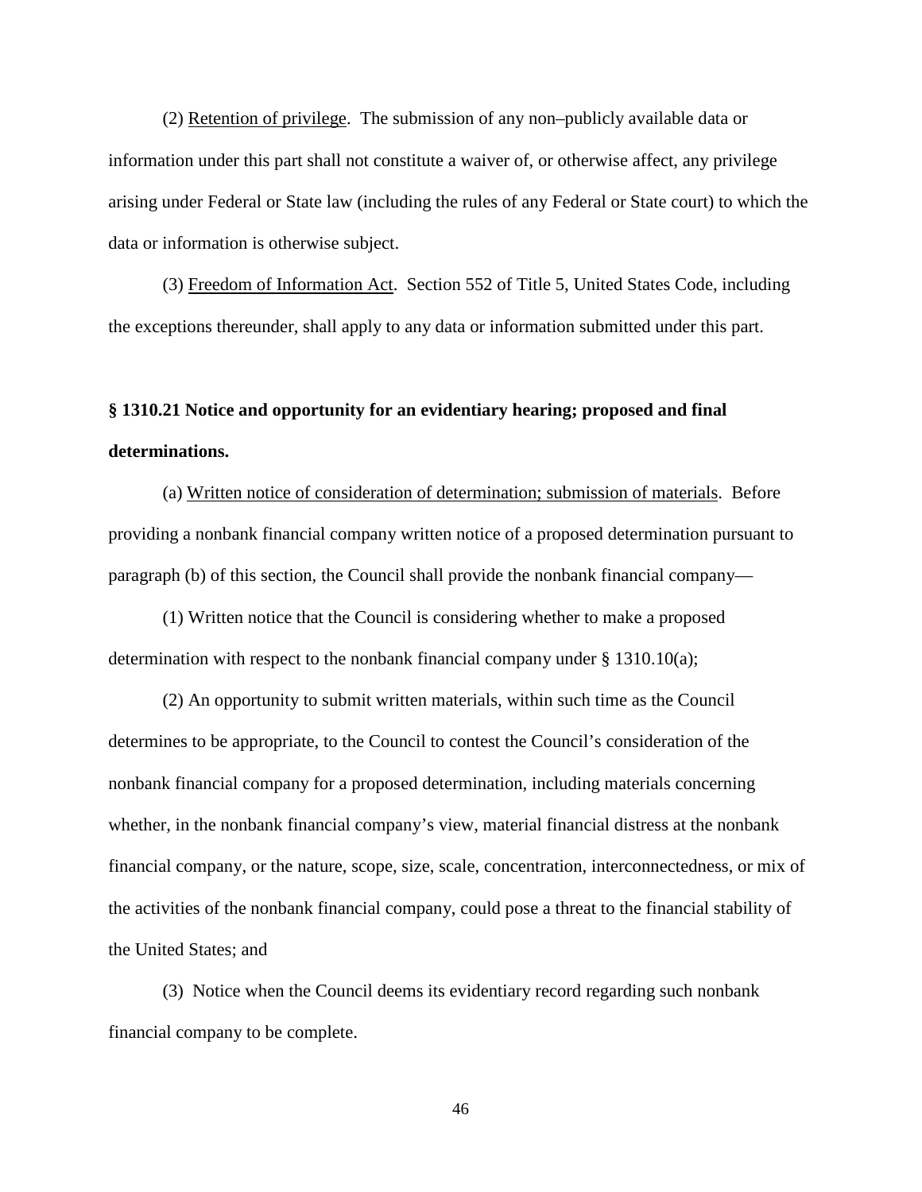(2) Retention of privilege. The submission of any non–publicly available data or information under this part shall not constitute a waiver of, or otherwise affect, any privilege arising under Federal or State law (including the rules of any Federal or State court) to which the data or information is otherwise subject.

(3) Freedom of Information Act. Section 552 of Title 5, United States Code, including the exceptions thereunder, shall apply to any data or information submitted under this part.

**§ 1310.21 Notice and opportunity for an evidentiary hearing; proposed and final determinations.**

(a) Written notice of consideration of determination; submission of materials. Before providing a nonbank financial company written notice of a proposed determination pursuant to paragraph (b) of this section, the Council shall provide the nonbank financial company—

(1) Written notice that the Council is considering whether to make a proposed determination with respect to the nonbank financial company under § 1310.10(a);

(2) An opportunity to submit written materials, within such time as the Council determines to be appropriate, to the Council to contest the Council's consideration of the nonbank financial company for a proposed determination, including materials concerning whether, in the nonbank financial company's view, material financial distress at the nonbank financial company, or the nature, scope, size, scale, concentration, interconnectedness, or mix of the activities of the nonbank financial company, could pose a threat to the financial stability of the United States; and

(3) Notice when the Council deems its evidentiary record regarding such nonbank financial company to be complete.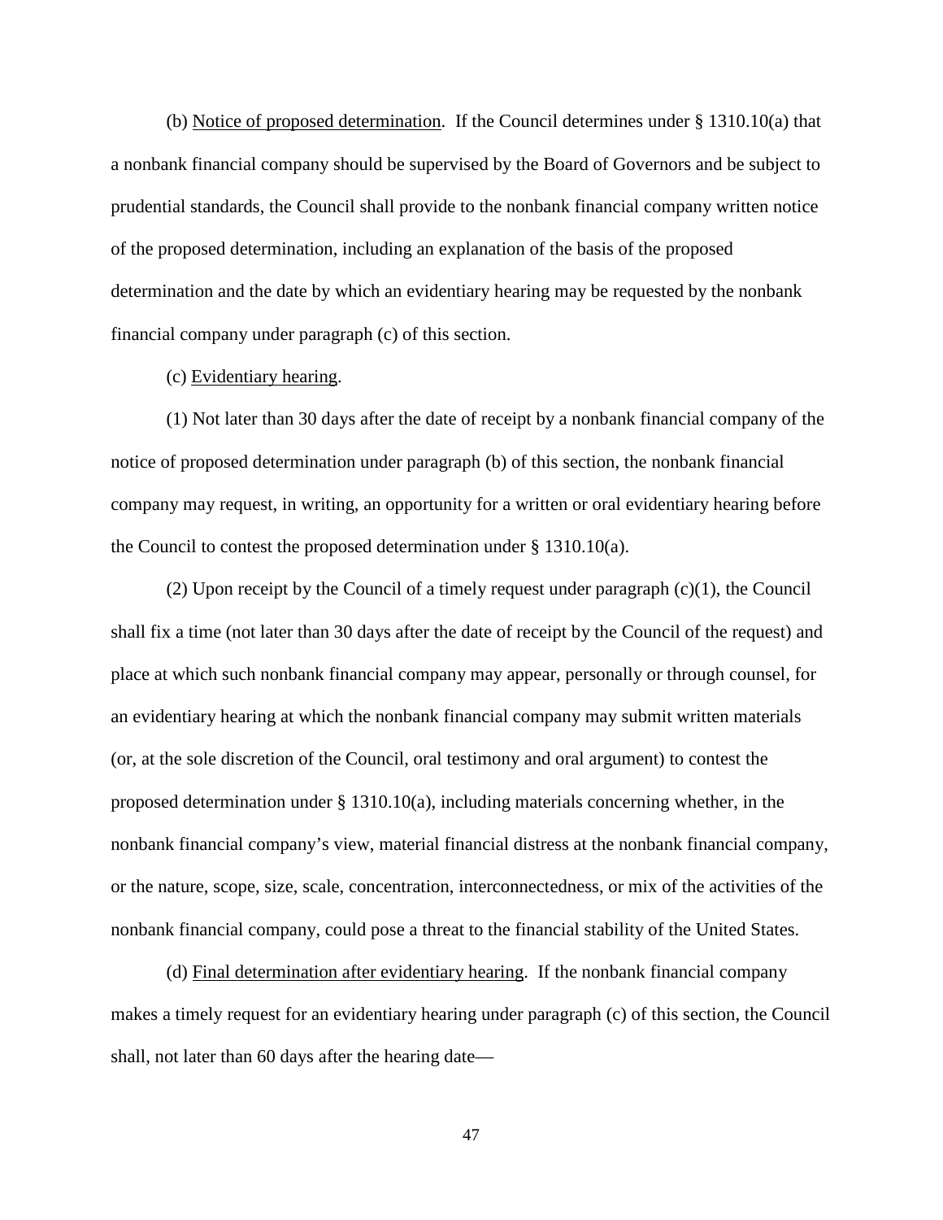(b) Notice of proposed determination. If the Council determines under § 1310.10(a) that a nonbank financial company should be supervised by the Board of Governors and be subject to prudential standards, the Council shall provide to the nonbank financial company written notice of the proposed determination, including an explanation of the basis of the proposed determination and the date by which an evidentiary hearing may be requested by the nonbank financial company under paragraph (c) of this section.

(c) Evidentiary hearing.

(1) Not later than 30 days after the date of receipt by a nonbank financial company of the notice of proposed determination under paragraph (b) of this section, the nonbank financial company may request, in writing, an opportunity for a written or oral evidentiary hearing before the Council to contest the proposed determination under § 1310.10(a).

(2) Upon receipt by the Council of a timely request under paragraph (c)(1), the Council shall fix a time (not later than 30 days after the date of receipt by the Council of the request) and place at which such nonbank financial company may appear, personally or through counsel, for an evidentiary hearing at which the nonbank financial company may submit written materials (or, at the sole discretion of the Council, oral testimony and oral argument) to contest the proposed determination under § 1310.10(a), including materials concerning whether, in the nonbank financial company's view, material financial distress at the nonbank financial company, or the nature, scope, size, scale, concentration, interconnectedness, or mix of the activities of the nonbank financial company, could pose a threat to the financial stability of the United States.

(d) Final determination after evidentiary hearing. If the nonbank financial company makes a timely request for an evidentiary hearing under paragraph (c) of this section, the Council shall, not later than 60 days after the hearing date—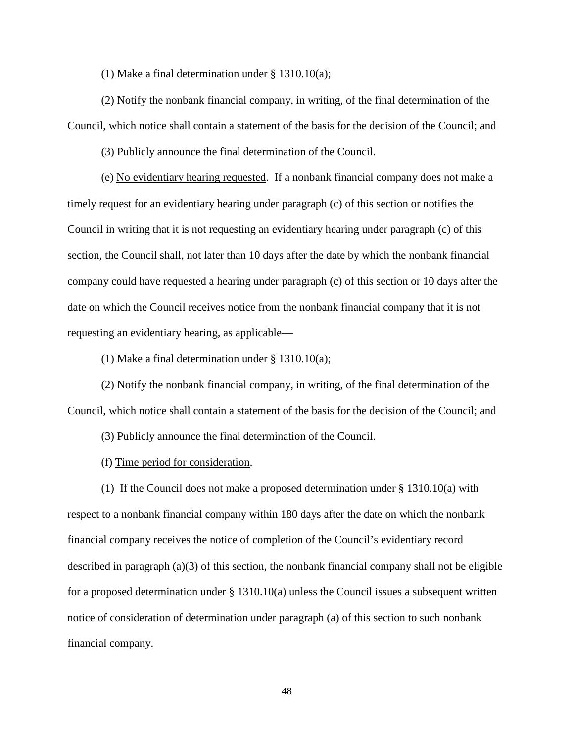(1) Make a final determination under § 1310.10(a);

(2) Notify the nonbank financial company, in writing, of the final determination of the Council, which notice shall contain a statement of the basis for the decision of the Council; and

(3) Publicly announce the final determination of the Council.

(e) No evidentiary hearing requested. If a nonbank financial company does not make a timely request for an evidentiary hearing under paragraph (c) of this section or notifies the Council in writing that it is not requesting an evidentiary hearing under paragraph (c) of this section, the Council shall, not later than 10 days after the date by which the nonbank financial company could have requested a hearing under paragraph (c) of this section or 10 days after the date on which the Council receives notice from the nonbank financial company that it is not requesting an evidentiary hearing, as applicable—

(1) Make a final determination under § 1310.10(a);

(2) Notify the nonbank financial company, in writing, of the final determination of the Council, which notice shall contain a statement of the basis for the decision of the Council; and

(3) Publicly announce the final determination of the Council.

(f) Time period for consideration.

(1) If the Council does not make a proposed determination under § 1310.10(a) with respect to a nonbank financial company within 180 days after the date on which the nonbank financial company receives the notice of completion of the Council's evidentiary record described in paragraph (a)(3) of this section, the nonbank financial company shall not be eligible for a proposed determination under § 1310.10(a) unless the Council issues a subsequent written notice of consideration of determination under paragraph (a) of this section to such nonbank financial company.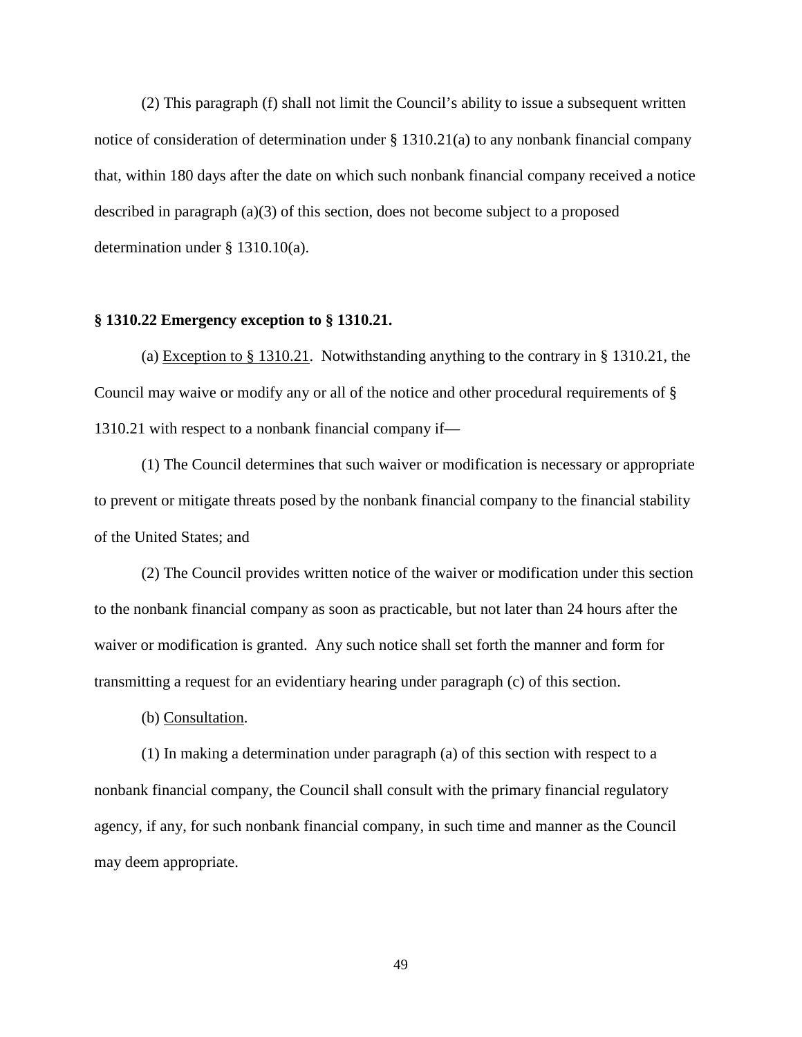(2) This paragraph (f) shall not limit the Council's ability to issue a subsequent written notice of consideration of determination under § 1310.21(a) to any nonbank financial company that, within 180 days after the date on which such nonbank financial company received a notice described in paragraph (a)(3) of this section, does not become subject to a proposed determination under § 1310.10(a).

**§ 1310.22 Emergency exception to § 1310.21.**

(a) Exception to § 1310.21. Notwithstanding anything to the contrary in § 1310.21, the Council may waive or modify any or all of the notice and other procedural requirements of § 1310.21 with respect to a nonbank financial company if—

(1) The Council determines that such waiver or modification is necessary or appropriate to prevent or mitigate threats posed by the nonbank financial company to the financial stability of the United States; and

(2) The Council provides written notice of the waiver or modification under this section to the nonbank financial company as soon as practicable, but not later than 24 hours after the waiver or modification is granted. Any such notice shall set forth the manner and form for transmitting a request for an evidentiary hearing under paragraph (c) of this section.

(b) Consultation.

(1) In making a determination under paragraph (a) of this section with respect to a nonbank financial company, the Council shall consult with the primary financial regulatory agency, if any, for such nonbank financial company, in such time and manner as the Council may deem appropriate.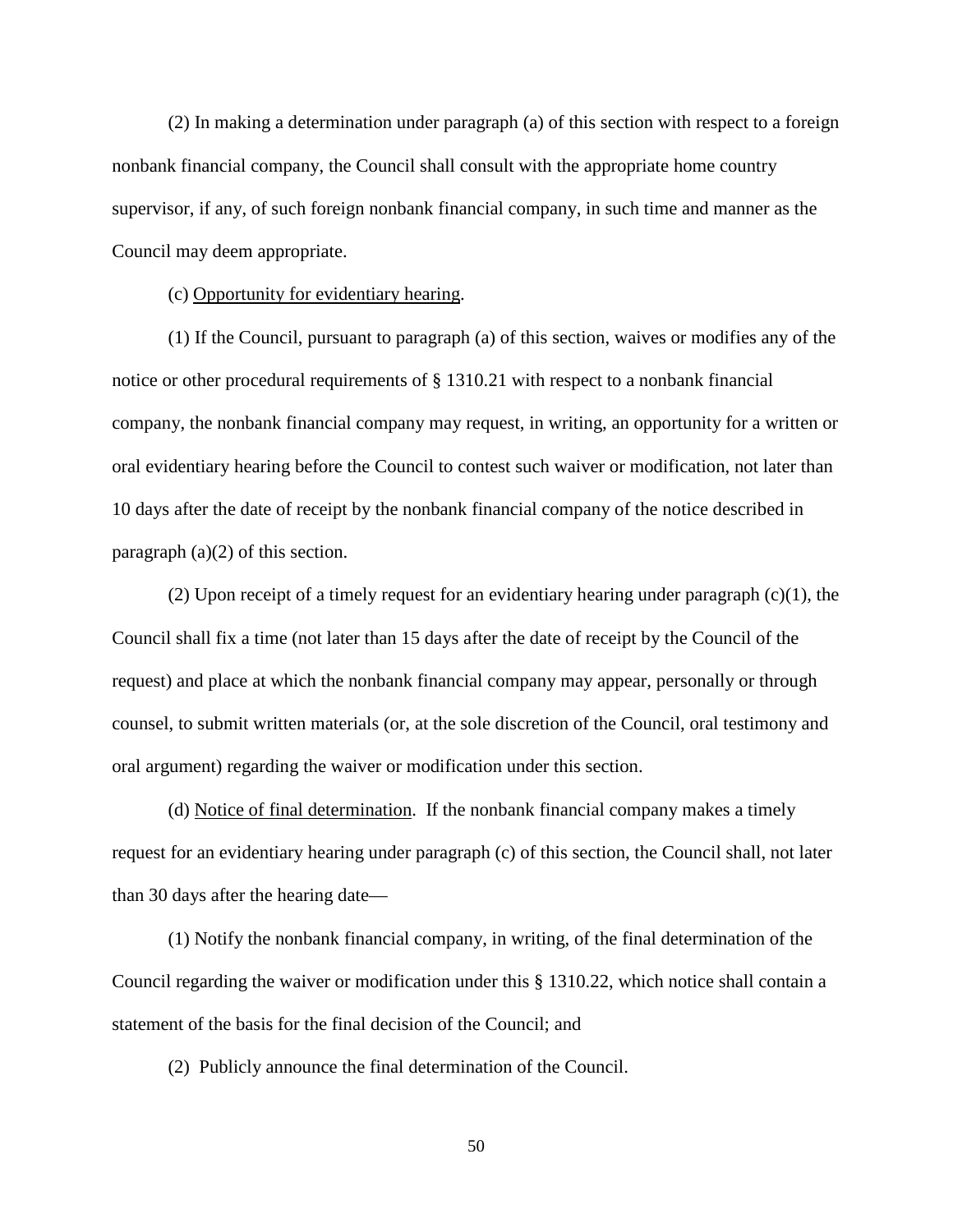(2) In making a determination under paragraph (a) of this section with respect to a foreign nonbank financial company, the Council shall consult with the appropriate home country supervisor, if any, of such foreign nonbank financial company, in such time and manner as the Council may deem appropriate.

(c) Opportunity for evidentiary hearing.

(1) If the Council, pursuant to paragraph (a) of this section, waives or modifies any of the notice or other procedural requirements of § 1310.21 with respect to a nonbank financial company, the nonbank financial company may request, in writing, an opportunity for a written or oral evidentiary hearing before the Council to contest such waiver or modification, not later than 10 days after the date of receipt by the nonbank financial company of the notice described in paragraph (a)(2) of this section.

(2) Upon receipt of a timely request for an evidentiary hearing under paragraph (c)(1), the Council shall fix a time (not later than 15 days after the date of receipt by the Council of the request) and place at which the nonbank financial company may appear, personally or through counsel, to submit written materials (or, at the sole discretion of the Council, oral testimony and oral argument) regarding the waiver or modification under this section.

(d) Notice of final determination. If the nonbank financial company makes a timely request for an evidentiary hearing under paragraph (c) of this section, the Council shall, not later than 30 days after the hearing date—

(1) Notify the nonbank financial company, in writing, of the final determination of the Council regarding the waiver or modification under this § 1310.22, which notice shall contain a statement of the basis for the final decision of the Council; and

(2) Publicly announce the final determination of the Council.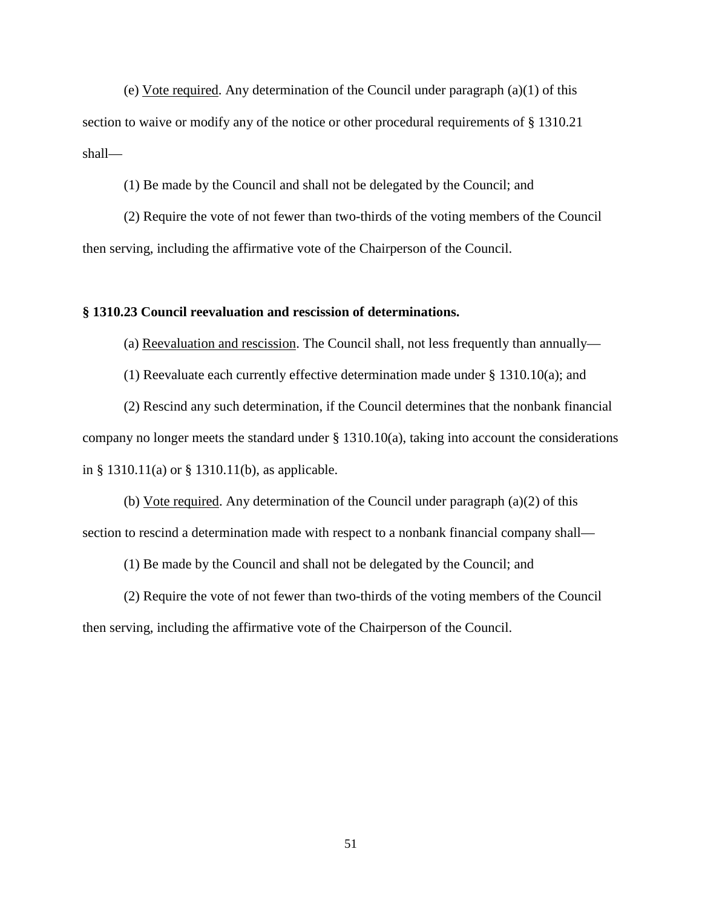(e) Vote required. Any determination of the Council under paragraph (a)(1) of this section to waive or modify any of the notice or other procedural requirements of § 1310.21 shall—

(1) Be made by the Council and shall not be delegated by the Council; and

(2) Require the vote of not fewer than two-thirds of the voting members of the Council then serving, including the affirmative vote of the Chairperson of the Council.

**§ 1310.23 Council reevaluation and rescission of determinations.**

(a) Reevaluation and rescission. The Council shall, not less frequently than annually—

(1) Reevaluate each currently effective determination made under § 1310.10(a); and

(2) Rescind any such determination, if the Council determines that the nonbank financial company no longer meets the standard under § 1310.10(a), taking into account the considerations in § 1310.11(a) or § 1310.11(b), as applicable.

(b) Vote required. Any determination of the Council under paragraph (a)(2) of this section to rescind a determination made with respect to a nonbank financial company shall—

(1) Be made by the Council and shall not be delegated by the Council; and

(2) Require the vote of not fewer than two-thirds of the voting members of the Council then serving, including the affirmative vote of the Chairperson of the Council.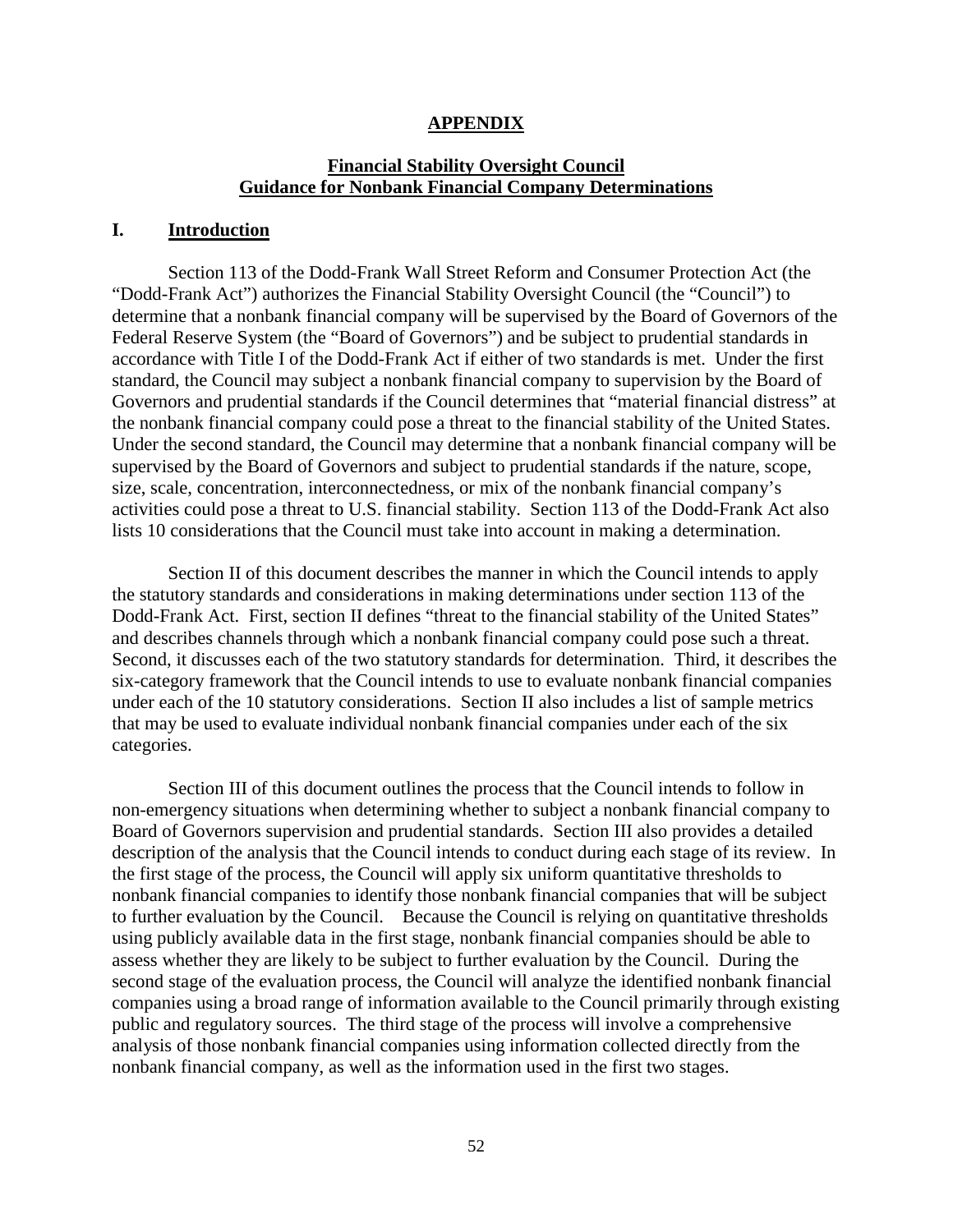# APPENDIX

## Financial Stability Oversight Council Guidance for Nonbank Financial Company Determinations

### I. Introduction

Section 113 of the Dodd-Frank Wall Street Reform and Consumer Protection Act (the "Dodd-Frank Act") authorizes the Financial Stability Oversight Council (the "Council") to determine that a nonbank financial company will be supervised by the Board of Governors of the Federal Reserve System (the "Board of Governors") and be subject to prudential standards in accordance with Title I of the Dodd-Frank Act if either of two standards is met. Under the first standard, the Council may subject a nonbank financial company to supervision by the Board of Governors and prudential standards if the Council determines that "material financial distress" at the nonbank financial company could pose a threat to the financial stability of the United States. Under the second standard, the Council may determine that a nonbank financial company will be supervised by the Board of Governors and subject to prudential standards if the nature, scope, size, scale, concentration, interconnectedness, or mix of the nonbank financial company's activities could pose a threat to U.S. financial stability. Section 113 of the Dodd-Frank Act also lists 10 considerations that the Council must take into account in making a determination.

Section II of this document describes the manner in which the Council intends to apply the statutory standards and considerations in making determinations under section 113 of the Dodd-Frank Act. First, section II defines "threat to the financial stability of the United States" and describes channels through which a nonbank financial company could pose such a threat. Second, it discusses each of the two statutory standards for determination. Third, it describes the six-category framework that the Council intends to use to evaluate nonbank financial companies under each of the 10 statutory considerations. Section II also includes a list of sample metrics that may be used to evaluate individual nonbank financial companies under each of the six categories.

Section III of this document outlines the process that the Council intends to follow in non-emergency situations when determining whether to subject a nonbank financial company to Board of Governors supervision and prudential standards. Section III also provides a detailed description of the analysis that the Council intends to conduct during each stage of its review. In the first stage of the process, the Council will apply six uniform quantitative thresholds to nonbank financial companies to identify those nonbank financial companies that will be subject to further evaluation by the Council. Because the Council is relying on quantitative thresholds using publicly available data in the first stage, nonbank financial companies should be able to assess whether they are likely to be subject to further evaluation by the Council. During the second stage of the evaluation process, the Council will analyze the identified nonbank financial companies using a broad range of information available to the Council primarily through existing public and regulatory sources. The third stage of the process will involve a comprehensive analysis of those nonbank financial companies using information collected directly from the nonbank financial company, as well as the information used in the first two stages.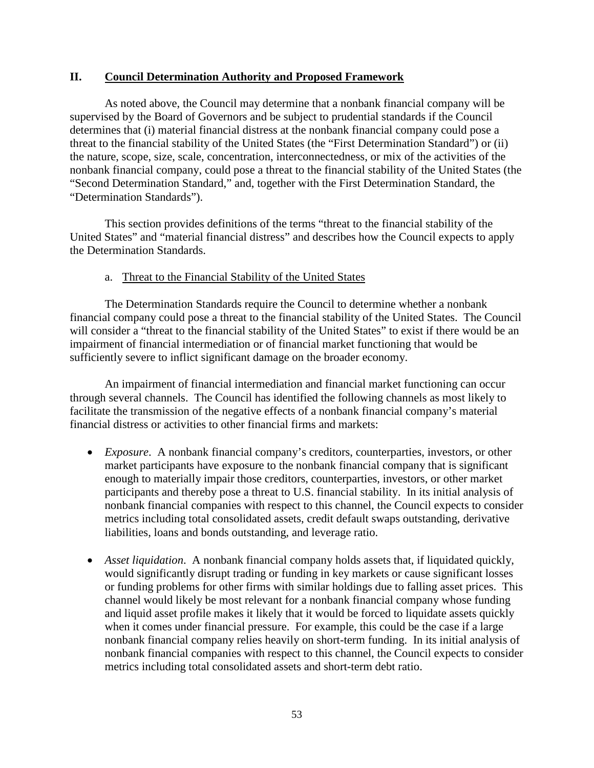## II. Council Determination Authority and Proposed Framework

As noted above, the Council may determine that a nonbank financial company will be supervised by the Board of Governors and be subject to prudential standards if the Council determines that (i) material financial distress at the nonbank financial company could pose a threat to the financial stability of the United States (the "First Determination Standard") or (ii) the nature, scope, size, scale, concentration, interconnectedness, or mix of the activities of the nonbank financial company, could pose a threat to the financial stability of the United States (the "Second Determination Standard," and, together with the First Determination Standard, the "Determination Standards").

This section provides definitions of the terms "threat to the financial stability of the United States" and "material financial distress" and describes how the Council expects to apply the Determination Standards.

### a. Threat to the Financial Stability of the United States

The Determination Standards require the Council to determine whether a nonbank financial company could pose a threat to the financial stability of the United States. The Council will consider a "threat to the financial stability of the United States" to exist if there would be an impairment of financial intermediation or of financial market functioning that would be sufficiently severe to inflict significant damage on the broader economy.

An impairment of financial intermediation and financial market functioning can occur through several channels. The Council has identified the following channels as most likely to facilitate the transmission of the negative effects of a nonbank financial company's material financial distress or activities to other financial firms and markets:

- *Exposure*. A nonbank financial company's creditors, counterparties, investors, or other market participants have exposure to the nonbank financial company that is significant enough to materially impair those creditors, counterparties, investors, or other market participants and thereby pose a threat to U.S. financial stability. In its initial analysis of nonbank financial companies with respect to this channel, the Council expects to consider metrics including total consolidated assets, credit default swaps outstanding, derivative liabilities, loans and bonds outstanding, and leverage ratio.

- *Asset liquidation*. A nonbank financial company holds assets that, if liquidated quickly, would significantly disrupt trading or funding in key markets or cause significant losses or funding problems for other firms with similar holdings due to falling asset prices. This channel would likely be most relevant for a nonbank financial company whose funding and liquid asset profile makes it likely that it would be forced to liquidate assets quickly when it comes under financial pressure. For example, this could be the case if a large nonbank financial company relies heavily on short-term funding. In its initial analysis of nonbank financial companies with respect to this channel, the Council expects to consider metrics including total consolidated assets and short-term debt ratio.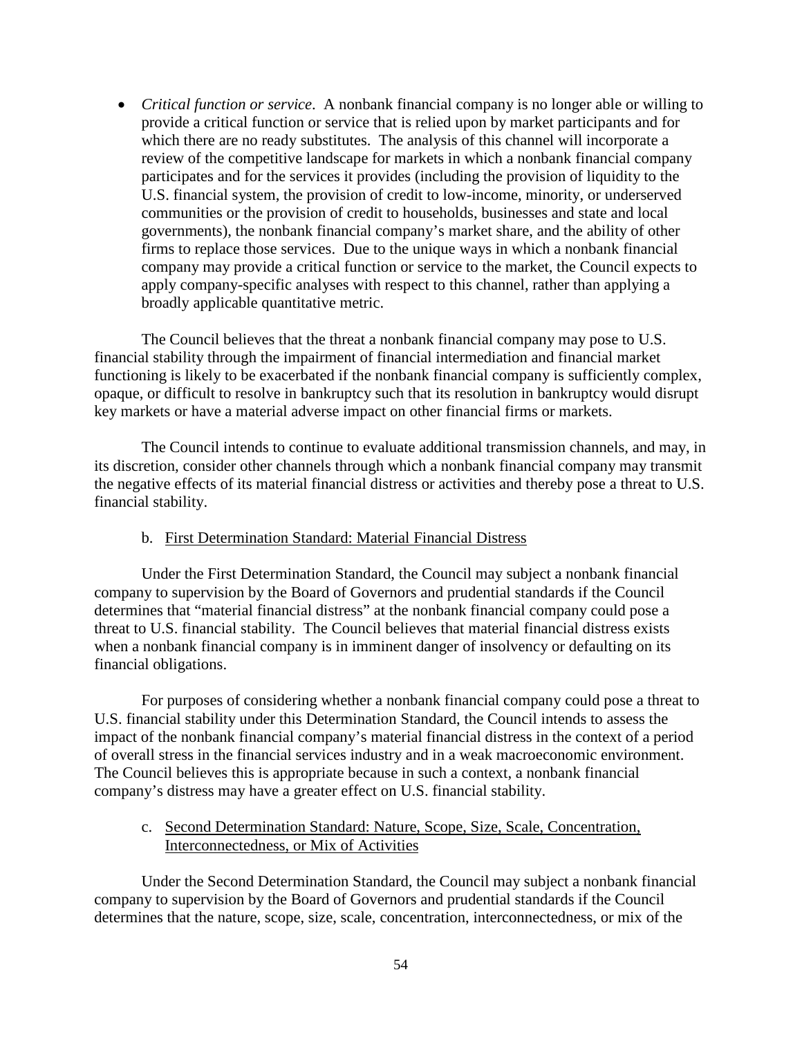- *Critical function or service*. A nonbank financial company is no longer able or willing to provide a critical function or service that is relied upon by market participants and for which there are no ready substitutes. The analysis of this channel will incorporate a review of the competitive landscape for markets in which a nonbank financial company participates and for the services it provides (including the provision of liquidity to the U.S. financial system, the provision of credit to low-income, minority, or underserved communities or the provision of credit to households, businesses and state and local governments), the nonbank financial company's market share, and the ability of other firms to replace those services. Due to the unique ways in which a nonbank financial company may provide a critical function or service to the market, the Council expects to apply company-specific analyses with respect to this channel, rather than applying a broadly applicable quantitative metric.

The Council believes that the threat a nonbank financial company may pose to U.S. financial stability through the impairment of financial intermediation and financial market functioning is likely to be exacerbated if the nonbank financial company is sufficiently complex, opaque, or difficult to resolve in bankruptcy such that its resolution in bankruptcy would disrupt key markets or have a material adverse impact on other financial firms or markets.

The Council intends to continue to evaluate additional transmission channels, and may, in its discretion, consider other channels through which a nonbank financial company may transmit the negative effects of its material financial distress or activities and thereby pose a threat to U.S. financial stability.

b. First Determination Standard: Material Financial Distress

Under the First Determination Standard, the Council may subject a nonbank financial company to supervision by the Board of Governors and prudential standards if the Council determines that "material financial distress" at the nonbank financial company could pose a threat to U.S. financial stability. The Council believes that material financial distress exists when a nonbank financial company is in imminent danger of insolvency or defaulting on its financial obligations.

For purposes of considering whether a nonbank financial company could pose a threat to U.S. financial stability under this Determination Standard, the Council intends to assess the impact of the nonbank financial company's material financial distress in the context of a period of overall stress in the financial services industry and in a weak macroeconomic environment. The Council believes this is appropriate because in such a context, a nonbank financial company's distress may have a greater effect on U.S. financial stability.

c. Second Determination Standard: Nature, Scope, Size, Scale, Concentration, Interconnectedness, or Mix of Activities

Under the Second Determination Standard, the Council may subject a nonbank financial company to supervision by the Board of Governors and prudential standards if the Council determines that the nature, scope, size, scale, concentration, interconnectedness, or mix of the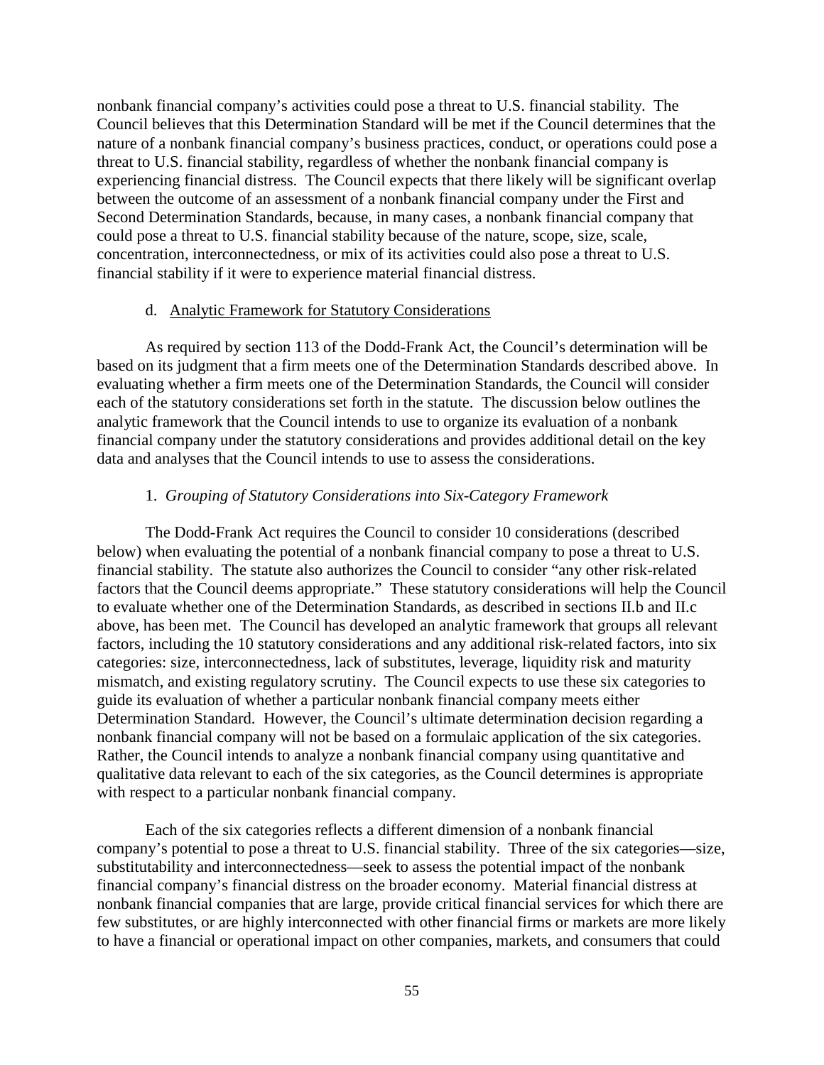nonbank financial company's activities could pose a threat to U.S. financial stability. The Council believes that this Determination Standard will be met if the Council determines that the nature of a nonbank financial company's business practices, conduct, or operations could pose a threat to U.S. financial stability, regardless of whether the nonbank financial company is experiencing financial distress. The Council expects that there likely will be significant overlap between the outcome of an assessment of a nonbank financial company under the First and Second Determination Standards, because, in many cases, a nonbank financial company that could pose a threat to U.S. financial stability because of the nature, scope, size, scale, concentration, interconnectedness, or mix of its activities could also pose a threat to U.S. financial stability if it were to experience material financial distress.

d. <u>Analytic Framework for Statutory Considerations</u>

As required by section 113 of the Dodd-Frank Act, the Council's determination will be based on its judgment that a firm meets one of the Determination Standards described above. In evaluating whether a firm meets one of the Determination Standards, the Council will consider each of the statutory considerations set forth in the statute. The discussion below outlines the analytic framework that the Council intends to use to organize its evaluation of a nonbank financial company under the statutory considerations and provides additional detail on the key data and analyses that the Council intends to use to assess the considerations.

1. *Grouping of Statutory Considerations into Six-Category Framework*

The Dodd-Frank Act requires the Council to consider 10 considerations (described below) when evaluating the potential of a nonbank financial company to pose a threat to U.S. financial stability. The statute also authorizes the Council to consider "any other risk-related factors that the Council deems appropriate." These statutory considerations will help the Council to evaluate whether one of the Determination Standards, as described in sections II.b and II.c above, has been met. The Council has developed an analytic framework that groups all relevant factors, including the 10 statutory considerations and any additional risk-related factors, into six categories: size, interconnectedness, lack of substitutes, leverage, liquidity risk and maturity mismatch, and existing regulatory scrutiny. The Council expects to use these six categories to guide its evaluation of whether a particular nonbank financial company meets either Determination Standard. However, the Council's ultimate determination decision regarding a nonbank financial company will not be based on a formulaic application of the six categories. Rather, the Council intends to analyze a nonbank financial company using quantitative and qualitative data relevant to each of the six categories, as the Council determines is appropriate with respect to a particular nonbank financial company.

Each of the six categories reflects a different dimension of a nonbank financial company's potential to pose a threat to U.S. financial stability. Three of the six categories—size, substitutability and interconnectedness—seek to assess the potential impact of the nonbank financial company's financial distress on the broader economy. Material financial distress at nonbank financial companies that are large, provide critical financial services for which there are few substitutes, or are highly interconnected with other financial firms or markets are more likely to have a financial or operational impact on other companies, markets, and consumers that could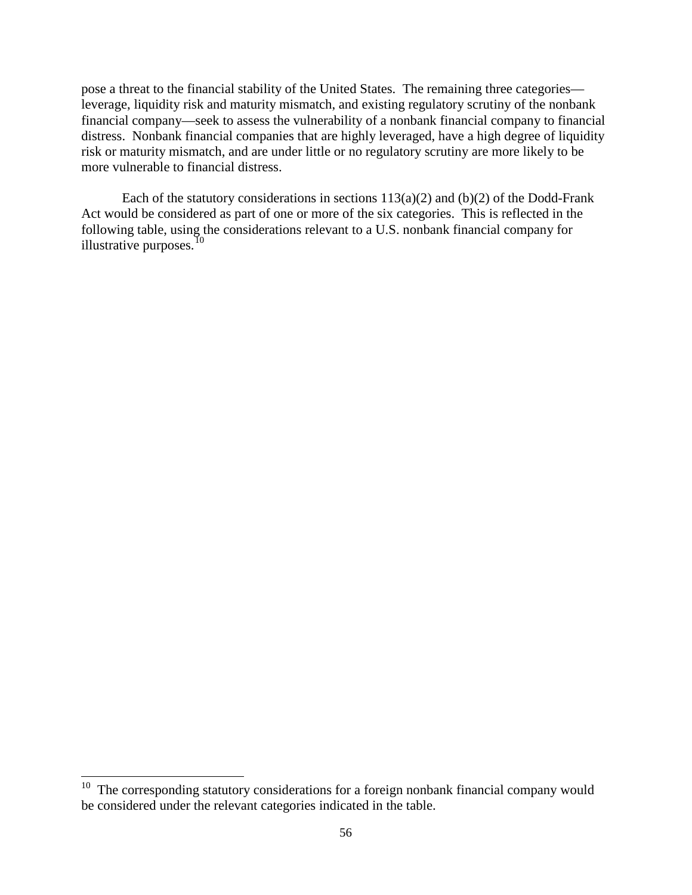pose a threat to the financial stability of the United States. The remaining three categories—leverage, liquidity risk and maturity mismatch, and existing regulatory scrutiny of the nonbank financial company—seek to assess the vulnerability of a nonbank financial company to financial distress. Nonbank financial companies that are highly leveraged, have a high degree of liquidity risk or maturity mismatch, and are under little or no regulatory scrutiny are more likely to be more vulnerable to financial distress.

Each of the statutory considerations in sections 113(a)(2) and (b)(2) of the Dodd-Frank Act would be considered as part of one or more of the six categories. This is reflected in the following table, using the considerations relevant to a U.S. nonbank financial company for illustrative purposes.[10]

---

[10] The corresponding statutory considerations for a foreign nonbank financial company would be considered under the relevant categories indicated in the table.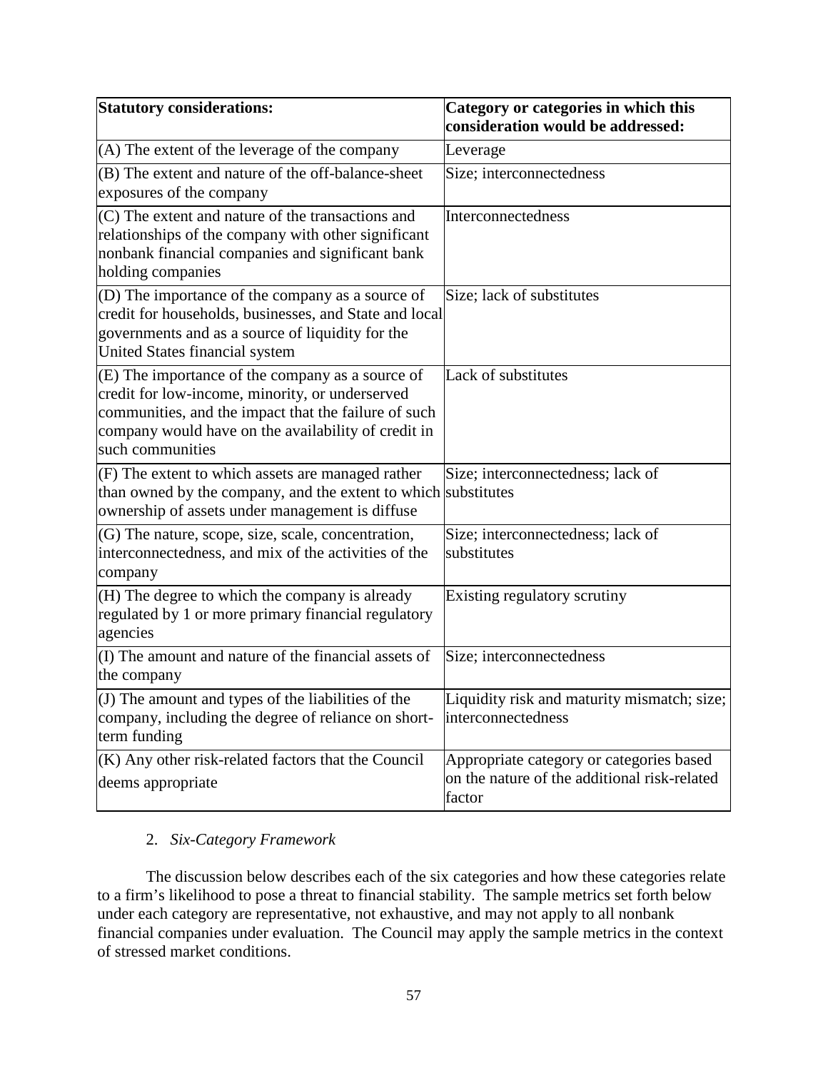| Statutory considerations: | Category or categories in which this consideration would be addressed: |
|---|---|
| (A) The extent of the leverage of the company | Leverage |
| (B) The extent and nature of the off-balance-sheet exposures of the company | Size; interconnectedness |
| (C) The extent and nature of the transactions and relationships of the company with other significant nonbank financial companies and significant bank holding companies | Interconnectedness |
| (D) The importance of the company as a source of credit for households, businesses, and State and local governments and as a source of liquidity for the United States financial system | Size; lack of substitutes |
| (E) The importance of the company as a source of credit for low-income, minority, or underserved communities, and the impact that the failure of such company would have on the availability of credit in such communities | Lack of substitutes |
| (F) The extent to which assets are managed rather than owned by the company, and the extent to which ownership of assets under management is diffuse | Size; interconnectedness; lack of substitutes |
| (G) The nature, scope, size, scale, concentration, interconnectedness, and mix of the activities of the company | Size; interconnectedness; lack of substitutes |
| (H) The degree to which the company is already regulated by 1 or more primary financial regulatory agencies | Existing regulatory scrutiny |
| (I) The amount and nature of the financial assets of the company | Size; interconnectedness |
| (J) The amount and types of the liabilities of the company, including the degree of reliance on short-term funding | Liquidity risk and maturity mismatch; size; interconnectedness |
| (K) Any other risk-related factors that the Council deems appropriate | Appropriate category or categories based on the nature of the additional risk-related factor |

2. *Six-Category Framework*

The discussion below describes each of the six categories and how these categories relate to a firm's likelihood to pose a threat to financial stability. The sample metrics set forth below under each category are representative, not exhaustive, and may not apply to all nonbank financial companies under evaluation. The Council may apply the sample metrics in the context of stressed market conditions.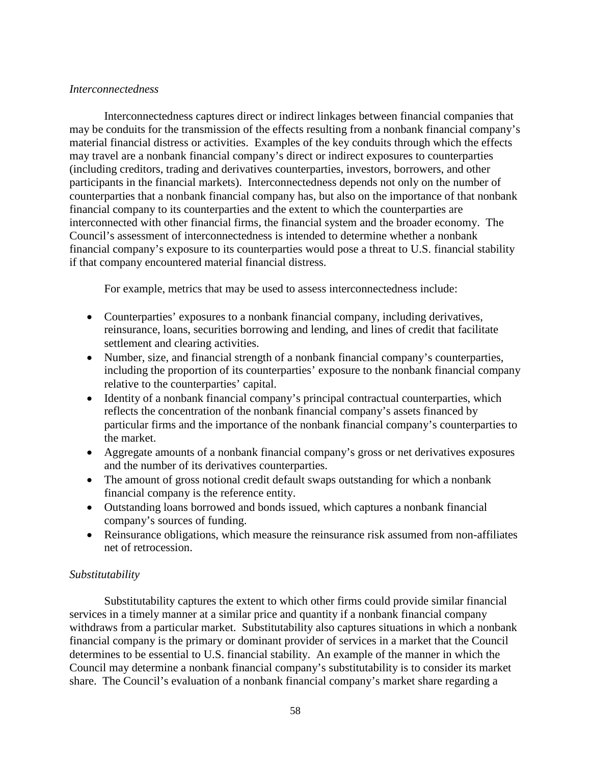*Interconnectedness*

Interconnectedness captures direct or indirect linkages between financial companies that may be conduits for the transmission of the effects resulting from a nonbank financial company's material financial distress or activities. Examples of the key conduits through which the effects may travel are a nonbank financial company's direct or indirect exposures to counterparties (including creditors, trading and derivatives counterparties, investors, borrowers, and other participants in the financial markets). Interconnectedness depends not only on the number of counterparties that a nonbank financial company has, but also on the importance of that nonbank financial company to its counterparties and the extent to which the counterparties are interconnected with other financial firms, the financial system and the broader economy. The Council's assessment of interconnectedness is intended to determine whether a nonbank financial company's exposure to its counterparties would pose a threat to U.S. financial stability if that company encountered material financial distress.

For example, metrics that may be used to assess interconnectedness include:

- Counterparties' exposures to a nonbank financial company, including derivatives, reinsurance, loans, securities borrowing and lending, and lines of credit that facilitate settlement and clearing activities.
- Number, size, and financial strength of a nonbank financial company's counterparties, including the proportion of its counterparties' exposure to the nonbank financial company relative to the counterparties' capital.
- Identity of a nonbank financial company's principal contractual counterparties, which reflects the concentration of the nonbank financial company's assets financed by particular firms and the importance of the nonbank financial company's counterparties to the market.
- Aggregate amounts of a nonbank financial company's gross or net derivatives exposures and the number of its derivatives counterparties.
- The amount of gross notional credit default swaps outstanding for which a nonbank financial company is the reference entity.
- Outstanding loans borrowed and bonds issued, which captures a nonbank financial company's sources of funding.
- Reinsurance obligations, which measure the reinsurance risk assumed from non-affiliates net of retrocession.

*Substitutability*

Substitutability captures the extent to which other firms could provide similar financial services in a timely manner at a similar price and quantity if a nonbank financial company withdraws from a particular market. Substitutability also captures situations in which a nonbank financial company is the primary or dominant provider of services in a market that the Council determines to be essential to U.S. financial stability. An example of the manner in which the Council may determine a nonbank financial company's substitutability is to consider its market share. The Council's evaluation of a nonbank financial company's market share regarding a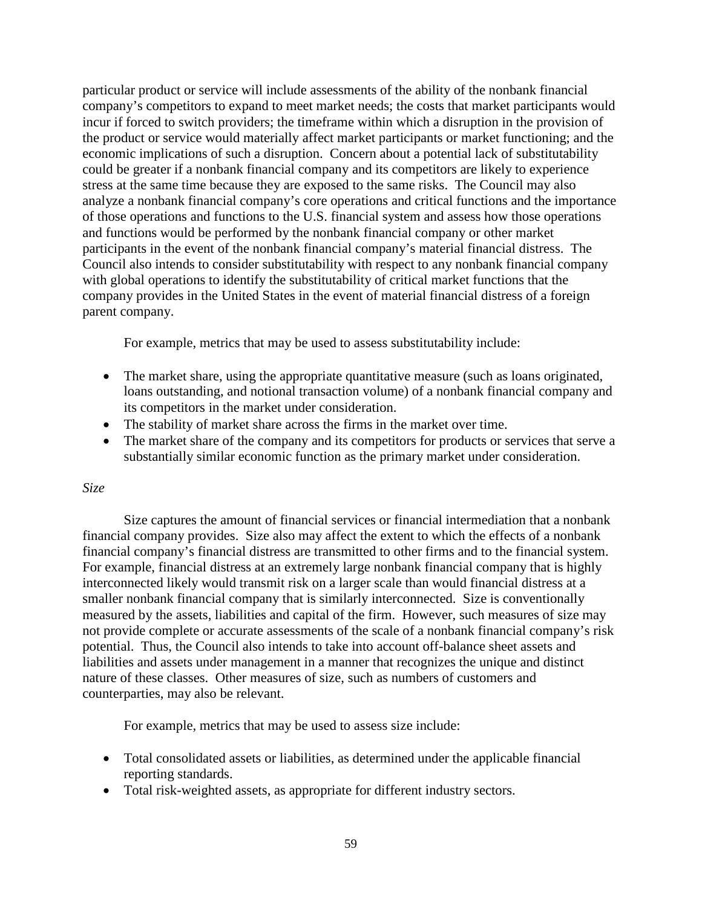particular product or service will include assessments of the ability of the nonbank financial company's competitors to expand to meet market needs; the costs that market participants would incur if forced to switch providers; the timeframe within which a disruption in the provision of the product or service would materially affect market participants or market functioning; and the economic implications of such a disruption. Concern about a potential lack of substitutability could be greater if a nonbank financial company and its competitors are likely to experience stress at the same time because they are exposed to the same risks. The Council may also analyze a nonbank financial company's core operations and critical functions and the importance of those operations and functions to the U.S. financial system and assess how those operations and functions would be performed by the nonbank financial company or other market participants in the event of the nonbank financial company's material financial distress. The Council also intends to consider substitutability with respect to any nonbank financial company with global operations to identify the substitutability of critical market functions that the company provides in the United States in the event of material financial distress of a foreign parent company.

For example, metrics that may be used to assess substitutability include:

- The market share, using the appropriate quantitative measure (such as loans originated, loans outstanding, and notional transaction volume) of a nonbank financial company and its competitors in the market under consideration.
- The stability of market share across the firms in the market over time.
- The market share of the company and its competitors for products or services that serve a substantially similar economic function as the primary market under consideration.

*Size*

Size captures the amount of financial services or financial intermediation that a nonbank financial company provides. Size also may affect the extent to which the effects of a nonbank financial company's financial distress are transmitted to other firms and to the financial system. For example, financial distress at an extremely large nonbank financial company that is highly interconnected likely would transmit risk on a larger scale than would financial distress at a smaller nonbank financial company that is similarly interconnected. Size is conventionally measured by the assets, liabilities and capital of the firm. However, such measures of size may not provide complete or accurate assessments of the scale of a nonbank financial company's risk potential. Thus, the Council also intends to take into account off-balance sheet assets and liabilities and assets under management in a manner that recognizes the unique and distinct nature of these classes. Other measures of size, such as numbers of customers and counterparties, may also be relevant.

For example, metrics that may be used to assess size include:

- Total consolidated assets or liabilities, as determined under the applicable financial reporting standards.
- Total risk-weighted assets, as appropriate for different industry sectors.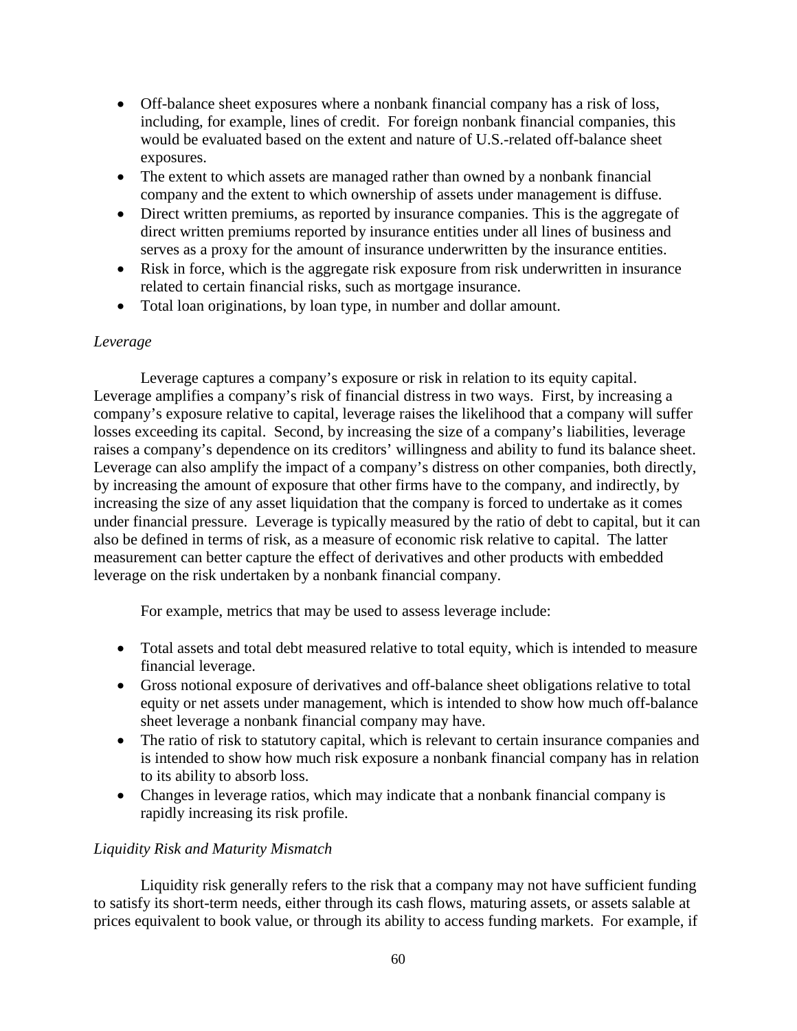- Off-balance sheet exposures where a nonbank financial company has a risk of loss, including, for example, lines of credit. For foreign nonbank financial companies, this would be evaluated based on the extent and nature of U.S.-related off-balance sheet exposures.
- The extent to which assets are managed rather than owned by a nonbank financial company and the extent to which ownership of assets under management is diffuse.
- Direct written premiums, as reported by insurance companies. This is the aggregate of direct written premiums reported by insurance entities under all lines of business and serves as a proxy for the amount of insurance underwritten by the insurance entities.
- Risk in force, which is the aggregate risk exposure from risk underwritten in insurance related to certain financial risks, such as mortgage insurance.
- Total loan originations, by loan type, in number and dollar amount.

*Leverage*

Leverage captures a company's exposure or risk in relation to its equity capital. Leverage amplifies a company's risk of financial distress in two ways. First, by increasing a company's exposure relative to capital, leverage raises the likelihood that a company will suffer losses exceeding its capital. Second, by increasing the size of a company's liabilities, leverage raises a company's dependence on its creditors' willingness and ability to fund its balance sheet. Leverage can also amplify the impact of a company's distress on other companies, both directly, by increasing the amount of exposure that other firms have to the company, and indirectly, by increasing the size of any asset liquidation that the company is forced to undertake as it comes under financial pressure. Leverage is typically measured by the ratio of debt to capital, but it can also be defined in terms of risk, as a measure of economic risk relative to capital. The latter measurement can better capture the effect of derivatives and other products with embedded leverage on the risk undertaken by a nonbank financial company.

For example, metrics that may be used to assess leverage include:

- Total assets and total debt measured relative to total equity, which is intended to measure financial leverage.
- Gross notional exposure of derivatives and off-balance sheet obligations relative to total equity or net assets under management, which is intended to show how much off-balance sheet leverage a nonbank financial company may have.
- The ratio of risk to statutory capital, which is relevant to certain insurance companies and is intended to show how much risk exposure a nonbank financial company has in relation to its ability to absorb loss.
- Changes in leverage ratios, which may indicate that a nonbank financial company is rapidly increasing its risk profile.

*Liquidity Risk and Maturity Mismatch*

Liquidity risk generally refers to the risk that a company may not have sufficient funding to satisfy its short-term needs, either through its cash flows, maturing assets, or assets salable at prices equivalent to book value, or through its ability to access funding markets. For example, if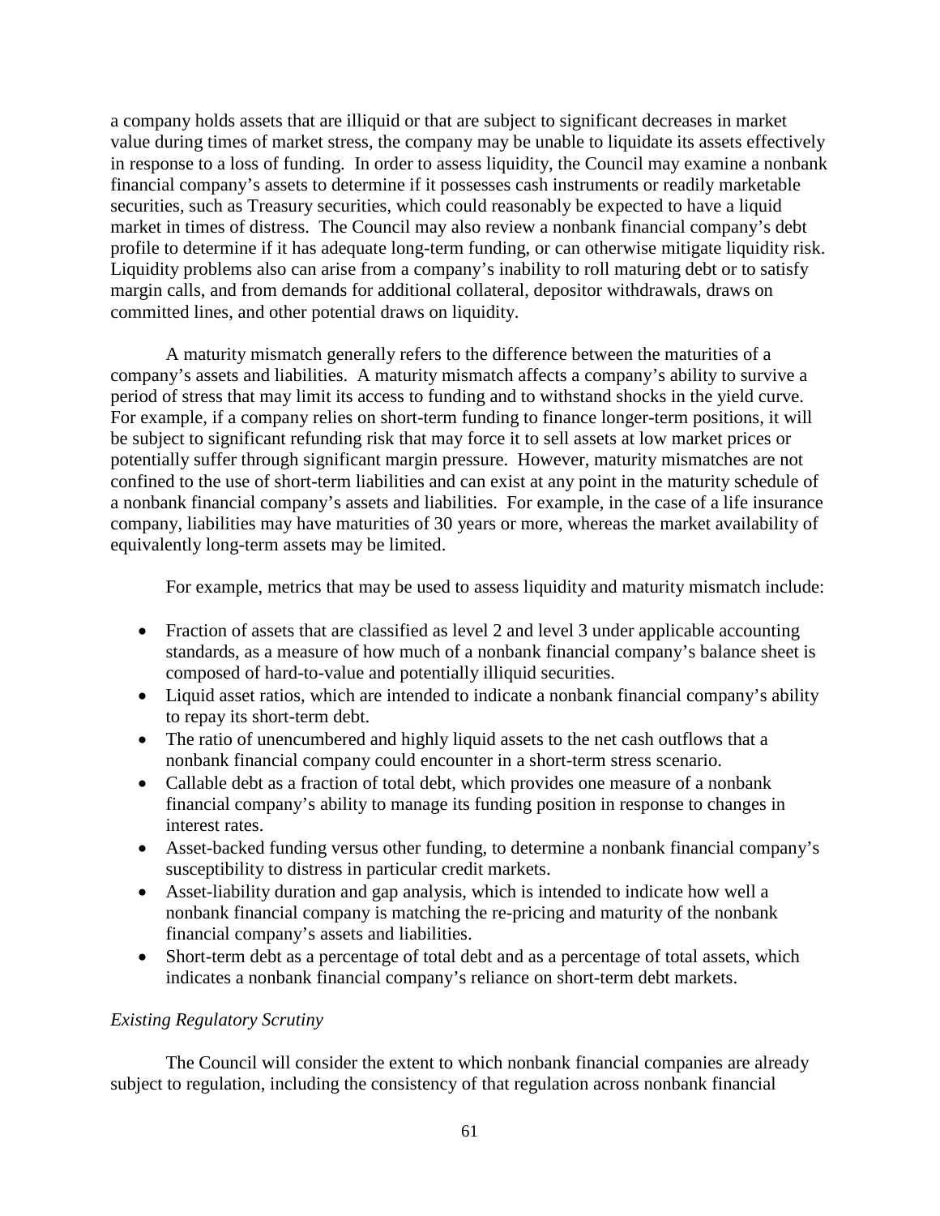a company holds assets that are illiquid or that are subject to significant decreases in market value during times of market stress, the company may be unable to liquidate its assets effectively in response to a loss of funding. In order to assess liquidity, the Council may examine a nonbank financial company's assets to determine if it possesses cash instruments or readily marketable securities, such as Treasury securities, which could reasonably be expected to have a liquid market in times of distress. The Council may also review a nonbank financial company's debt profile to determine if it has adequate long-term funding, or can otherwise mitigate liquidity risk. Liquidity problems also can arise from a company's inability to roll maturing debt or to satisfy margin calls, and from demands for additional collateral, depositor withdrawals, draws on committed lines, and other potential draws on liquidity.

A maturity mismatch generally refers to the difference between the maturities of a company's assets and liabilities. A maturity mismatch affects a company's ability to survive a period of stress that may limit its access to funding and to withstand shocks in the yield curve. For example, if a company relies on short-term funding to finance longer-term positions, it will be subject to significant refunding risk that may force it to sell assets at low market prices or potentially suffer through significant margin pressure. However, maturity mismatches are not confined to the use of short-term liabilities and can exist at any point in the maturity schedule of a nonbank financial company's assets and liabilities. For example, in the case of a life insurance company, liabilities may have maturities of 30 years or more, whereas the market availability of equivalently long-term assets may be limited.

For example, metrics that may be used to assess liquidity and maturity mismatch include:

- Fraction of assets that are classified as level 2 and level 3 under applicable accounting standards, as a measure of how much of a nonbank financial company's balance sheet is composed of hard-to-value and potentially illiquid securities.
- Liquid asset ratios, which are intended to indicate a nonbank financial company's ability to repay its short-term debt.
- The ratio of unencumbered and highly liquid assets to the net cash outflows that a nonbank financial company could encounter in a short-term stress scenario.
- Callable debt as a fraction of total debt, which provides one measure of a nonbank financial company's ability to manage its funding position in response to changes in interest rates.
- Asset-backed funding versus other funding, to determine a nonbank financial company's susceptibility to distress in particular credit markets.
- Asset-liability duration and gap analysis, which is intended to indicate how well a nonbank financial company is matching the re-pricing and maturity of the nonbank financial company's assets and liabilities.
- Short-term debt as a percentage of total debt and as a percentage of total assets, which indicates a nonbank financial company's reliance on short-term debt markets.

*Existing Regulatory Scrutiny*

The Council will consider the extent to which nonbank financial companies are already subject to regulation, including the consistency of that regulation across nonbank financial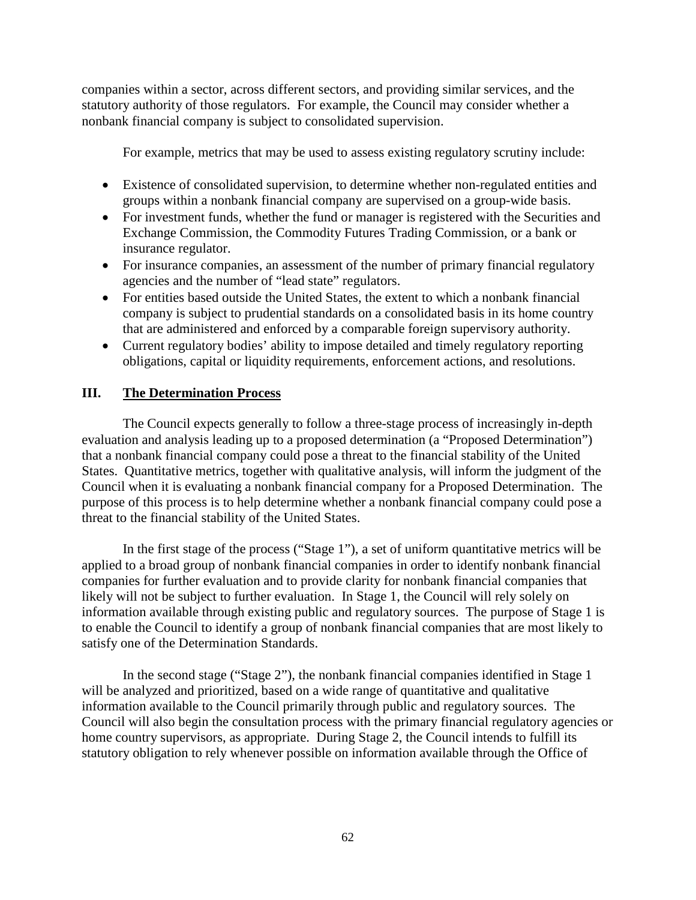companies within a sector, across different sectors, and providing similar services, and the statutory authority of those regulators. For example, the Council may consider whether a nonbank financial company is subject to consolidated supervision.

For example, metrics that may be used to assess existing regulatory scrutiny include:

- Existence of consolidated supervision, to determine whether non-regulated entities and groups within a nonbank financial company are supervised on a group-wide basis.
- For investment funds, whether the fund or manager is registered with the Securities and Exchange Commission, the Commodity Futures Trading Commission, or a bank or insurance regulator.
- For insurance companies, an assessment of the number of primary financial regulatory agencies and the number of "lead state" regulators.
- For entities based outside the United States, the extent to which a nonbank financial company is subject to prudential standards on a consolidated basis in its home country that are administered and enforced by a comparable foreign supervisory authority.
- Current regulatory bodies' ability to impose detailed and timely regulatory reporting obligations, capital or liquidity requirements, enforcement actions, and resolutions.

## III. The Determination Process

The Council expects generally to follow a three-stage process of increasingly in-depth evaluation and analysis leading up to a proposed determination (a "Proposed Determination") that a nonbank financial company could pose a threat to the financial stability of the United States. Quantitative metrics, together with qualitative analysis, will inform the judgment of the Council when it is evaluating a nonbank financial company for a Proposed Determination. The purpose of this process is to help determine whether a nonbank financial company could pose a threat to the financial stability of the United States.

In the first stage of the process ("Stage 1"), a set of uniform quantitative metrics will be applied to a broad group of nonbank financial companies in order to identify nonbank financial companies for further evaluation and to provide clarity for nonbank financial companies that likely will not be subject to further evaluation. In Stage 1, the Council will rely solely on information available through existing public and regulatory sources. The purpose of Stage 1 is to enable the Council to identify a group of nonbank financial companies that are most likely to satisfy one of the Determination Standards.

In the second stage ("Stage 2"), the nonbank financial companies identified in Stage 1 will be analyzed and prioritized, based on a wide range of quantitative and qualitative information available to the Council primarily through public and regulatory sources. The Council will also begin the consultation process with the primary financial regulatory agencies or home country supervisors, as appropriate. During Stage 2, the Council intends to fulfill its statutory obligation to rely whenever possible on information available through the Office of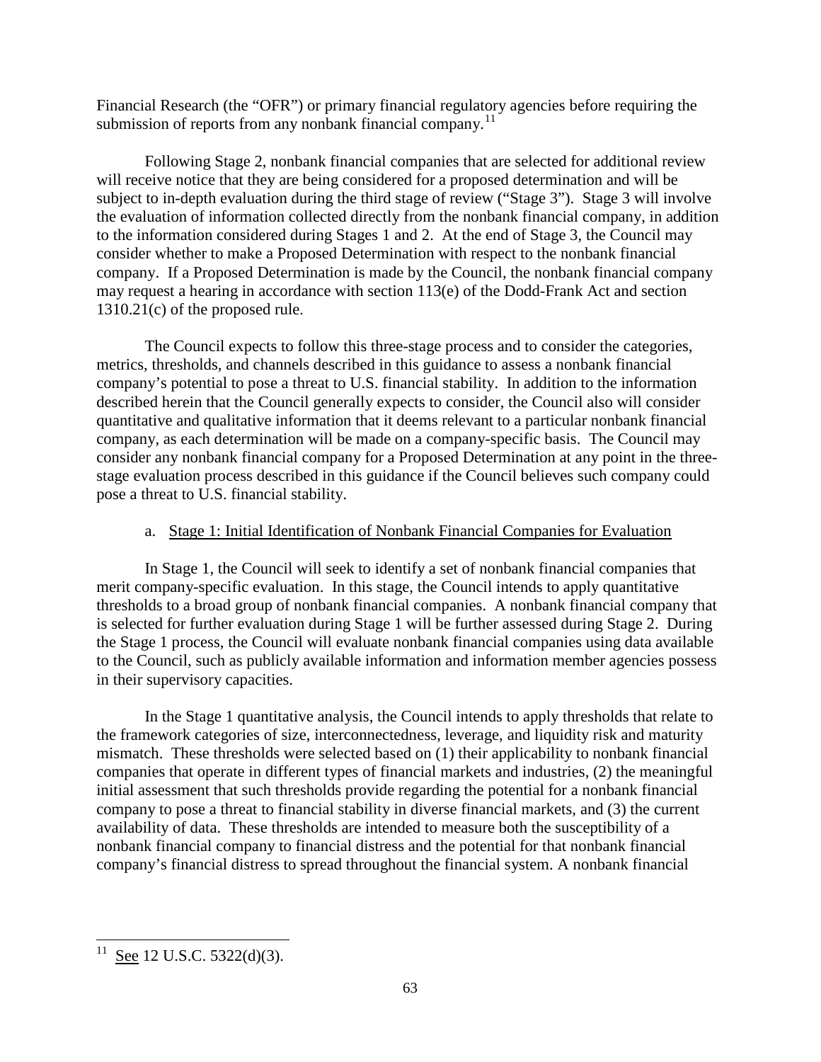Financial Research (the "OFR") or primary financial regulatory agencies before requiring the submission of reports from any nonbank financial company.[11]

Following Stage 2, nonbank financial companies that are selected for additional review will receive notice that they are being considered for a proposed determination and will be subject to in-depth evaluation during the third stage of review ("Stage 3"). Stage 3 will involve the evaluation of information collected directly from the nonbank financial company, in addition to the information considered during Stages 1 and 2. At the end of Stage 3, the Council may consider whether to make a Proposed Determination with respect to the nonbank financial company. If a Proposed Determination is made by the Council, the nonbank financial company may request a hearing in accordance with section 113(e) of the Dodd-Frank Act and section 1310.21(c) of the proposed rule.

The Council expects to follow this three-stage process and to consider the categories, metrics, thresholds, and channels described in this guidance to assess a nonbank financial company's potential to pose a threat to U.S. financial stability. In addition to the information described herein that the Council generally expects to consider, the Council also will consider quantitative and qualitative information that it deems relevant to a particular nonbank financial company, as each determination will be made on a company-specific basis. The Council may consider any nonbank financial company for a Proposed Determination at any point in the three-stage evaluation process described in this guidance if the Council believes such company could pose a threat to U.S. financial stability.

a. Stage 1: Initial Identification of Nonbank Financial Companies for Evaluation

In Stage 1, the Council will seek to identify a set of nonbank financial companies that merit company-specific evaluation. In this stage, the Council intends to apply quantitative thresholds to a broad group of nonbank financial companies. A nonbank financial company that is selected for further evaluation during Stage 1 will be further assessed during Stage 2. During the Stage 1 process, the Council will evaluate nonbank financial companies using data available to the Council, such as publicly available information and information member agencies possess in their supervisory capacities.

In the Stage 1 quantitative analysis, the Council intends to apply thresholds that relate to the framework categories of size, interconnectedness, leverage, and liquidity risk and maturity mismatch. These thresholds were selected based on (1) their applicability to nonbank financial companies that operate in different types of financial markets and industries, (2) the meaningful initial assessment that such thresholds provide regarding the potential for a nonbank financial company to pose a threat to financial stability in diverse financial markets, and (3) the current availability of data. These thresholds are intended to measure both the susceptibility of a nonbank financial company to financial distress and the potential for that nonbank financial company's financial distress to spread throughout the financial system. A nonbank financial

[11] See 12 U.S.C. 5322(d)(3).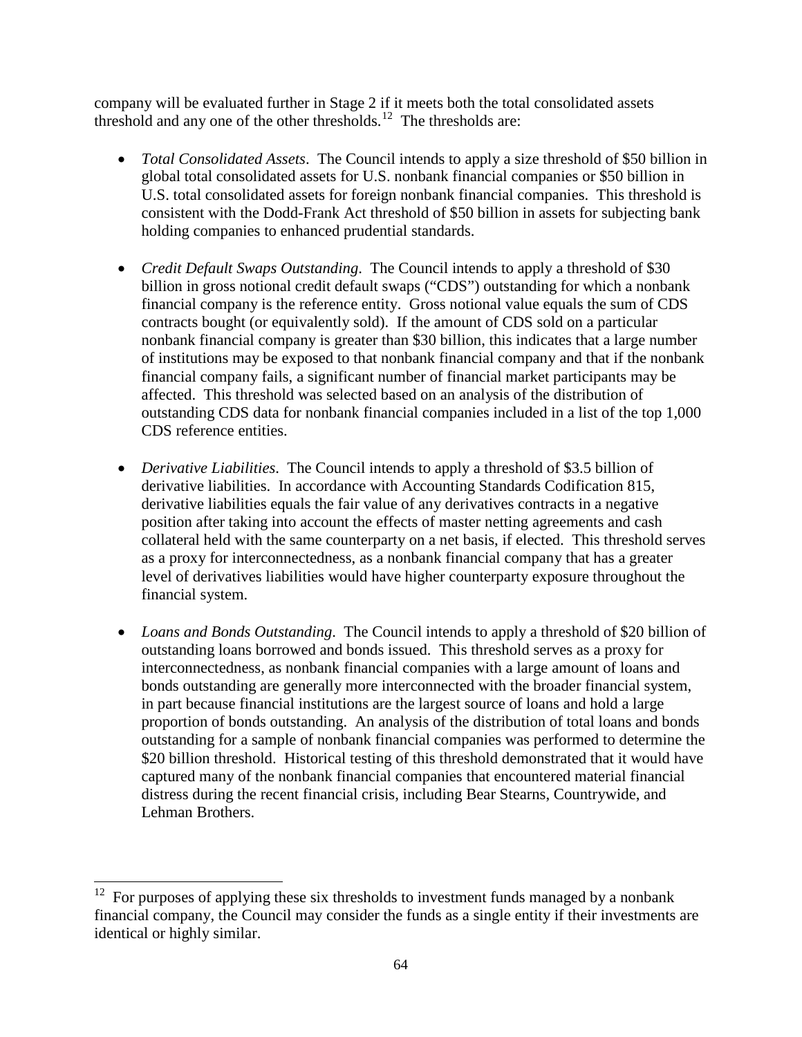company will be evaluated further in Stage 2 if it meets both the total consolidated assets threshold and any one of the other thresholds.[12] The thresholds are:

- *Total Consolidated Assets*. The Council intends to apply a size threshold of $50 billion in global total consolidated assets for U.S. nonbank financial companies or $50 billion in U.S. total consolidated assets for foreign nonbank financial companies. This threshold is consistent with the Dodd-Frank Act threshold of $50 billion in assets for subjecting bank holding companies to enhanced prudential standards.

- *Credit Default Swaps Outstanding*. The Council intends to apply a threshold of $30 billion in gross notional credit default swaps ("CDS") outstanding for which a nonbank financial company is the reference entity. Gross notional value equals the sum of CDS contracts bought (or equivalently sold). If the amount of CDS sold on a particular nonbank financial company is greater than $30 billion, this indicates that a large number of institutions may be exposed to that nonbank financial company and that if the nonbank financial company fails, a significant number of financial market participants may be affected. This threshold was selected based on an analysis of the distribution of outstanding CDS data for nonbank financial companies included in a list of the top 1,000 CDS reference entities.

- *Derivative Liabilities*. The Council intends to apply a threshold of $3.5 billion of derivative liabilities. In accordance with Accounting Standards Codification 815, derivative liabilities equals the fair value of any derivatives contracts in a negative position after taking into account the effects of master netting agreements and cash collateral held with the same counterparty on a net basis, if elected. This threshold serves as a proxy for interconnectedness, as a nonbank financial company that has a greater level of derivatives liabilities would have higher counterparty exposure throughout the financial system.

- *Loans and Bonds Outstanding*. The Council intends to apply a threshold of $20 billion of outstanding loans borrowed and bonds issued. This threshold serves as a proxy for interconnectedness, as nonbank financial companies with a large amount of loans and bonds outstanding are generally more interconnected with the broader financial system, in part because financial institutions are the largest source of loans and hold a large proportion of bonds outstanding. An analysis of the distribution of total loans and bonds outstanding for a sample of nonbank financial companies was performed to determine the $20 billion threshold. Historical testing of this threshold demonstrated that it would have captured many of the nonbank financial companies that encountered material financial distress during the recent financial crisis, including Bear Stearns, Countrywide, and Lehman Brothers.

---

[12] For purposes of applying these six thresholds to investment funds managed by a nonbank financial company, the Council may consider the funds as a single entity if their investments are identical or highly similar.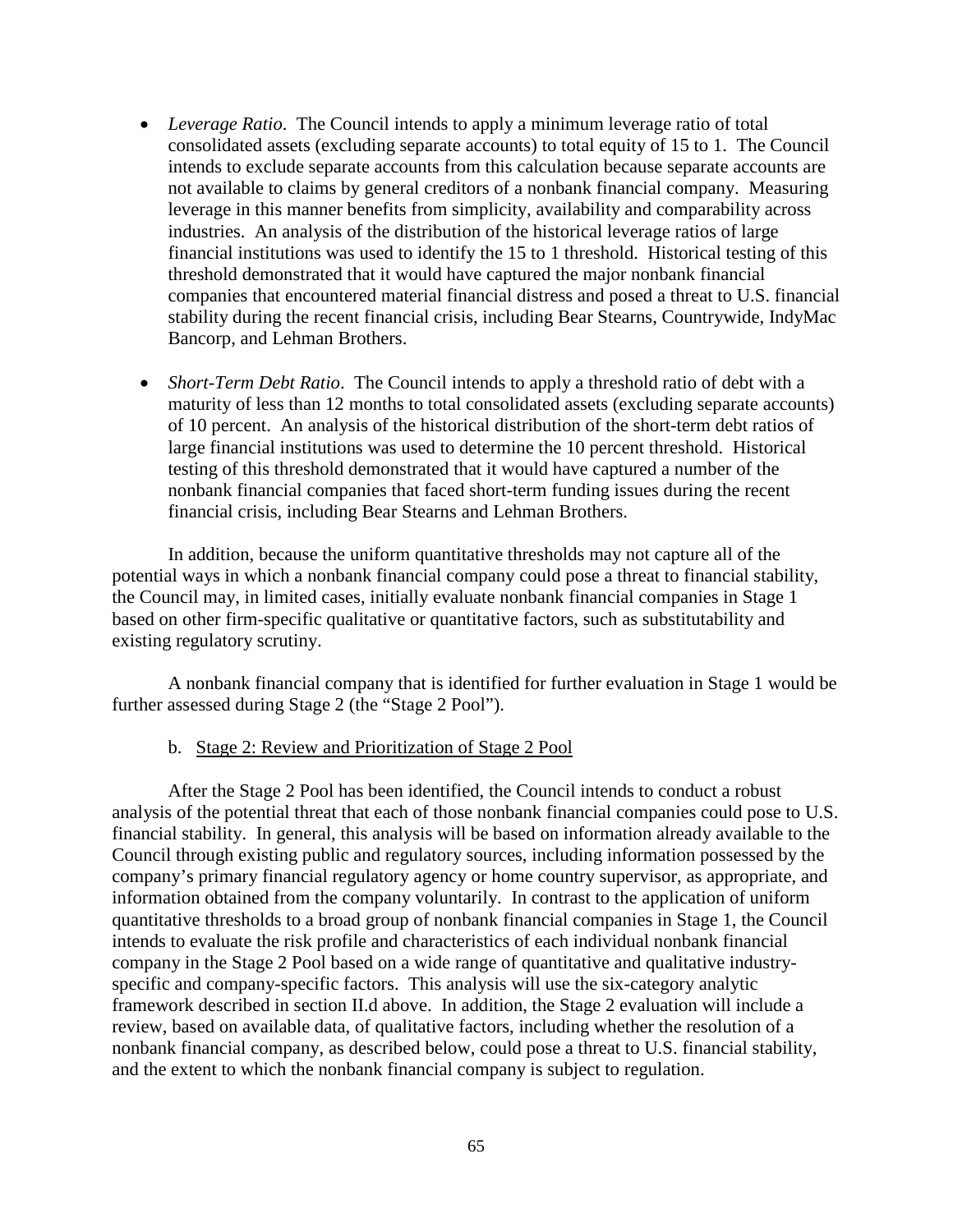- *Leverage Ratio*. The Council intends to apply a minimum leverage ratio of total consolidated assets (excluding separate accounts) to total equity of 15 to 1. The Council intends to exclude separate accounts from this calculation because separate accounts are not available to claims by general creditors of a nonbank financial company. Measuring leverage in this manner benefits from simplicity, availability and comparability across industries. An analysis of the distribution of the historical leverage ratios of large financial institutions was used to identify the 15 to 1 threshold. Historical testing of this threshold demonstrated that it would have captured the major nonbank financial companies that encountered material financial distress and posed a threat to U.S. financial stability during the recent financial crisis, including Bear Stearns, Countrywide, IndyMac Bancorp, and Lehman Brothers.

- *Short-Term Debt Ratio*. The Council intends to apply a threshold ratio of debt with a maturity of less than 12 months to total consolidated assets (excluding separate accounts) of 10 percent. An analysis of the historical distribution of the short-term debt ratios of large financial institutions was used to determine the 10 percent threshold. Historical testing of this threshold demonstrated that it would have captured a number of the nonbank financial companies that faced short-term funding issues during the recent financial crisis, including Bear Stearns and Lehman Brothers.

In addition, because the uniform quantitative thresholds may not capture all of the potential ways in which a nonbank financial company could pose a threat to financial stability, the Council may, in limited cases, initially evaluate nonbank financial companies in Stage 1 based on other firm-specific qualitative or quantitative factors, such as substitutability and existing regulatory scrutiny.

A nonbank financial company that is identified for further evaluation in Stage 1 would be further assessed during Stage 2 (the "Stage 2 Pool").

b. Stage 2: Review and Prioritization of Stage 2 Pool

After the Stage 2 Pool has been identified, the Council intends to conduct a robust analysis of the potential threat that each of those nonbank financial companies could pose to U.S. financial stability. In general, this analysis will be based on information already available to the Council through existing public and regulatory sources, including information possessed by the company's primary financial regulatory agency or home country supervisor, as appropriate, and information obtained from the company voluntarily. In contrast to the application of uniform quantitative thresholds to a broad group of nonbank financial companies in Stage 1, the Council intends to evaluate the risk profile and characteristics of each individual nonbank financial company in the Stage 2 Pool based on a wide range of quantitative and qualitative industry-specific and company-specific factors. This analysis will use the six-category analytic framework described in section II.d above. In addition, the Stage 2 evaluation will include a review, based on available data, of qualitative factors, including whether the resolution of a nonbank financial company, as described below, could pose a threat to U.S. financial stability, and the extent to which the nonbank financial company is subject to regulation.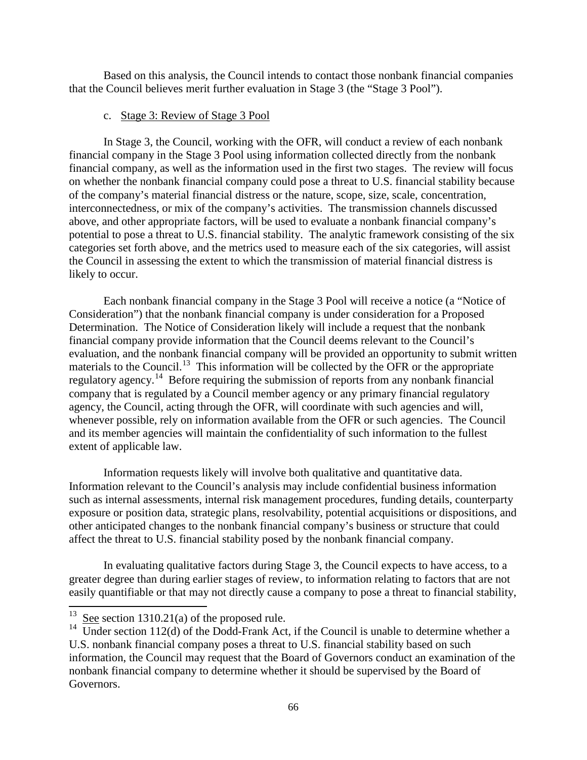Based on this analysis, the Council intends to contact those nonbank financial companies that the Council believes merit further evaluation in Stage 3 (the "Stage 3 Pool").

c. Stage 3: Review of Stage 3 Pool

In Stage 3, the Council, working with the OFR, will conduct a review of each nonbank financial company in the Stage 3 Pool using information collected directly from the nonbank financial company, as well as the information used in the first two stages. The review will focus on whether the nonbank financial company could pose a threat to U.S. financial stability because of the company's material financial distress or the nature, scope, size, scale, concentration, interconnectedness, or mix of the company's activities. The transmission channels discussed above, and other appropriate factors, will be used to evaluate a nonbank financial company's potential to pose a threat to U.S. financial stability. The analytic framework consisting of the six categories set forth above, and the metrics used to measure each of the six categories, will assist the Council in assessing the extent to which the transmission of material financial distress is likely to occur.

Each nonbank financial company in the Stage 3 Pool will receive a notice (a "Notice of Consideration") that the nonbank financial company is under consideration for a Proposed Determination. The Notice of Consideration likely will include a request that the nonbank financial company provide information that the Council deems relevant to the Council's evaluation, and the nonbank financial company will be provided an opportunity to submit written materials to the Council.[13] This information will be collected by the OFR or the appropriate regulatory agency.[14] Before requiring the submission of reports from any nonbank financial company that is regulated by a Council member agency or any primary financial regulatory agency, the Council, acting through the OFR, will coordinate with such agencies and will, whenever possible, rely on information available from the OFR or such agencies. The Council and its member agencies will maintain the confidentiality of such information to the fullest extent of applicable law.

Information requests likely will involve both qualitative and quantitative data. Information relevant to the Council's analysis may include confidential business information such as internal assessments, internal risk management procedures, funding details, counterparty exposure or position data, strategic plans, resolvability, potential acquisitions or dispositions, and other anticipated changes to the nonbank financial company's business or structure that could affect the threat to U.S. financial stability posed by the nonbank financial company.

In evaluating qualitative factors during Stage 3, the Council expects to have access, to a greater degree than during earlier stages of review, to information relating to factors that are not easily quantifiable or that may not directly cause a company to pose a threat to financial stability,

---

[13] See section 1310.21(a) of the proposed rule.

[14] Under section 112(d) of the Dodd-Frank Act, if the Council is unable to determine whether a U.S. nonbank financial company poses a threat to U.S. financial stability based on such information, the Council may request that the Board of Governors conduct an examination of the nonbank financial company to determine whether it should be supervised by the Board of Governors.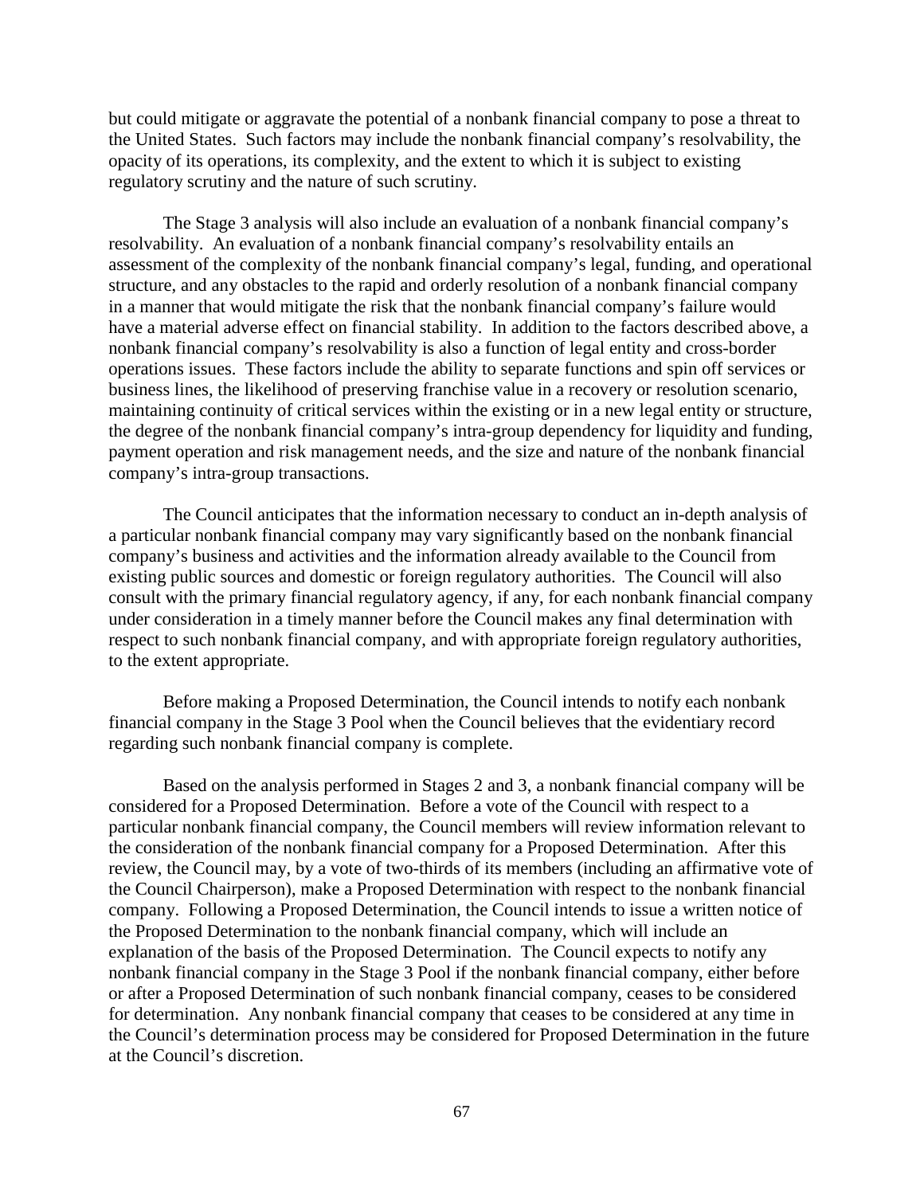but could mitigate or aggravate the potential of a nonbank financial company to pose a threat to the United States. Such factors may include the nonbank financial company's resolvability, the opacity of its operations, its complexity, and the extent to which it is subject to existing regulatory scrutiny and the nature of such scrutiny.

The Stage 3 analysis will also include an evaluation of a nonbank financial company's resolvability. An evaluation of a nonbank financial company's resolvability entails an assessment of the complexity of the nonbank financial company's legal, funding, and operational structure, and any obstacles to the rapid and orderly resolution of a nonbank financial company in a manner that would mitigate the risk that the nonbank financial company's failure would have a material adverse effect on financial stability. In addition to the factors described above, a nonbank financial company's resolvability is also a function of legal entity and cross-border operations issues. These factors include the ability to separate functions and spin off services or business lines, the likelihood of preserving franchise value in a recovery or resolution scenario, maintaining continuity of critical services within the existing or in a new legal entity or structure, the degree of the nonbank financial company's intra-group dependency for liquidity and funding, payment operation and risk management needs, and the size and nature of the nonbank financial company's intra-group transactions.

The Council anticipates that the information necessary to conduct an in-depth analysis of a particular nonbank financial company may vary significantly based on the nonbank financial company's business and activities and the information already available to the Council from existing public sources and domestic or foreign regulatory authorities. The Council will also consult with the primary financial regulatory agency, if any, for each nonbank financial company under consideration in a timely manner before the Council makes any final determination with respect to such nonbank financial company, and with appropriate foreign regulatory authorities, to the extent appropriate.

Before making a Proposed Determination, the Council intends to notify each nonbank financial company in the Stage 3 Pool when the Council believes that the evidentiary record regarding such nonbank financial company is complete.

Based on the analysis performed in Stages 2 and 3, a nonbank financial company will be considered for a Proposed Determination. Before a vote of the Council with respect to a particular nonbank financial company, the Council members will review information relevant to the consideration of the nonbank financial company for a Proposed Determination. After this review, the Council may, by a vote of two-thirds of its members (including an affirmative vote of the Council Chairperson), make a Proposed Determination with respect to the nonbank financial company. Following a Proposed Determination, the Council intends to issue a written notice of the Proposed Determination to the nonbank financial company, which will include an explanation of the basis of the Proposed Determination. The Council expects to notify any nonbank financial company in the Stage 3 Pool if the nonbank financial company, either before or after a Proposed Determination of such nonbank financial company, ceases to be considered for determination. Any nonbank financial company that ceases to be considered at any time in the Council's determination process may be considered for Proposed Determination in the future at the Council's discretion.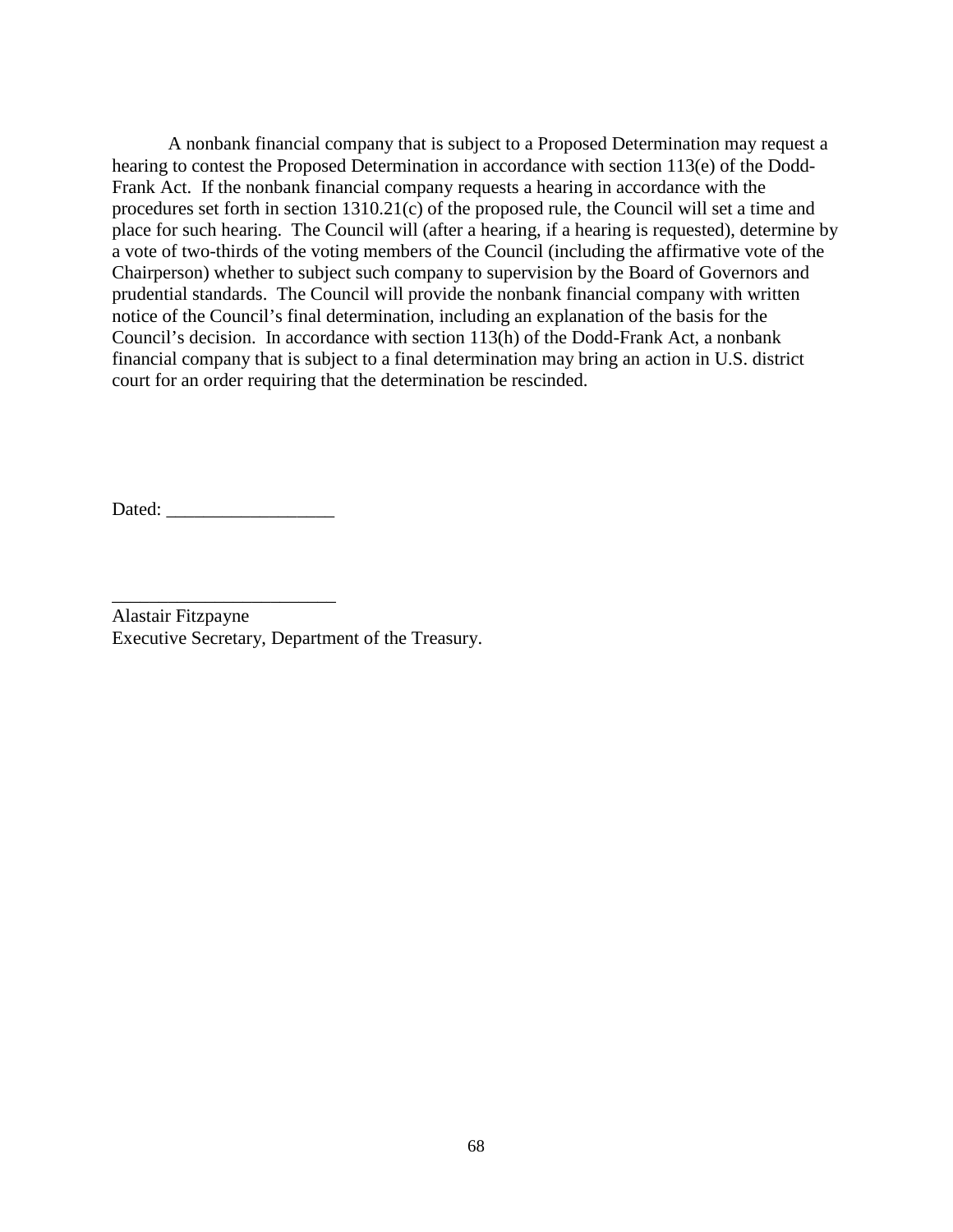A nonbank financial company that is subject to a Proposed Determination may request a hearing to contest the Proposed Determination in accordance with section 113(e) of the Dodd-Frank Act. If the nonbank financial company requests a hearing in accordance with the procedures set forth in section 1310.21(c) of the proposed rule, the Council will set a time and place for such hearing. The Council will (after a hearing, if a hearing is requested), determine by a vote of two-thirds of the voting members of the Council (including the affirmative vote of the Chairperson) whether to subject such company to supervision by the Board of Governors and prudential standards. The Council will provide the nonbank financial company with written notice of the Council's final determination, including an explanation of the basis for the Council's decision. In accordance with section 113(h) of the Dodd-Frank Act, a nonbank financial company that is subject to a final determination may bring an action in U.S. district court for an order requiring that the determination be rescinded.

Dated: __________________

________________________

Alastair Fitzpayne

Executive Secretary, Department of the Treasury.